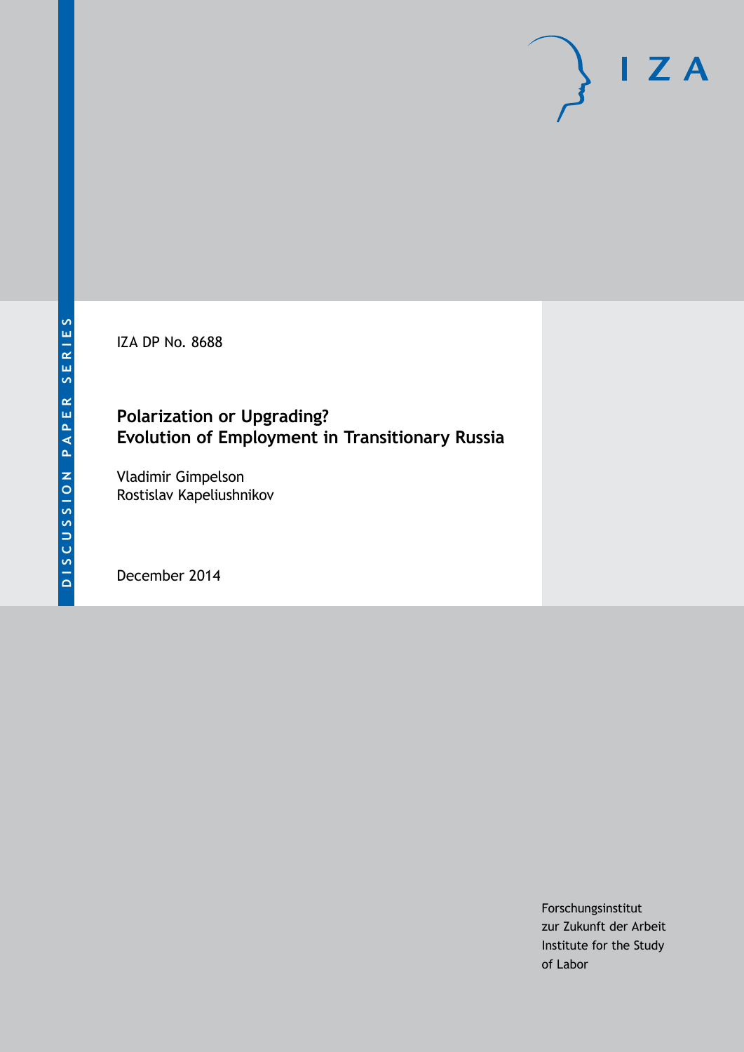DISCUSSION PAPER SERIES

IZA

IZA DP No. 8688

# Polarization or Upgrading? Evolution of Employment in Transitionary Russia

Vladimir Gimpelson
Rostislav Kapeliushnikov

December 2014

Forschungsinstitut
zur Zukunft der Arbeit
Institute for the Study
of Labor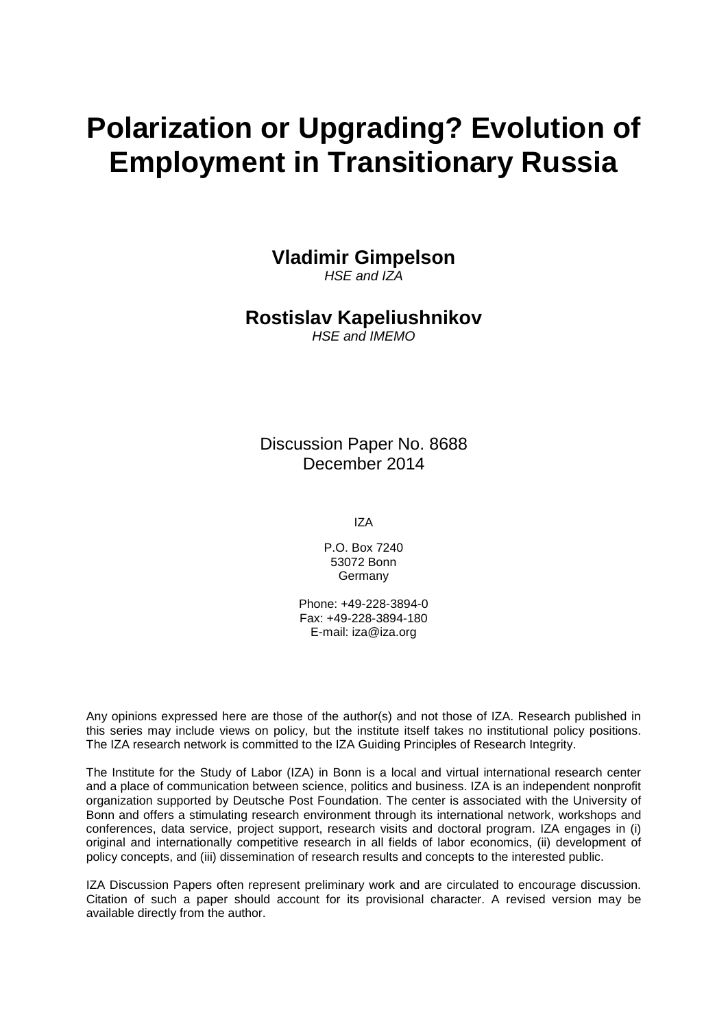# Polarization or Upgrading? Evolution of Employment in Transitionary Russia

**Vladimir Gimpelson**
*HSE and IZA*

**Rostislav Kapeliushnikov**
*HSE and IMEMO*

Discussion Paper No. 8688
December 2014

IZA

P.O. Box 7240
53072 Bonn
Germany

Phone: +49-228-3894-0
Fax: +49-228-3894-180
E-mail: iza@iza.org

Any opinions expressed here are those of the author(s) and not those of IZA. Research published in this series may include views on policy, but the institute itself takes no institutional policy positions. The IZA research network is committed to the IZA Guiding Principles of Research Integrity.

The Institute for the Study of Labor (IZA) in Bonn is a local and virtual international research center and a place of communication between science, politics and business. IZA is an independent nonprofit organization supported by Deutsche Post Foundation. The center is associated with the University of Bonn and offers a stimulating research environment through its international network, workshops and conferences, data service, project support, research visits and doctoral program. IZA engages in (i) original and internationally competitive research in all fields of labor economics, (ii) development of policy concepts, and (iii) dissemination of research results and concepts to the interested public.

IZA Discussion Papers often represent preliminary work and are circulated to encourage discussion. Citation of such a paper should account for its provisional character. A revised version may be available directly from the author.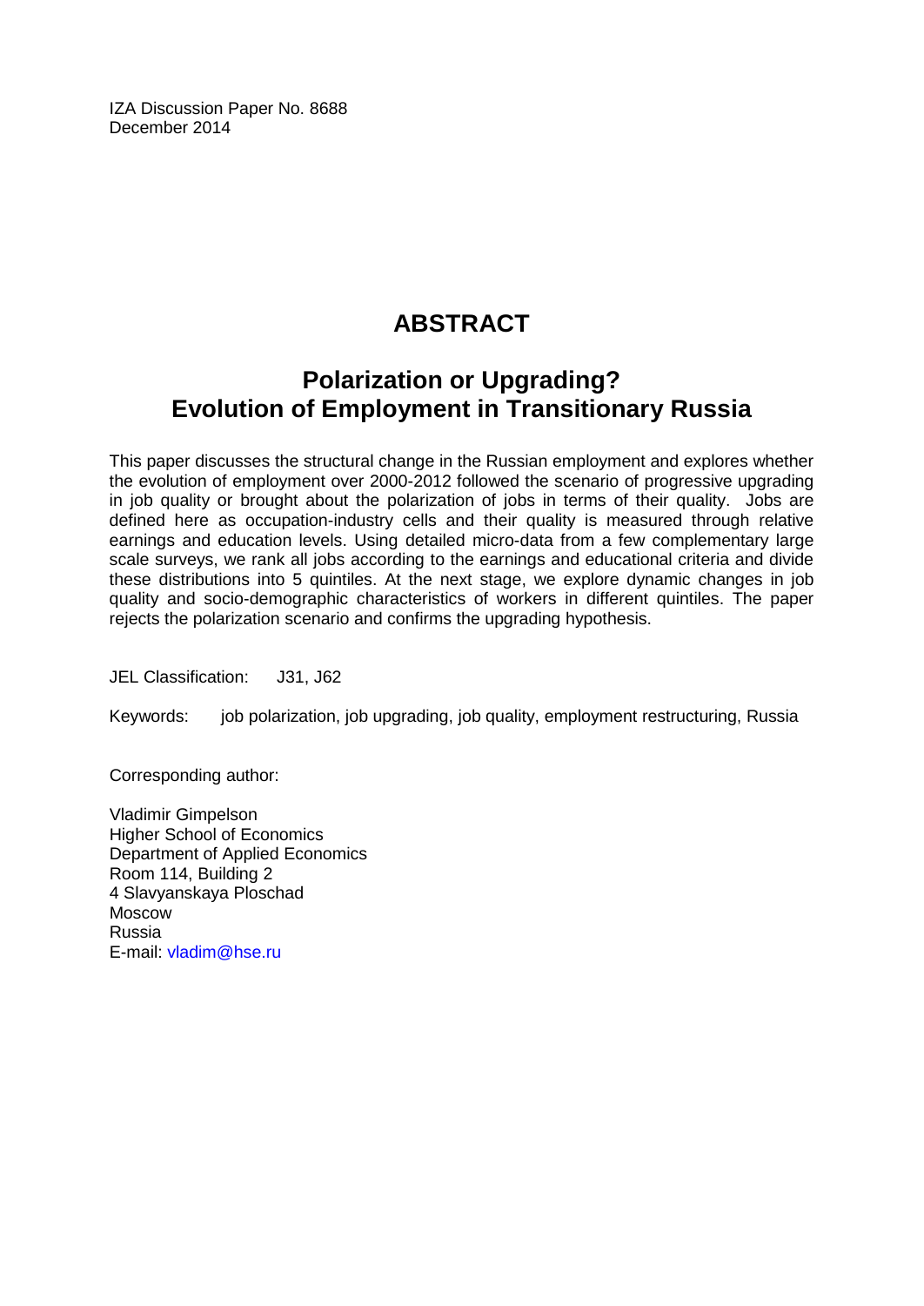IZA Discussion Paper No. 8688
December 2014

# ABSTRACT

## Polarization or Upgrading? Evolution of Employment in Transitionary Russia

This paper discusses the structural change in the Russian employment and explores whether the evolution of employment over 2000-2012 followed the scenario of progressive upgrading in job quality or brought about the polarization of jobs in terms of their quality. Jobs are defined here as occupation-industry cells and their quality is measured through relative earnings and education levels. Using detailed micro-data from a few complementary large scale surveys, we rank all jobs according to the earnings and educational criteria and divide these distributions into 5 quintiles. At the next stage, we explore dynamic changes in job quality and socio-demographic characteristics of workers in different quintiles. The paper rejects the polarization scenario and confirms the upgrading hypothesis.

JEL Classification: J31, J62

Keywords: job polarization, job upgrading, job quality, employment restructuring, Russia

Corresponding author:

Vladimir Gimpelson
Higher School of Economics
Department of Applied Economics
Room 114, Building 2
4 Slavyanskaya Ploschad
Moscow
Russia
E-mail: vladim@hse.ru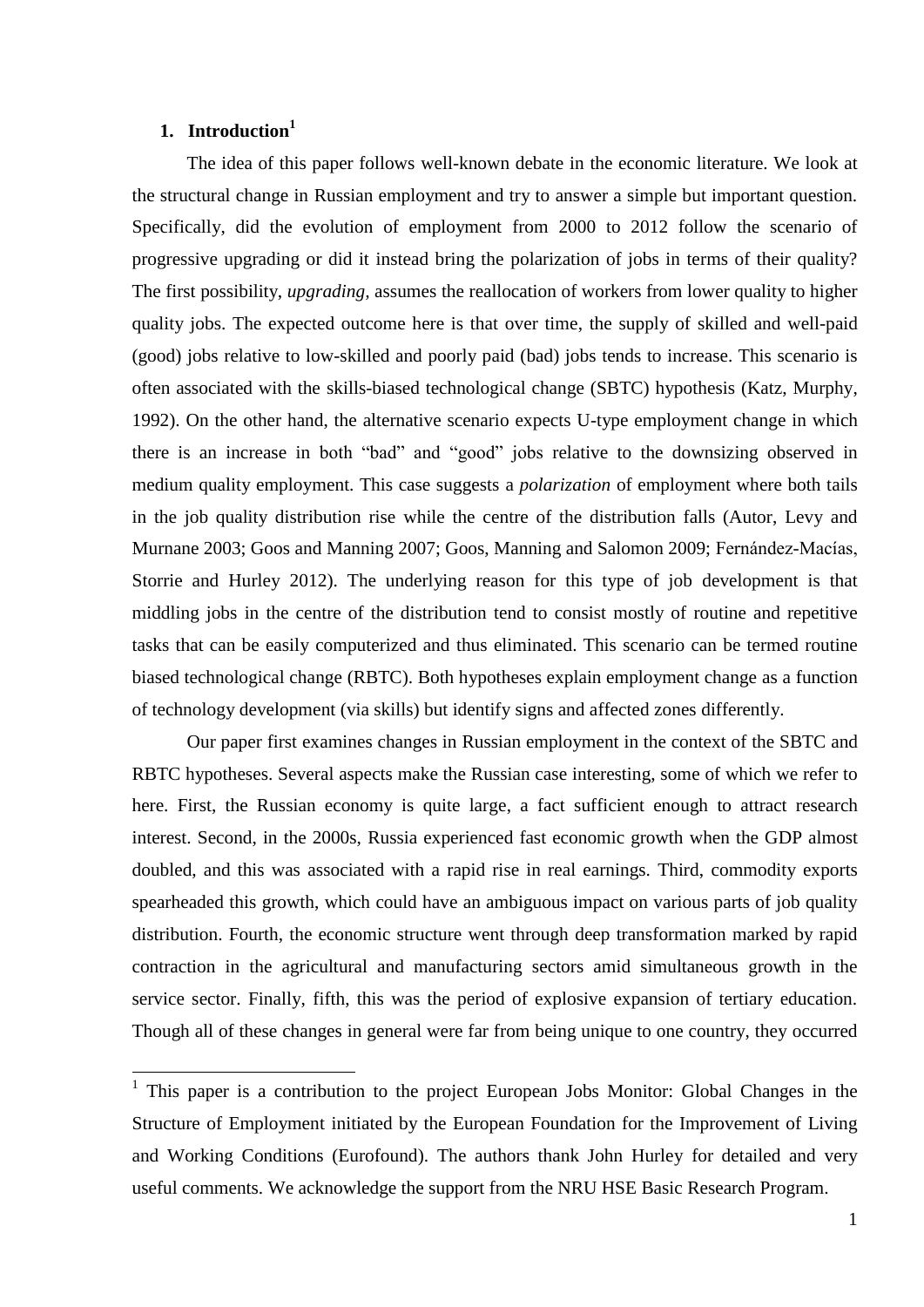# 1. Introduction[1]

The idea of this paper follows well-known debate in the economic literature. We look at the structural change in Russian employment and try to answer a simple but important question. Specifically, did the evolution of employment from 2000 to 2012 follow the scenario of progressive upgrading or did it instead bring the polarization of jobs in terms of their quality? The first possibility, *upgrading*, assumes the reallocation of workers from lower quality to higher quality jobs. The expected outcome here is that over time, the supply of skilled and well-paid (good) jobs relative to low-skilled and poorly paid (bad) jobs tends to increase. This scenario is often associated with the skills-biased technological change (SBTC) hypothesis (Katz, Murphy, 1992). On the other hand, the alternative scenario expects U-type employment change in which there is an increase in both "bad" and "good" jobs relative to the downsizing observed in medium quality employment. This case suggests a *polarization* of employment where both tails in the job quality distribution rise while the centre of the distribution falls (Autor, Levy and Murnane 2003; Goos and Manning 2007; Goos, Manning and Salomon 2009; Fernández-Macías, Storrie and Hurley 2012). The underlying reason for this type of job development is that middling jobs in the centre of the distribution tend to consist mostly of routine and repetitive tasks that can be easily computerized and thus eliminated. This scenario can be termed routine biased technological change (RBTC). Both hypotheses explain employment change as a function of technology development (via skills) but identify signs and affected zones differently.

Our paper first examines changes in Russian employment in the context of the SBTC and RBTC hypotheses. Several aspects make the Russian case interesting, some of which we refer to here. First, the Russian economy is quite large, a fact sufficient enough to attract research interest. Second, in the 2000s, Russia experienced fast economic growth when the GDP almost doubled, and this was associated with a rapid rise in real earnings. Third, commodity exports spearheaded this growth, which could have an ambiguous impact on various parts of job quality distribution. Fourth, the economic structure went through deep transformation marked by rapid contraction in the agricultural and manufacturing sectors amid simultaneous growth in the service sector. Finally, fifth, this was the period of explosive expansion of tertiary education. Though all of these changes in general were far from being unique to one country, they occurred

[1] This paper is a contribution to the project European Jobs Monitor: Global Changes in the Structure of Employment initiated by the European Foundation for the Improvement of Living and Working Conditions (Eurofound). The authors thank John Hurley for detailed and very useful comments. We acknowledge the support from the NRU HSE Basic Research Program.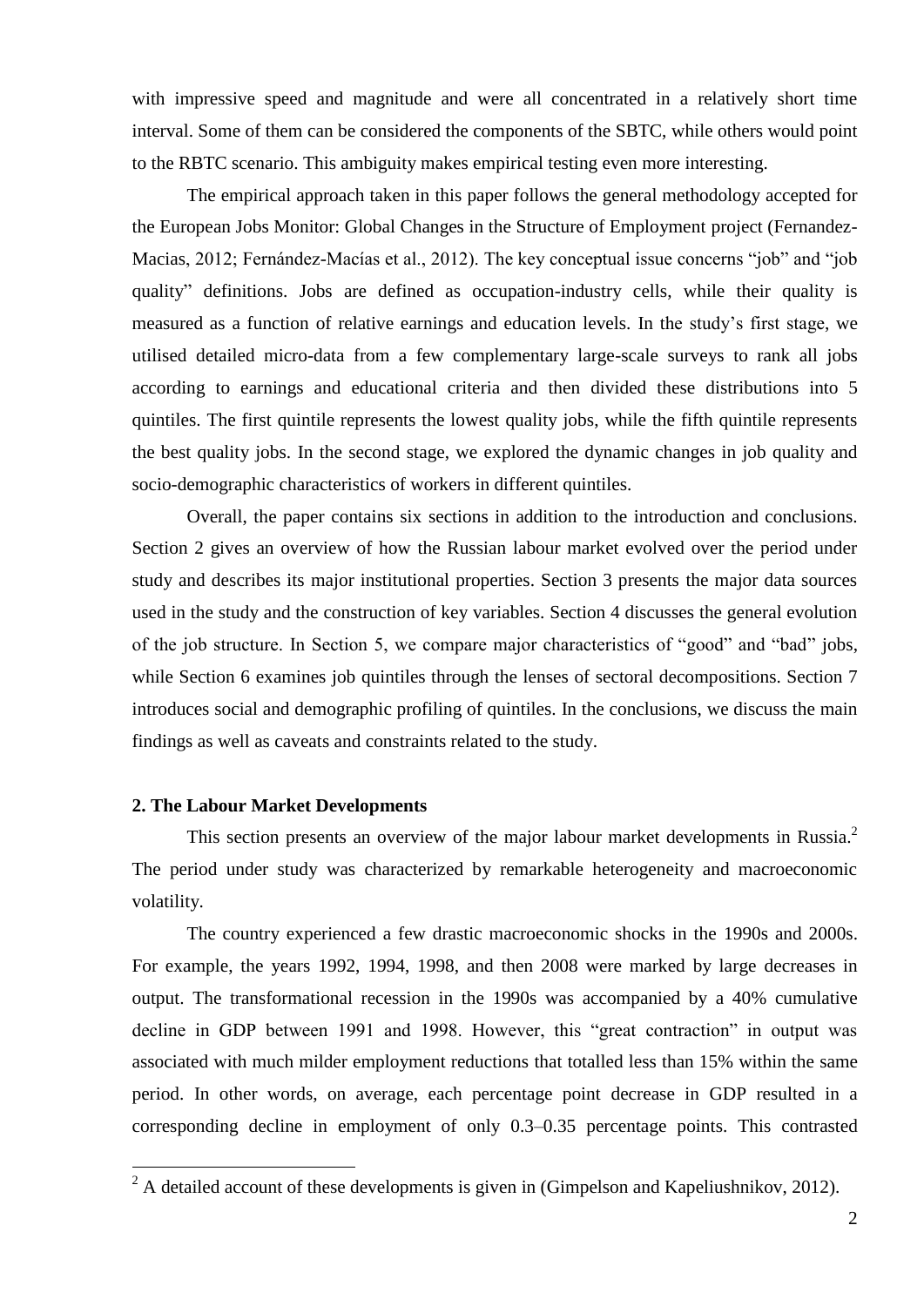with impressive speed and magnitude and were all concentrated in a relatively short time interval. Some of them can be considered the components of the SBTC, while others would point to the RBTC scenario. This ambiguity makes empirical testing even more interesting.

The empirical approach taken in this paper follows the general methodology accepted for the European Jobs Monitor: Global Changes in the Structure of Employment project (Fernandez-Macias, 2012; Fernández-Macías et al., 2012). The key conceptual issue concerns "job" and "job quality" definitions. Jobs are defined as occupation-industry cells, while their quality is measured as a function of relative earnings and education levels. In the study's first stage, we utilised detailed micro-data from a few complementary large-scale surveys to rank all jobs according to earnings and educational criteria and then divided these distributions into 5 quintiles. The first quintile represents the lowest quality jobs, while the fifth quintile represents the best quality jobs. In the second stage, we explored the dynamic changes in job quality and socio-demographic characteristics of workers in different quintiles.

Overall, the paper contains six sections in addition to the introduction and conclusions. Section 2 gives an overview of how the Russian labour market evolved over the period under study and describes its major institutional properties. Section 3 presents the major data sources used in the study and the construction of key variables. Section 4 discusses the general evolution of the job structure. In Section 5, we compare major characteristics of "good" and "bad" jobs, while Section 6 examines job quintiles through the lenses of sectoral decompositions. Section 7 introduces social and demographic profiling of quintiles. In the conclusions, we discuss the main findings as well as caveats and constraints related to the study.

## 2. The Labour Market Developments

This section presents an overview of the major labour market developments in Russia.[2] The period under study was characterized by remarkable heterogeneity and macroeconomic volatility.

The country experienced a few drastic macroeconomic shocks in the 1990s and 2000s. For example, the years 1992, 1994, 1998, and then 2008 were marked by large decreases in output. The transformational recession in the 1990s was accompanied by a 40% cumulative decline in GDP between 1991 and 1998. However, this "great contraction" in output was associated with much milder employment reductions that totalled less than 15% within the same period. In other words, on average, each percentage point decrease in GDP resulted in a corresponding decline in employment of only 0.3–0.35 percentage points. This contrasted

[2] A detailed account of these developments is given in (Gimpelson and Kapeliushnikov, 2012).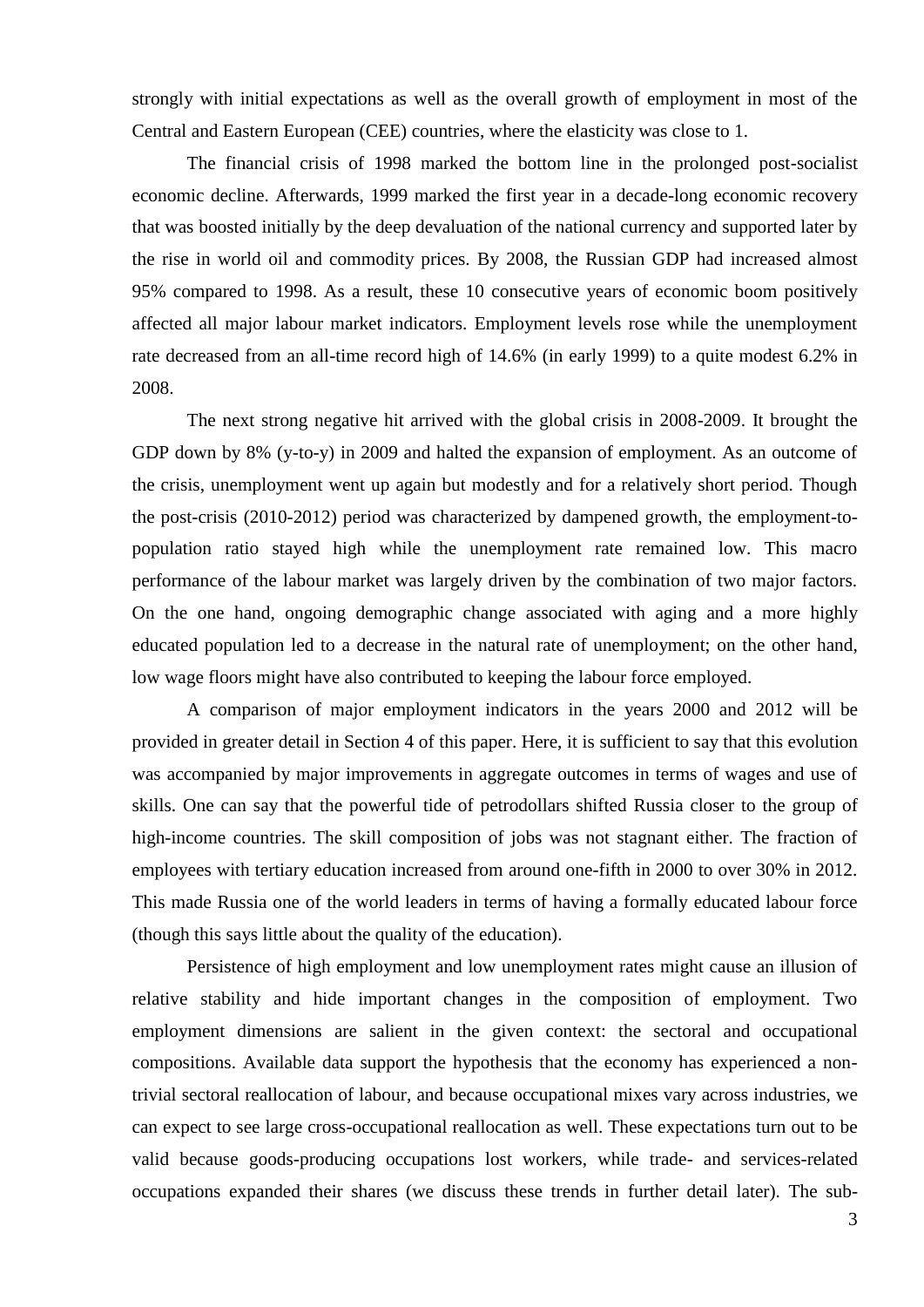strongly with initial expectations as well as the overall growth of employment in most of the Central and Eastern European (CEE) countries, where the elasticity was close to 1.

The financial crisis of 1998 marked the bottom line in the prolonged post-socialist economic decline. Afterwards, 1999 marked the first year in a decade-long economic recovery that was boosted initially by the deep devaluation of the national currency and supported later by the rise in world oil and commodity prices. By 2008, the Russian GDP had increased almost 95% compared to 1998. As a result, these 10 consecutive years of economic boom positively affected all major labour market indicators. Employment levels rose while the unemployment rate decreased from an all-time record high of 14.6% (in early 1999) to a quite modest 6.2% in 2008.

The next strong negative hit arrived with the global crisis in 2008-2009. It brought the GDP down by 8% (y-to-y) in 2009 and halted the expansion of employment. As an outcome of the crisis, unemployment went up again but modestly and for a relatively short period. Though the post-crisis (2010-2012) period was characterized by dampened growth, the employment-to-population ratio stayed high while the unemployment rate remained low. This macro performance of the labour market was largely driven by the combination of two major factors. On the one hand, ongoing demographic change associated with aging and a more highly educated population led to a decrease in the natural rate of unemployment; on the other hand, low wage floors might have also contributed to keeping the labour force employed.

A comparison of major employment indicators in the years 2000 and 2012 will be provided in greater detail in Section 4 of this paper. Here, it is sufficient to say that this evolution was accompanied by major improvements in aggregate outcomes in terms of wages and use of skills. One can say that the powerful tide of petrodollars shifted Russia closer to the group of high-income countries. The skill composition of jobs was not stagnant either. The fraction of employees with tertiary education increased from around one-fifth in 2000 to over 30% in 2012. This made Russia one of the world leaders in terms of having a formally educated labour force (though this says little about the quality of the education).

Persistence of high employment and low unemployment rates might cause an illusion of relative stability and hide important changes in the composition of employment. Two employment dimensions are salient in the given context: the sectoral and occupational compositions. Available data support the hypothesis that the economy has experienced a non-trivial sectoral reallocation of labour, and because occupational mixes vary across industries, we can expect to see large cross-occupational reallocation as well. These expectations turn out to be valid because goods-producing occupations lost workers, while trade- and services-related occupations expanded their shares (we discuss these trends in further detail later). The sub-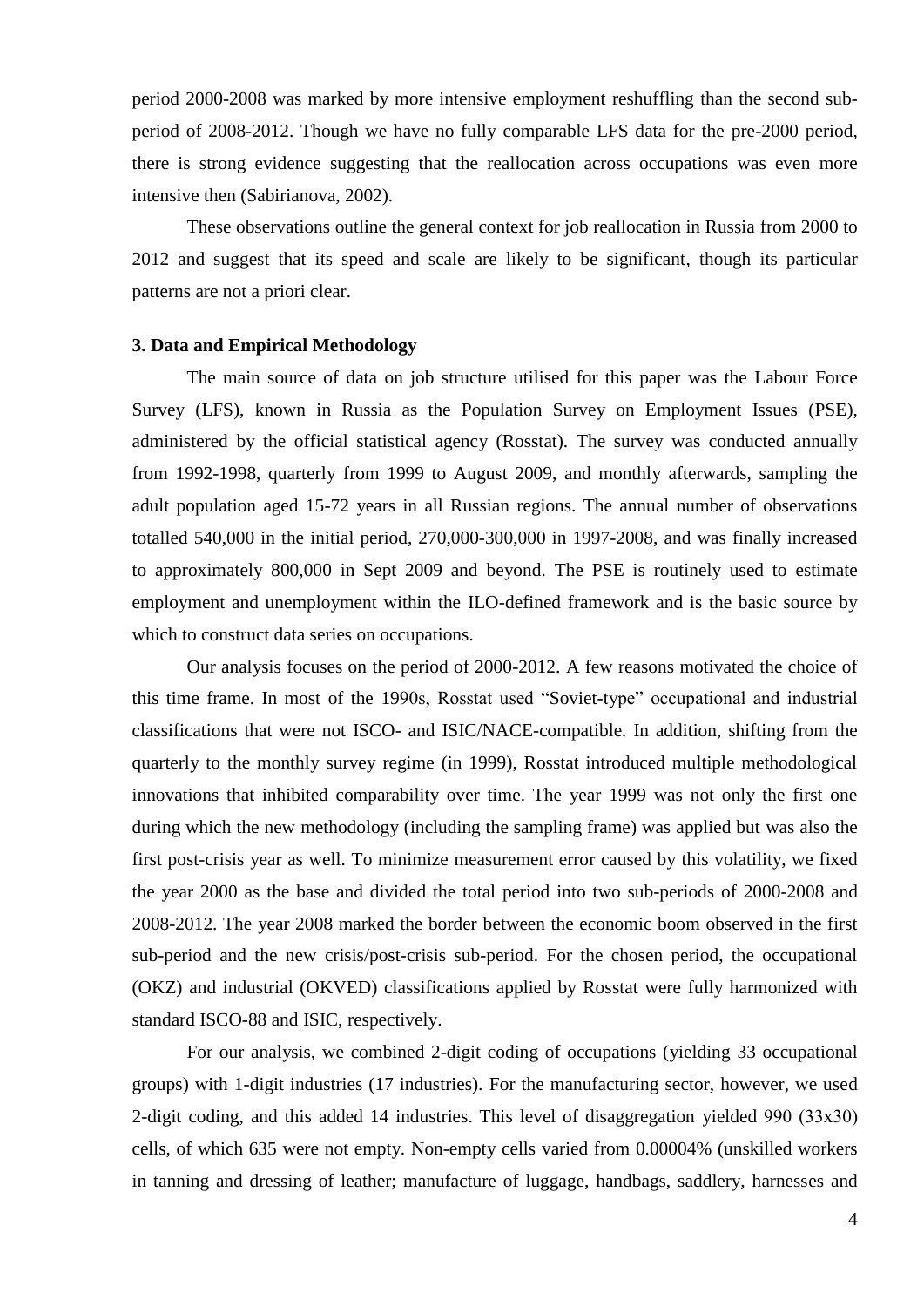period 2000-2008 was marked by more intensive employment reshuffling than the second sub-period of 2008-2012. Though we have no fully comparable LFS data for the pre-2000 period, there is strong evidence suggesting that the reallocation across occupations was even more intensive then (Sabirianova, 2002).

These observations outline the general context for job reallocation in Russia from 2000 to 2012 and suggest that its speed and scale are likely to be significant, though its particular patterns are not a priori clear.

### 3. Data and Empirical Methodology

The main source of data on job structure utilised for this paper was the Labour Force Survey (LFS), known in Russia as the Population Survey on Employment Issues (PSE), administered by the official statistical agency (Rosstat). The survey was conducted annually from 1992-1998, quarterly from 1999 to August 2009, and monthly afterwards, sampling the adult population aged 15-72 years in all Russian regions. The annual number of observations totalled 540,000 in the initial period, 270,000-300,000 in 1997-2008, and was finally increased to approximately 800,000 in Sept 2009 and beyond. The PSE is routinely used to estimate employment and unemployment within the ILO-defined framework and is the basic source by which to construct data series on occupations.

Our analysis focuses on the period of 2000-2012. A few reasons motivated the choice of this time frame. In most of the 1990s, Rosstat used "Soviet-type" occupational and industrial classifications that were not ISCO- and ISIC/NACE-compatible. In addition, shifting from the quarterly to the monthly survey regime (in 1999), Rosstat introduced multiple methodological innovations that inhibited comparability over time. The year 1999 was not only the first one during which the new methodology (including the sampling frame) was applied but was also the first post-crisis year as well. To minimize measurement error caused by this volatility, we fixed the year 2000 as the base and divided the total period into two sub-periods of 2000-2008 and 2008-2012. The year 2008 marked the border between the economic boom observed in the first sub-period and the new crisis/post-crisis sub-period. For the chosen period, the occupational (OKZ) and industrial (OKVED) classifications applied by Rosstat were fully harmonized with standard ISCO-88 and ISIC, respectively.

For our analysis, we combined 2-digit coding of occupations (yielding 33 occupational groups) with 1-digit industries (17 industries). For the manufacturing sector, however, we used 2-digit coding, and this added 14 industries. This level of disaggregation yielded 990 (33x30) cells, of which 635 were not empty. Non-empty cells varied from 0.00004% (unskilled workers in tanning and dressing of leather; manufacture of luggage, handbags, saddlery, harnesses and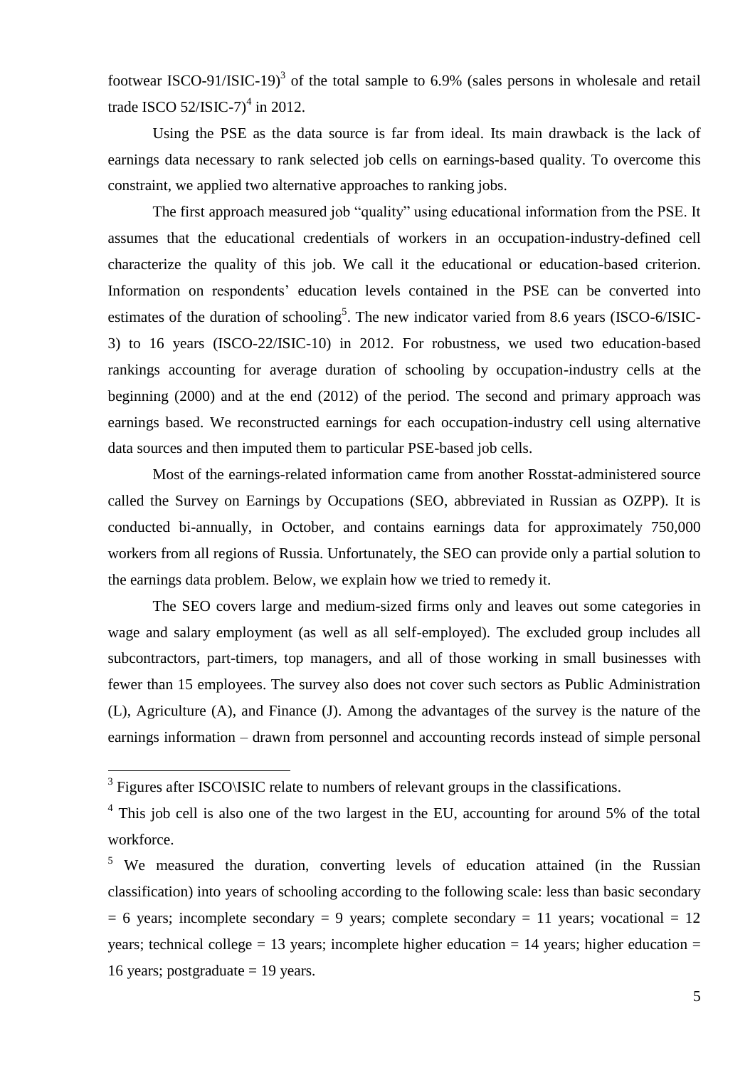footwear ISCO-91/ISIC-19)[3] of the total sample to 6.9% (sales persons in wholesale and retail trade ISCO 52/ISIC-7)[4] in 2012.

Using the PSE as the data source is far from ideal. Its main drawback is the lack of earnings data necessary to rank selected job cells on earnings-based quality. To overcome this constraint, we applied two alternative approaches to ranking jobs.

The first approach measured job "quality" using educational information from the PSE. It assumes that the educational credentials of workers in an occupation-industry-defined cell characterize the quality of this job. We call it the educational or education-based criterion. Information on respondents' education levels contained in the PSE can be converted into estimates of the duration of schooling[5]. The new indicator varied from 8.6 years (ISCO-6/ISIC-3) to 16 years (ISCO-22/ISIC-10) in 2012. For robustness, we used two education-based rankings accounting for average duration of schooling by occupation-industry cells at the beginning (2000) and at the end (2012) of the period. The second and primary approach was earnings based. We reconstructed earnings for each occupation-industry cell using alternative data sources and then imputed them to particular PSE-based job cells.

Most of the earnings-related information came from another Rosstat-administered source called the Survey on Earnings by Occupations (SEO, abbreviated in Russian as OZPP). It is conducted bi-annually, in October, and contains earnings data for approximately 750,000 workers from all regions of Russia. Unfortunately, the SEO can provide only a partial solution to the earnings data problem. Below, we explain how we tried to remedy it.

The SEO covers large and medium-sized firms only and leaves out some categories in wage and salary employment (as well as all self-employed). The excluded group includes all subcontractors, part-timers, top managers, and all of those working in small businesses with fewer than 15 employees. The survey also does not cover such sectors as Public Administration (L), Agriculture (A), and Finance (J). Among the advantages of the survey is the nature of the earnings information – drawn from personnel and accounting records instead of simple personal

---

[3] Figures after ISCO\ISIC relate to numbers of relevant groups in the classifications.

[4] This job cell is also one of the two largest in the EU, accounting for around 5% of the total workforce.

[5] We measured the duration, converting levels of education attained (in the Russian classification) into years of schooling according to the following scale: less than basic secondary = 6 years; incomplete secondary = 9 years; complete secondary = 11 years; vocational = 12 years; technical college = 13 years; incomplete higher education = 14 years; higher education = 16 years; postgraduate = 19 years.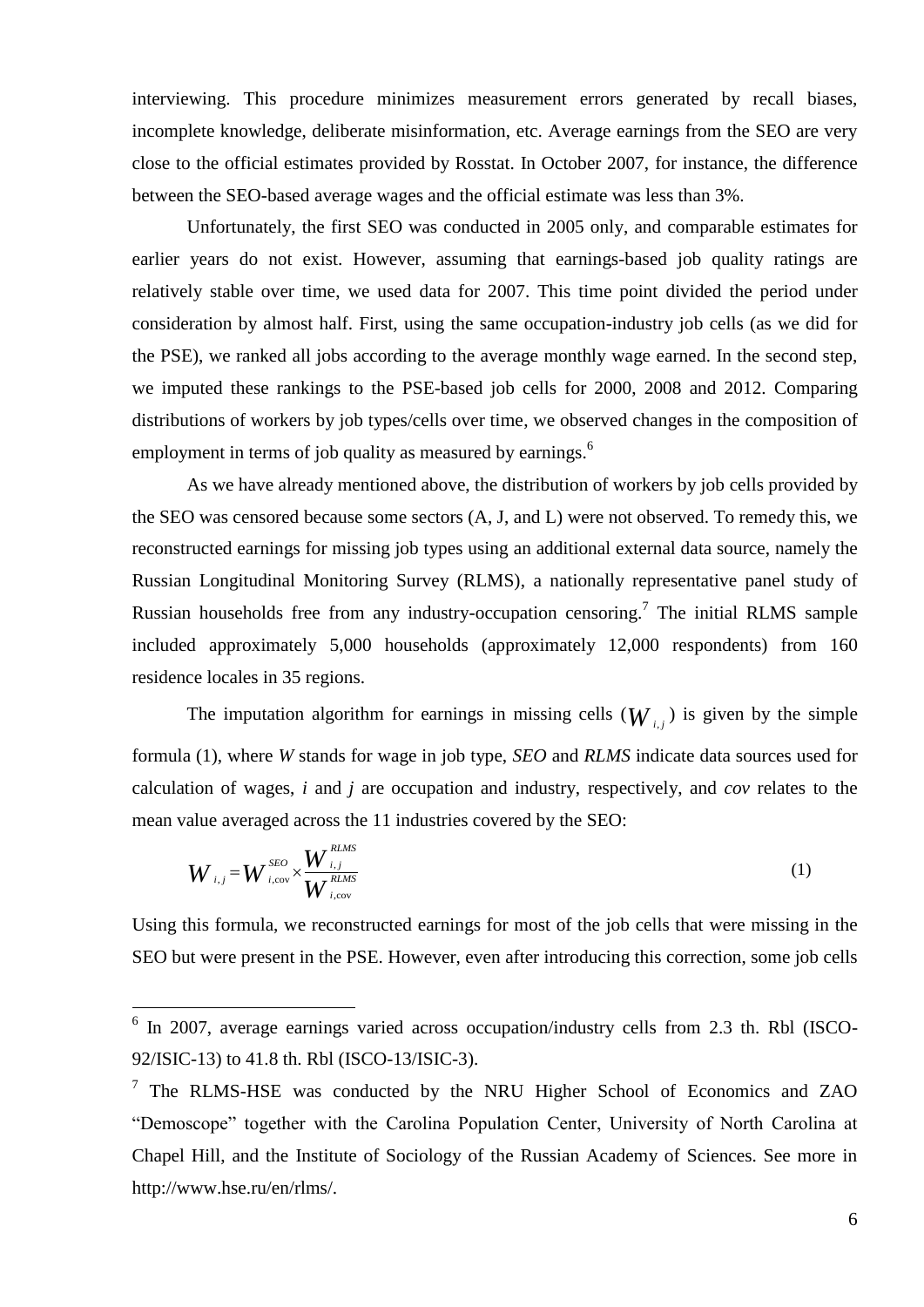interviewing. This procedure minimizes measurement errors generated by recall biases, incomplete knowledge, deliberate misinformation, etc. Average earnings from the SEO are very close to the official estimates provided by Rosstat. In October 2007, for instance, the difference between the SEO-based average wages and the official estimate was less than 3%.

Unfortunately, the first SEO was conducted in 2005 only, and comparable estimates for earlier years do not exist. However, assuming that earnings-based job quality ratings are relatively stable over time, we used data for 2007. This time point divided the period under consideration by almost half. First, using the same occupation-industry job cells (as we did for the PSE), we ranked all jobs according to the average monthly wage earned. In the second step, we imputed these rankings to the PSE-based job cells for 2000, 2008 and 2012. Comparing distributions of workers by job types/cells over time, we observed changes in the composition of employment in terms of job quality as measured by earnings.[6]

As we have already mentioned above, the distribution of workers by job cells provided by the SEO was censored because some sectors (A, J, and L) were not observed. To remedy this, we reconstructed earnings for missing job types using an additional external data source, namely the Russian Longitudinal Monitoring Survey (RLMS), a nationally representative panel study of Russian households free from any industry-occupation censoring.[7] The initial RLMS sample included approximately 5,000 households (approximately 12,000 respondents) from 160 residence locales in 35 regions.

The imputation algorithm for earnings in missing cells ($W_{i,j}$) is given by the simple formula (1), where *W* stands for wage in job type, *SEO* and *RLMS* indicate data sources used for calculation of wages, *i* and *j* are occupation and industry, respectively, and *cov* relates to the mean value averaged across the 11 industries covered by the SEO:

$$W_{i,j} = W_{i,\text{cov}}^{SEO} \times \frac{W_{i,j}^{RLMS}}{W_{i,\text{cov}}^{RLMS}} \tag{1}$$

Using this formula, we reconstructed earnings for most of the job cells that were missing in the SEO but were present in the PSE. However, even after introducing this correction, some job cells

---

[6] In 2007, average earnings varied across occupation/industry cells from 2.3 th. Rbl (ISCO-92/ISIC-13) to 41.8 th. Rbl (ISCO-13/ISIC-3).

[7] The RLMS-HSE was conducted by the NRU Higher School of Economics and ZAO "Demoscope" together with the Carolina Population Center, University of North Carolina at Chapel Hill, and the Institute of Sociology of the Russian Academy of Sciences. See more in http://www.hse.ru/en/rlms/.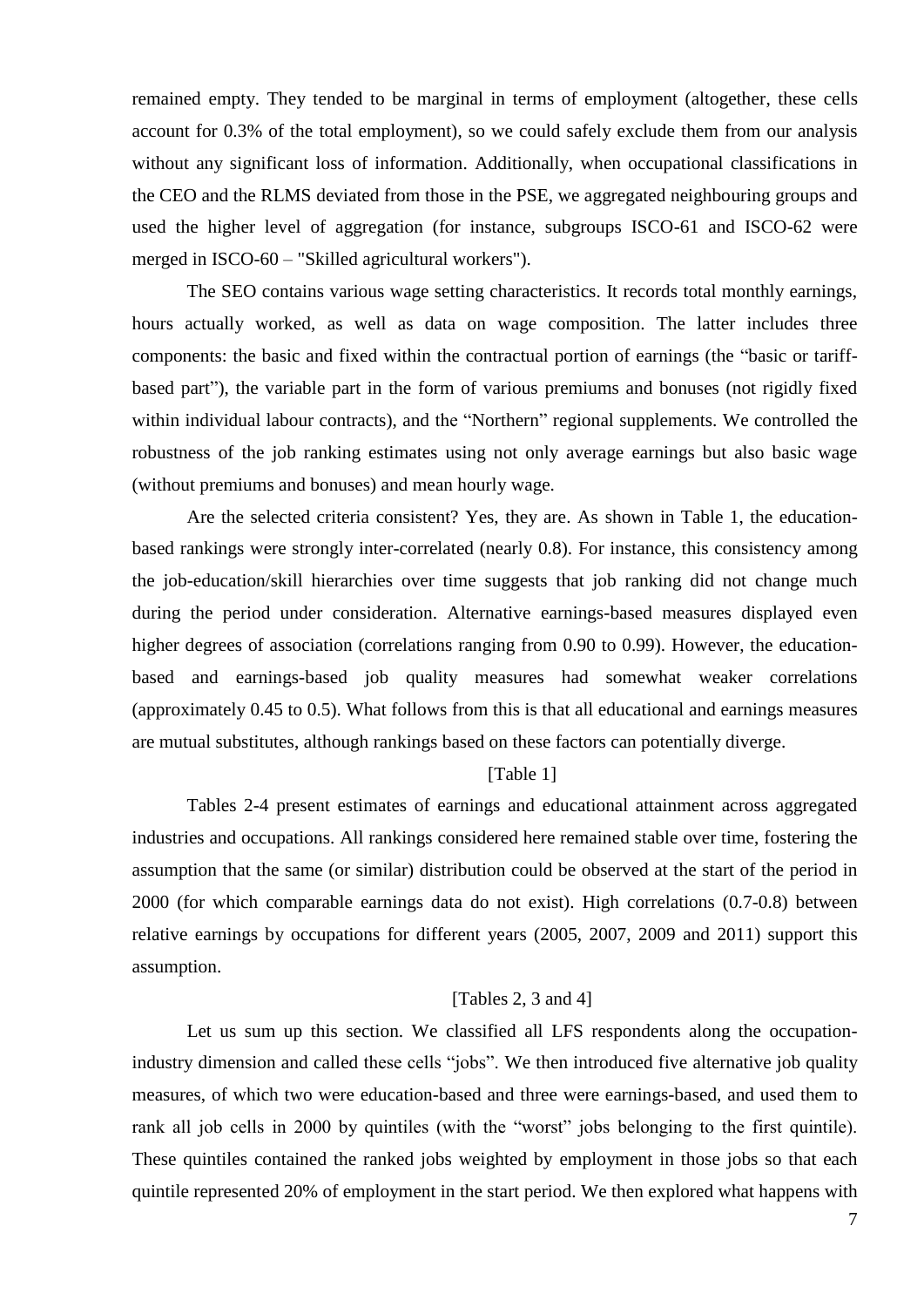remained empty. They tended to be marginal in terms of employment (altogether, these cells account for 0.3% of the total employment), so we could safely exclude them from our analysis without any significant loss of information. Additionally, when occupational classifications in the CEO and the RLMS deviated from those in the PSE, we aggregated neighbouring groups and used the higher level of aggregation (for instance, subgroups ISCO-61 and ISCO-62 were merged in ISCO-60 – "Skilled agricultural workers").

The SEO contains various wage setting characteristics. It records total monthly earnings, hours actually worked, as well as data on wage composition. The latter includes three components: the basic and fixed within the contractual portion of earnings (the "basic or tariff-based part"), the variable part in the form of various premiums and bonuses (not rigidly fixed within individual labour contracts), and the "Northern" regional supplements. We controlled the robustness of the job ranking estimates using not only average earnings but also basic wage (without premiums and bonuses) and mean hourly wage.

Are the selected criteria consistent? Yes, they are. As shown in Table 1, the education-based rankings were strongly inter-correlated (nearly 0.8). For instance, this consistency among the job-education/skill hierarchies over time suggests that job ranking did not change much during the period under consideration. Alternative earnings-based measures displayed even higher degrees of association (correlations ranging from 0.90 to 0.99). However, the education-based and earnings-based job quality measures had somewhat weaker correlations (approximately 0.45 to 0.5). What follows from this is that all educational and earnings measures are mutual substitutes, although rankings based on these factors can potentially diverge.

[Table 1]

Tables 2-4 present estimates of earnings and educational attainment across aggregated industries and occupations. All rankings considered here remained stable over time, fostering the assumption that the same (or similar) distribution could be observed at the start of the period in 2000 (for which comparable earnings data do not exist). High correlations (0.7-0.8) between relative earnings by occupations for different years (2005, 2007, 2009 and 2011) support this assumption.

[Tables 2, 3 and 4]

Let us sum up this section. We classified all LFS respondents along the occupation-industry dimension and called these cells "jobs". We then introduced five alternative job quality measures, of which two were education-based and three were earnings-based, and used them to rank all job cells in 2000 by quintiles (with the "worst" jobs belonging to the first quintile). These quintiles contained the ranked jobs weighted by employment in those jobs so that each quintile represented 20% of employment in the start period. We then explored what happens with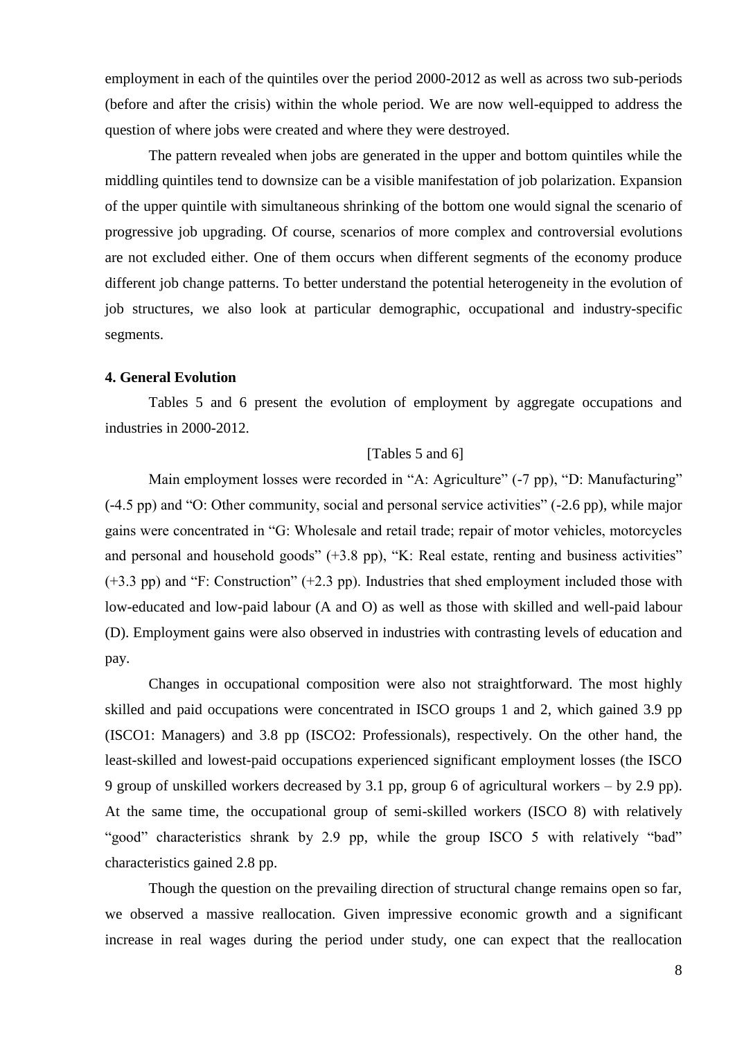employment in each of the quintiles over the period 2000-2012 as well as across two sub-periods (before and after the crisis) within the whole period. We are now well-equipped to address the question of where jobs were created and where they were destroyed.

The pattern revealed when jobs are generated in the upper and bottom quintiles while the middling quintiles tend to downsize can be a visible manifestation of job polarization. Expansion of the upper quintile with simultaneous shrinking of the bottom one would signal the scenario of progressive job upgrading. Of course, scenarios of more complex and controversial evolutions are not excluded either. One of them occurs when different segments of the economy produce different job change patterns. To better understand the potential heterogeneity in the evolution of job structures, we also look at particular demographic, occupational and industry-specific segments.

**4. General Evolution**

Tables 5 and 6 present the evolution of employment by aggregate occupations and industries in 2000-2012.

[Tables 5 and 6]

Main employment losses were recorded in "A: Agriculture" (-7 pp), "D: Manufacturing" (-4.5 pp) and "O: Other community, social and personal service activities" (-2.6 pp), while major gains were concentrated in "G: Wholesale and retail trade; repair of motor vehicles, motorcycles and personal and household goods" (+3.8 pp), "K: Real estate, renting and business activities" (+3.3 pp) and "F: Construction" (+2.3 pp). Industries that shed employment included those with low-educated and low-paid labour (A and O) as well as those with skilled and well-paid labour (D). Employment gains were also observed in industries with contrasting levels of education and pay.

Changes in occupational composition were also not straightforward. The most highly skilled and paid occupations were concentrated in ISCO groups 1 and 2, which gained 3.9 pp (ISCO1: Managers) and 3.8 pp (ISCO2: Professionals), respectively. On the other hand, the least-skilled and lowest-paid occupations experienced significant employment losses (the ISCO 9 group of unskilled workers decreased by 3.1 pp, group 6 of agricultural workers – by 2.9 pp). At the same time, the occupational group of semi-skilled workers (ISCO 8) with relatively "good" characteristics shrank by 2.9 pp, while the group ISCO 5 with relatively "bad" characteristics gained 2.8 pp.

Though the question on the prevailing direction of structural change remains open so far, we observed a massive reallocation. Given impressive economic growth and a significant increase in real wages during the period under study, one can expect that the reallocation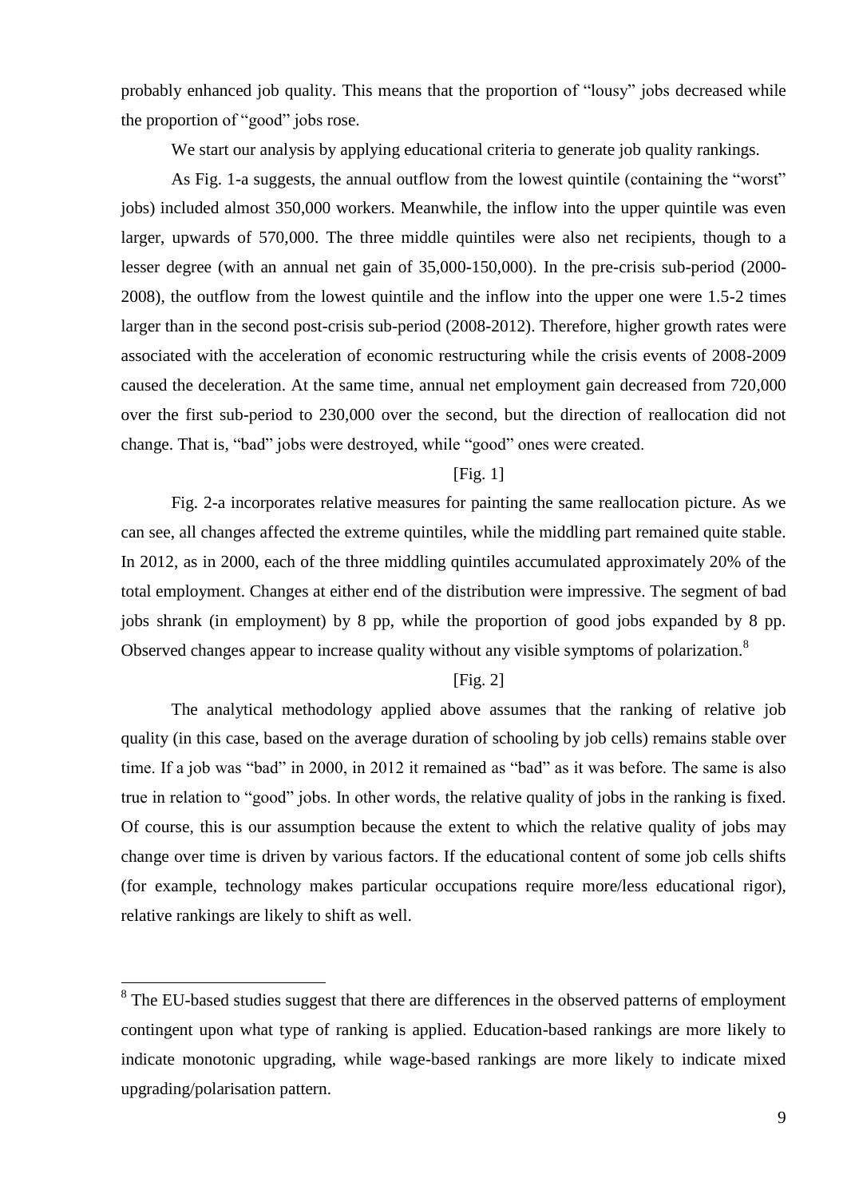probably enhanced job quality. This means that the proportion of "lousy" jobs decreased while the proportion of "good" jobs rose.

We start our analysis by applying educational criteria to generate job quality rankings.

As Fig. 1-a suggests, the annual outflow from the lowest quintile (containing the "worst" jobs) included almost 350,000 workers. Meanwhile, the inflow into the upper quintile was even larger, upwards of 570,000. The three middle quintiles were also net recipients, though to a lesser degree (with an annual net gain of 35,000-150,000). In the pre-crisis sub-period (2000-2008), the outflow from the lowest quintile and the inflow into the upper one were 1.5-2 times larger than in the second post-crisis sub-period (2008-2012). Therefore, higher growth rates were associated with the acceleration of economic restructuring while the crisis events of 2008-2009 caused the deceleration. At the same time, annual net employment gain decreased from 720,000 over the first sub-period to 230,000 over the second, but the direction of reallocation did not change. That is, "bad" jobs were destroyed, while "good" ones were created.

[Fig. 1]

Fig. 2-a incorporates relative measures for painting the same reallocation picture. As we can see, all changes affected the extreme quintiles, while the middling part remained quite stable. In 2012, as in 2000, each of the three middling quintiles accumulated approximately 20% of the total employment. Changes at either end of the distribution were impressive. The segment of bad jobs shrank (in employment) by 8 pp, while the proportion of good jobs expanded by 8 pp. Observed changes appear to increase quality without any visible symptoms of polarization.[8]

[Fig. 2]

The analytical methodology applied above assumes that the ranking of relative job quality (in this case, based on the average duration of schooling by job cells) remains stable over time. If a job was "bad" in 2000, in 2012 it remained as "bad" as it was before. The same is also true in relation to "good" jobs. In other words, the relative quality of jobs in the ranking is fixed. Of course, this is our assumption because the extent to which the relative quality of jobs may change over time is driven by various factors. If the educational content of some job cells shifts (for example, technology makes particular occupations require more/less educational rigor), relative rankings are likely to shift as well.

[8] The EU-based studies suggest that there are differences in the observed patterns of employment contingent upon what type of ranking is applied. Education-based rankings are more likely to indicate monotonic upgrading, while wage-based rankings are more likely to indicate mixed upgrading/polarisation pattern.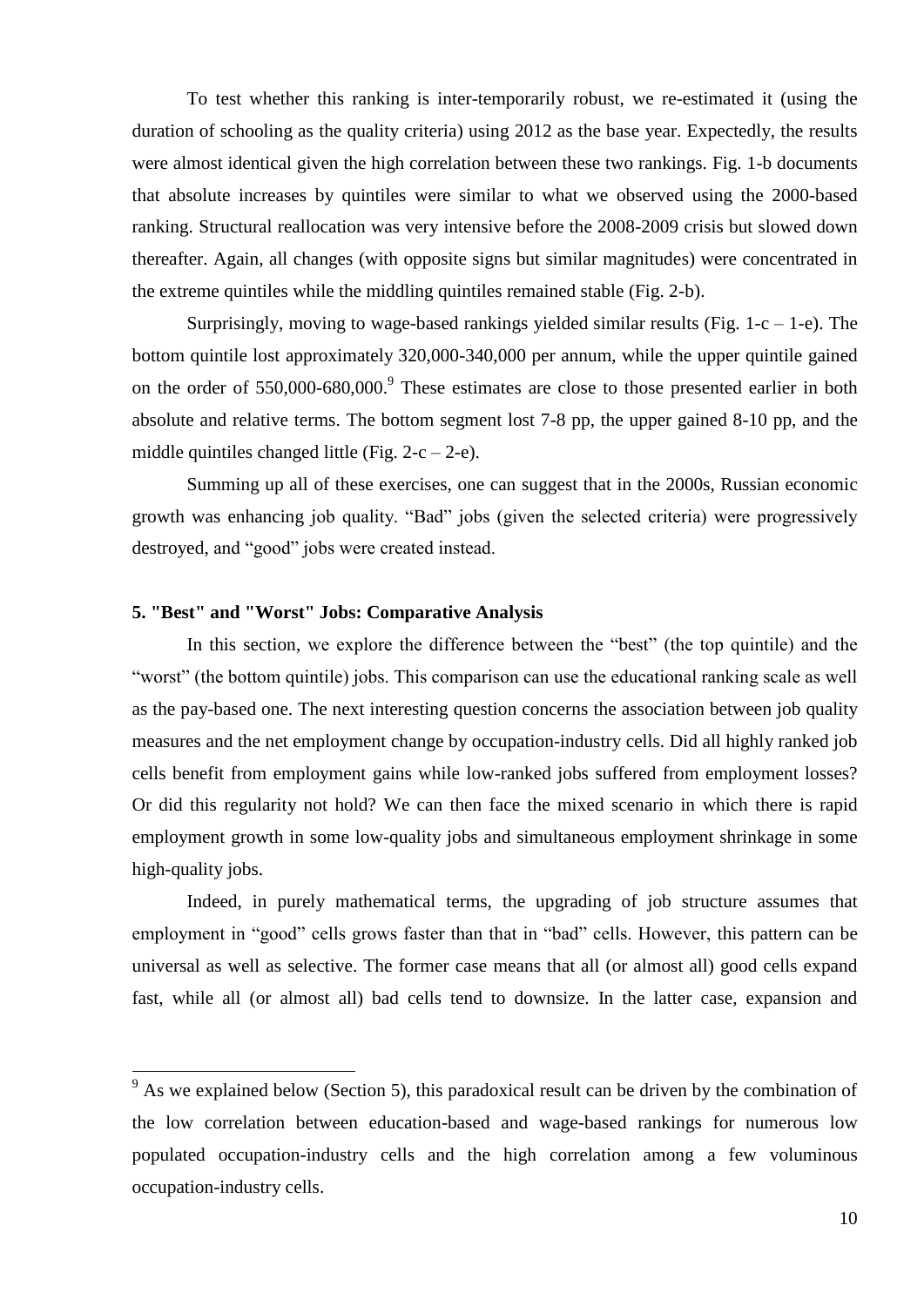To test whether this ranking is inter-temporarily robust, we re-estimated it (using the duration of schooling as the quality criteria) using 2012 as the base year. Expectedly, the results were almost identical given the high correlation between these two rankings. Fig. 1-b documents that absolute increases by quintiles were similar to what we observed using the 2000-based ranking. Structural reallocation was very intensive before the 2008-2009 crisis but slowed down thereafter. Again, all changes (with opposite signs but similar magnitudes) were concentrated in the extreme quintiles while the middling quintiles remained stable (Fig. 2-b).

Surprisingly, moving to wage-based rankings yielded similar results (Fig. 1-c – 1-e). The bottom quintile lost approximately 320,000-340,000 per annum, while the upper quintile gained on the order of 550,000-680,000.[9] These estimates are close to those presented earlier in both absolute and relative terms. The bottom segment lost 7-8 pp, the upper gained 8-10 pp, and the middle quintiles changed little (Fig. 2-c – 2-e).

Summing up all of these exercises, one can suggest that in the 2000s, Russian economic growth was enhancing job quality. "Bad" jobs (given the selected criteria) were progressively destroyed, and "good" jobs were created instead.

### 5. "Best" and "Worst" Jobs: Comparative Analysis

In this section, we explore the difference between the "best" (the top quintile) and the "worst" (the bottom quintile) jobs. This comparison can use the educational ranking scale as well as the pay-based one. The next interesting question concerns the association between job quality measures and the net employment change by occupation-industry cells. Did all highly ranked job cells benefit from employment gains while low-ranked jobs suffered from employment losses? Or did this regularity not hold? We can then face the mixed scenario in which there is rapid employment growth in some low-quality jobs and simultaneous employment shrinkage in some high-quality jobs.

Indeed, in purely mathematical terms, the upgrading of job structure assumes that employment in "good" cells grows faster than that in "bad" cells. However, this pattern can be universal as well as selective. The former case means that all (or almost all) good cells expand fast, while all (or almost all) bad cells tend to downsize. In the latter case, expansion and

---

[9] As we explained below (Section 5), this paradoxical result can be driven by the combination of the low correlation between education-based and wage-based rankings for numerous low populated occupation-industry cells and the high correlation among a few voluminous occupation-industry cells.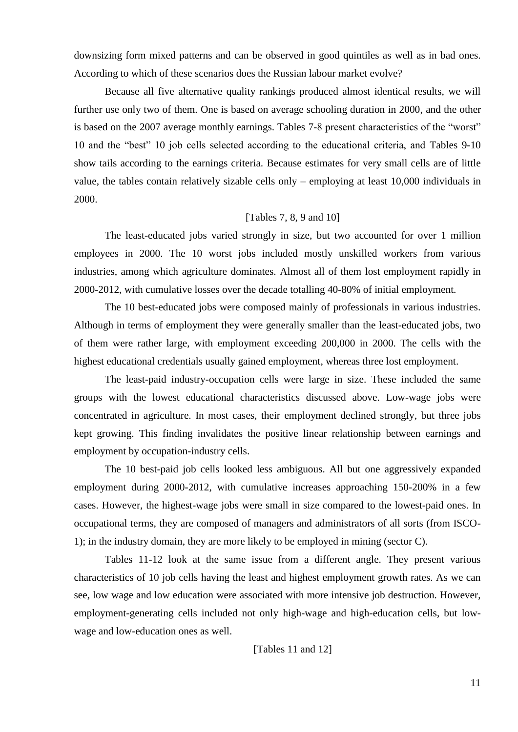downsizing form mixed patterns and can be observed in good quintiles as well as in bad ones. According to which of these scenarios does the Russian labour market evolve?

Because all five alternative quality rankings produced almost identical results, we will further use only two of them. One is based on average schooling duration in 2000, and the other is based on the 2007 average monthly earnings. Tables 7-8 present characteristics of the "worst" 10 and the "best" 10 job cells selected according to the educational criteria, and Tables 9-10 show tails according to the earnings criteria. Because estimates for very small cells are of little value, the tables contain relatively sizable cells only – employing at least 10,000 individuals in 2000.

[Tables 7, 8, 9 and 10]

The least-educated jobs varied strongly in size, but two accounted for over 1 million employees in 2000. The 10 worst jobs included mostly unskilled workers from various industries, among which agriculture dominates. Almost all of them lost employment rapidly in 2000-2012, with cumulative losses over the decade totalling 40-80% of initial employment.

The 10 best-educated jobs were composed mainly of professionals in various industries. Although in terms of employment they were generally smaller than the least-educated jobs, two of them were rather large, with employment exceeding 200,000 in 2000. The cells with the highest educational credentials usually gained employment, whereas three lost employment.

The least-paid industry-occupation cells were large in size. These included the same groups with the lowest educational characteristics discussed above. Low-wage jobs were concentrated in agriculture. In most cases, their employment declined strongly, but three jobs kept growing. This finding invalidates the positive linear relationship between earnings and employment by occupation-industry cells.

The 10 best-paid job cells looked less ambiguous. All but one aggressively expanded employment during 2000-2012, with cumulative increases approaching 150-200% in a few cases. However, the highest-wage jobs were small in size compared to the lowest-paid ones. In occupational terms, they are composed of managers and administrators of all sorts (from ISCO-1); in the industry domain, they are more likely to be employed in mining (sector C).

Tables 11-12 look at the same issue from a different angle. They present various characteristics of 10 job cells having the least and highest employment growth rates. As we can see, low wage and low education were associated with more intensive job destruction. However, employment-generating cells included not only high-wage and high-education cells, but low-wage and low-education ones as well.

[Tables 11 and 12]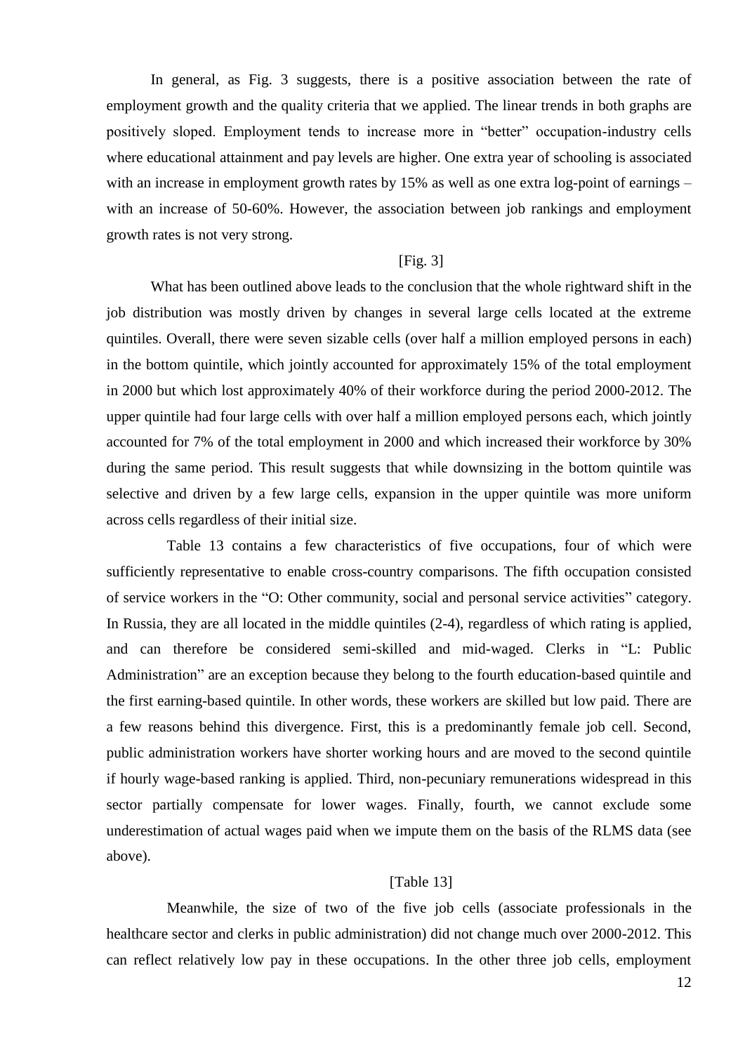In general, as Fig. 3 suggests, there is a positive association between the rate of employment growth and the quality criteria that we applied. The linear trends in both graphs are positively sloped. Employment tends to increase more in "better" occupation-industry cells where educational attainment and pay levels are higher. One extra year of schooling is associated with an increase in employment growth rates by 15% as well as one extra log-point of earnings – with an increase of 50-60%. However, the association between job rankings and employment growth rates is not very strong.

[Fig. 3]

What has been outlined above leads to the conclusion that the whole rightward shift in the job distribution was mostly driven by changes in several large cells located at the extreme quintiles. Overall, there were seven sizable cells (over half a million employed persons in each) in the bottom quintile, which jointly accounted for approximately 15% of the total employment in 2000 but which lost approximately 40% of their workforce during the period 2000-2012. The upper quintile had four large cells with over half a million employed persons each, which jointly accounted for 7% of the total employment in 2000 and which increased their workforce by 30% during the same period. This result suggests that while downsizing in the bottom quintile was selective and driven by a few large cells, expansion in the upper quintile was more uniform across cells regardless of their initial size.

Table 13 contains a few characteristics of five occupations, four of which were sufficiently representative to enable cross-country comparisons. The fifth occupation consisted of service workers in the "O: Other community, social and personal service activities" category. In Russia, they are all located in the middle quintiles (2-4), regardless of which rating is applied, and can therefore be considered semi-skilled and mid-waged. Clerks in "L: Public Administration" are an exception because they belong to the fourth education-based quintile and the first earning-based quintile. In other words, these workers are skilled but low paid. There are a few reasons behind this divergence. First, this is a predominantly female job cell. Second, public administration workers have shorter working hours and are moved to the second quintile if hourly wage-based ranking is applied. Third, non-pecuniary remunerations widespread in this sector partially compensate for lower wages. Finally, fourth, we cannot exclude some underestimation of actual wages paid when we impute them on the basis of the RLMS data (see above).

[Table 13]

Meanwhile, the size of two of the five job cells (associate professionals in the healthcare sector and clerks in public administration) did not change much over 2000-2012. This can reflect relatively low pay in these occupations. In the other three job cells, employment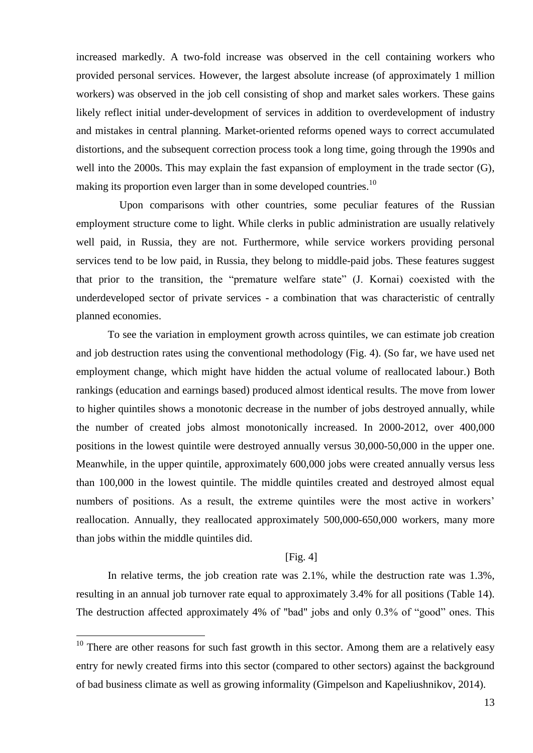increased markedly. A two-fold increase was observed in the cell containing workers who provided personal services. However, the largest absolute increase (of approximately 1 million workers) was observed in the job cell consisting of shop and market sales workers. These gains likely reflect initial under-development of services in addition to overdevelopment of industry and mistakes in central planning. Market-oriented reforms opened ways to correct accumulated distortions, and the subsequent correction process took a long time, going through the 1990s and well into the 2000s. This may explain the fast expansion of employment in the trade sector (G), making its proportion even larger than in some developed countries.[10]

Upon comparisons with other countries, some peculiar features of the Russian employment structure come to light. While clerks in public administration are usually relatively well paid, in Russia, they are not. Furthermore, while service workers providing personal services tend to be low paid, in Russia, they belong to middle-paid jobs. These features suggest that prior to the transition, the "premature welfare state" (J. Kornai) coexisted with the underdeveloped sector of private services - a combination that was characteristic of centrally planned economies.

To see the variation in employment growth across quintiles, we can estimate job creation and job destruction rates using the conventional methodology (Fig. 4). (So far, we have used net employment change, which might have hidden the actual volume of reallocated labour.) Both rankings (education and earnings based) produced almost identical results. The move from lower to higher quintiles shows a monotonic decrease in the number of jobs destroyed annually, while the number of created jobs almost monotonically increased. In 2000-2012, over 400,000 positions in the lowest quintile were destroyed annually versus 30,000-50,000 in the upper one. Meanwhile, in the upper quintile, approximately 600,000 jobs were created annually versus less than 100,000 in the lowest quintile. The middle quintiles created and destroyed almost equal numbers of positions. As a result, the extreme quintiles were the most active in workers' reallocation. Annually, they reallocated approximately 500,000-650,000 workers, many more than jobs within the middle quintiles did.

[Fig. 4]

In relative terms, the job creation rate was 2.1%, while the destruction rate was 1.3%, resulting in an annual job turnover rate equal to approximately 3.4% for all positions (Table 14). The destruction affected approximately 4% of "bad" jobs and only 0.3% of "good" ones. This

[10] There are other reasons for such fast growth in this sector. Among them are a relatively easy entry for newly created firms into this sector (compared to other sectors) against the background of bad business climate as well as growing informality (Gimpelson and Kapeliushnikov, 2014).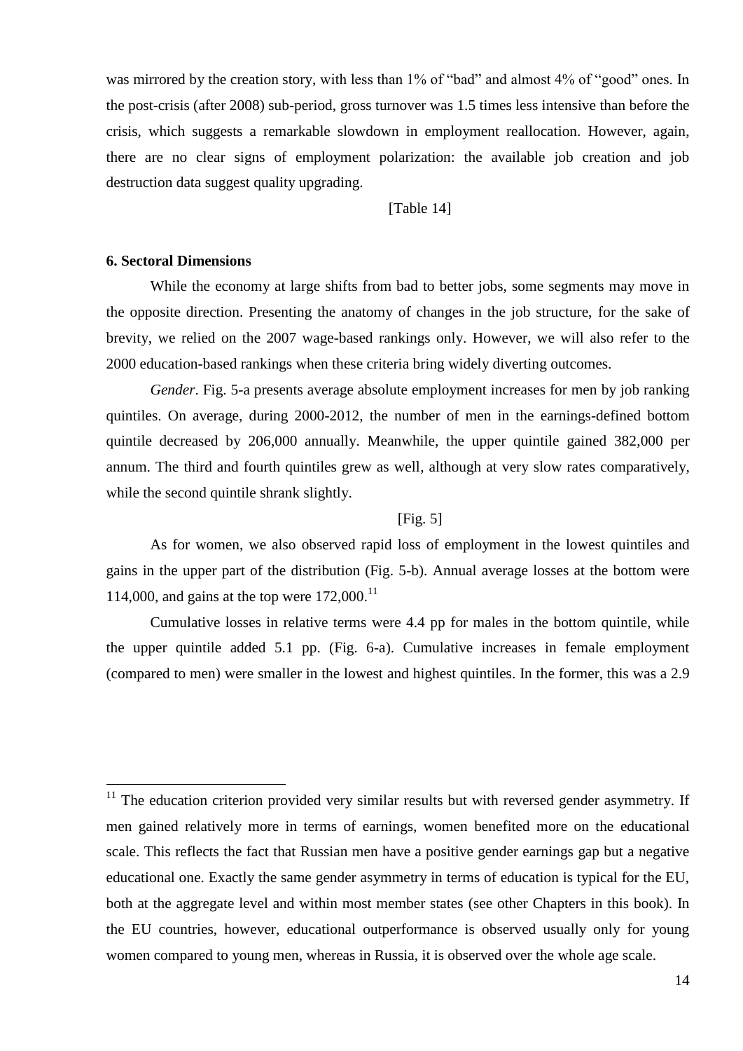was mirrored by the creation story, with less than 1% of "bad" and almost 4% of "good" ones. In the post-crisis (after 2008) sub-period, gross turnover was 1.5 times less intensive than before the crisis, which suggests a remarkable slowdown in employment reallocation. However, again, there are no clear signs of employment polarization: the available job creation and job destruction data suggest quality upgrading.

[Table 14]

## 6. Sectoral Dimensions

While the economy at large shifts from bad to better jobs, some segments may move in the opposite direction. Presenting the anatomy of changes in the job structure, for the sake of brevity, we relied on the 2007 wage-based rankings only. However, we will also refer to the 2000 education-based rankings when these criteria bring widely diverting outcomes.

*Gender*. Fig. 5-a presents average absolute employment increases for men by job ranking quintiles. On average, during 2000-2012, the number of men in the earnings-defined bottom quintile decreased by 206,000 annually. Meanwhile, the upper quintile gained 382,000 per annum. The third and fourth quintiles grew as well, although at very slow rates comparatively, while the second quintile shrank slightly.

[Fig. 5]

As for women, we also observed rapid loss of employment in the lowest quintiles and gains in the upper part of the distribution (Fig. 5-b). Annual average losses at the bottom were 114,000, and gains at the top were 172,000.[11]

Cumulative losses in relative terms were 4.4 pp for males in the bottom quintile, while the upper quintile added 5.1 pp. (Fig. 6-a). Cumulative increases in female employment (compared to men) were smaller in the lowest and highest quintiles. In the former, this was a 2.9

---

[11] The education criterion provided very similar results but with reversed gender asymmetry. If men gained relatively more in terms of earnings, women benefited more on the educational scale. This reflects the fact that Russian men have a positive gender earnings gap but a negative educational one. Exactly the same gender asymmetry in terms of education is typical for the EU, both at the aggregate level and within most member states (see other Chapters in this book). In the EU countries, however, educational outperformance is observed usually only for young women compared to young men, whereas in Russia, it is observed over the whole age scale.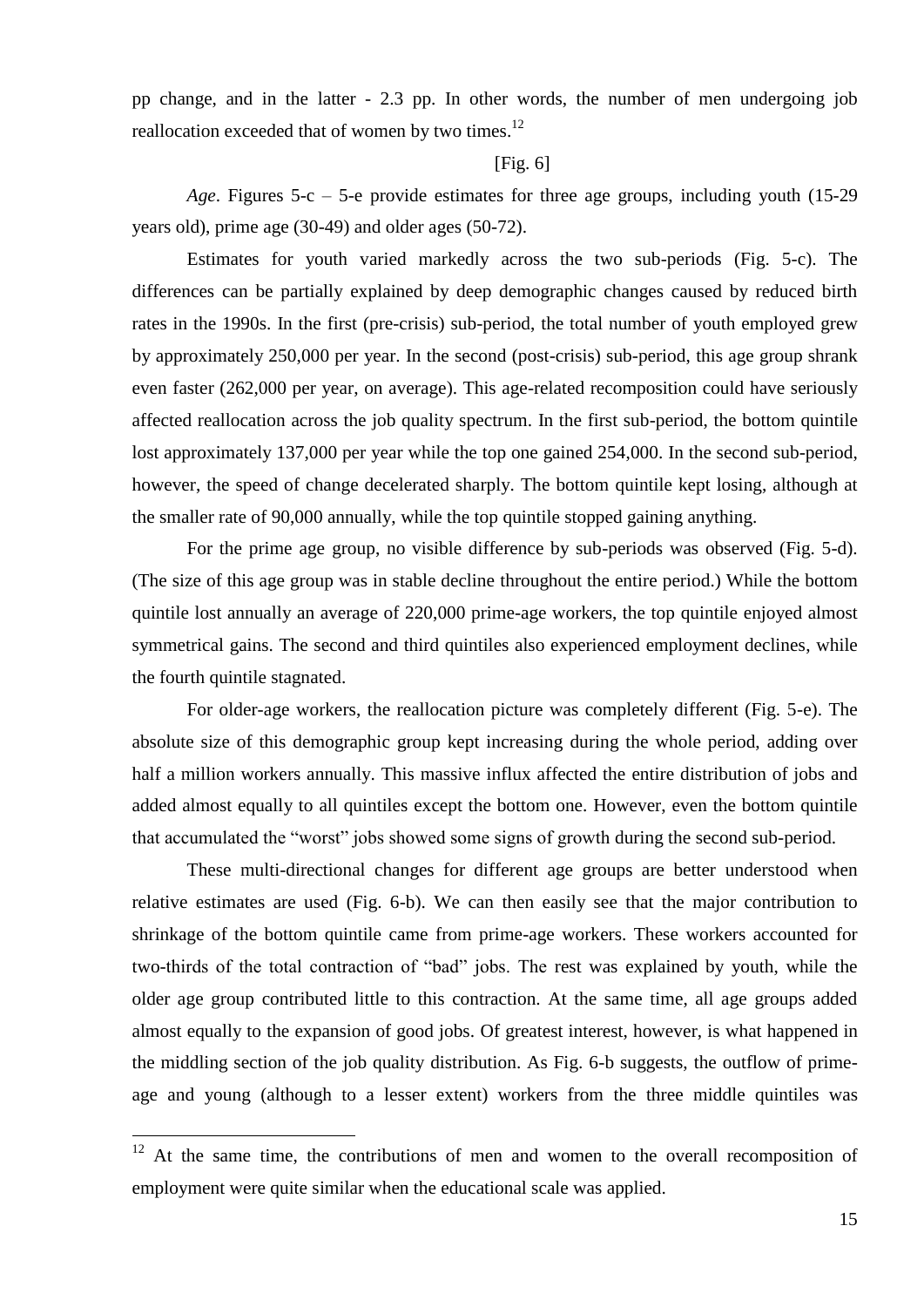pp change, and in the latter - 2.3 pp. In other words, the number of men undergoing job reallocation exceeded that of women by two times.[12]

[Fig. 6]

*Age*. Figures 5-c – 5-e provide estimates for three age groups, including youth (15-29 years old), prime age (30-49) and older ages (50-72).

Estimates for youth varied markedly across the two sub-periods (Fig. 5-c). The differences can be partially explained by deep demographic changes caused by reduced birth rates in the 1990s. In the first (pre-crisis) sub-period, the total number of youth employed grew by approximately 250,000 per year. In the second (post-crisis) sub-period, this age group shrank even faster (262,000 per year, on average). This age-related recomposition could have seriously affected reallocation across the job quality spectrum. In the first sub-period, the bottom quintile lost approximately 137,000 per year while the top one gained 254,000. In the second sub-period, however, the speed of change decelerated sharply. The bottom quintile kept losing, although at the smaller rate of 90,000 annually, while the top quintile stopped gaining anything.

For the prime age group, no visible difference by sub-periods was observed (Fig. 5-d). (The size of this age group was in stable decline throughout the entire period.) While the bottom quintile lost annually an average of 220,000 prime-age workers, the top quintile enjoyed almost symmetrical gains. The second and third quintiles also experienced employment declines, while the fourth quintile stagnated.

For older-age workers, the reallocation picture was completely different (Fig. 5-e). The absolute size of this demographic group kept increasing during the whole period, adding over half a million workers annually. This massive influx affected the entire distribution of jobs and added almost equally to all quintiles except the bottom one. However, even the bottom quintile that accumulated the "worst" jobs showed some signs of growth during the second sub-period.

These multi-directional changes for different age groups are better understood when relative estimates are used (Fig. 6-b). We can then easily see that the major contribution to shrinkage of the bottom quintile came from prime-age workers. These workers accounted for two-thirds of the total contraction of "bad" jobs. The rest was explained by youth, while the older age group contributed little to this contraction. At the same time, all age groups added almost equally to the expansion of good jobs. Of greatest interest, however, is what happened in the middling section of the job quality distribution. As Fig. 6-b suggests, the outflow of prime-age and young (although to a lesser extent) workers from the three middle quintiles was

---

[12] At the same time, the contributions of men and women to the overall recomposition of employment were quite similar when the educational scale was applied.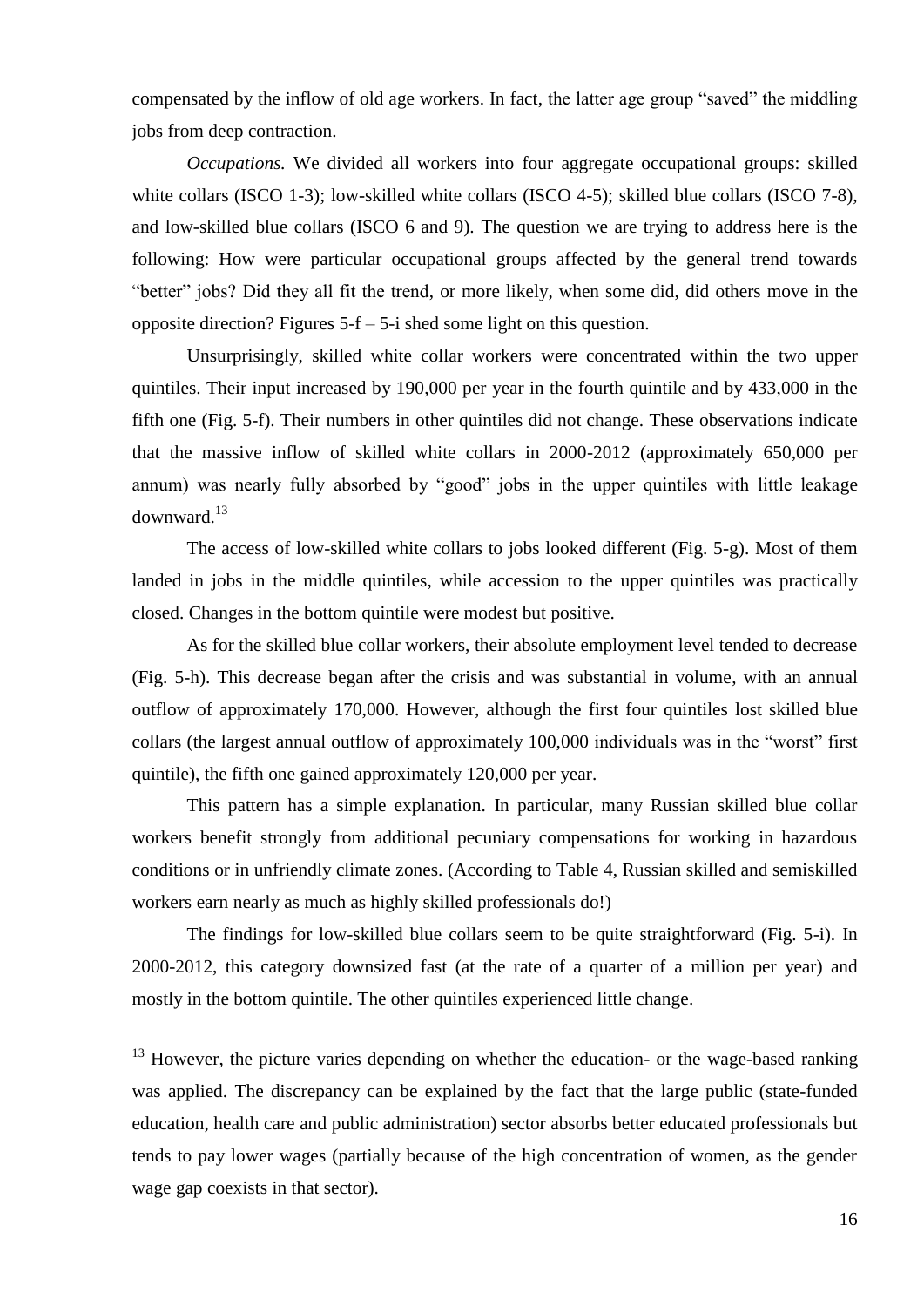compensated by the inflow of old age workers. In fact, the latter age group "saved" the middling jobs from deep contraction.

*Occupations.* We divided all workers into four aggregate occupational groups: skilled white collars (ISCO 1-3); low-skilled white collars (ISCO 4-5); skilled blue collars (ISCO 7-8), and low-skilled blue collars (ISCO 6 and 9). The question we are trying to address here is the following: How were particular occupational groups affected by the general trend towards "better" jobs? Did they all fit the trend, or more likely, when some did, did others move in the opposite direction? Figures 5-f – 5-i shed some light on this question.

Unsurprisingly, skilled white collar workers were concentrated within the two upper quintiles. Their input increased by 190,000 per year in the fourth quintile and by 433,000 in the fifth one (Fig. 5-f). Their numbers in other quintiles did not change. These observations indicate that the massive inflow of skilled white collars in 2000-2012 (approximately 650,000 per annum) was nearly fully absorbed by "good" jobs in the upper quintiles with little leakage downward.[13]

The access of low-skilled white collars to jobs looked different (Fig. 5-g). Most of them landed in jobs in the middle quintiles, while accession to the upper quintiles was practically closed. Changes in the bottom quintile were modest but positive.

As for the skilled blue collar workers, their absolute employment level tended to decrease (Fig. 5-h). This decrease began after the crisis and was substantial in volume, with an annual outflow of approximately 170,000. However, although the first four quintiles lost skilled blue collars (the largest annual outflow of approximately 100,000 individuals was in the "worst" first quintile), the fifth one gained approximately 120,000 per year.

This pattern has a simple explanation. In particular, many Russian skilled blue collar workers benefit strongly from additional pecuniary compensations for working in hazardous conditions or in unfriendly climate zones. (According to Table 4, Russian skilled and semiskilled workers earn nearly as much as highly skilled professionals do!)

The findings for low-skilled blue collars seem to be quite straightforward (Fig. 5-i). In 2000-2012, this category downsized fast (at the rate of a quarter of a million per year) and mostly in the bottom quintile. The other quintiles experienced little change.

---

[13] However, the picture varies depending on whether the education- or the wage-based ranking was applied. The discrepancy can be explained by the fact that the large public (state-funded education, health care and public administration) sector absorbs better educated professionals but tends to pay lower wages (partially because of the high concentration of women, as the gender wage gap coexists in that sector).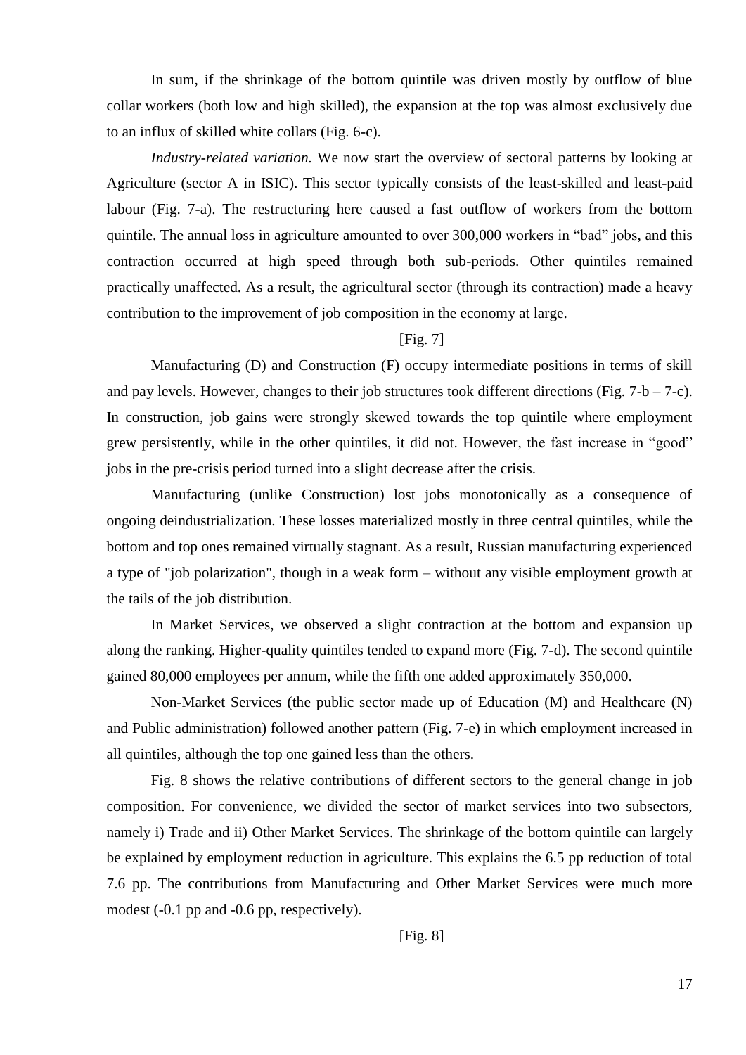In sum, if the shrinkage of the bottom quintile was driven mostly by outflow of blue collar workers (both low and high skilled), the expansion at the top was almost exclusively due to an influx of skilled white collars (Fig. 6-c).

*Industry-related variation.* We now start the overview of sectoral patterns by looking at Agriculture (sector A in ISIC). This sector typically consists of the least-skilled and least-paid labour (Fig. 7-a). The restructuring here caused a fast outflow of workers from the bottom quintile. The annual loss in agriculture amounted to over 300,000 workers in "bad" jobs, and this contraction occurred at high speed through both sub-periods. Other quintiles remained practically unaffected. As a result, the agricultural sector (through its contraction) made a heavy contribution to the improvement of job composition in the economy at large.

[Fig. 7]

Manufacturing (D) and Construction (F) occupy intermediate positions in terms of skill and pay levels. However, changes to their job structures took different directions (Fig. 7-b – 7-c). In construction, job gains were strongly skewed towards the top quintile where employment grew persistently, while in the other quintiles, it did not. However, the fast increase in "good" jobs in the pre-crisis period turned into a slight decrease after the crisis.

Manufacturing (unlike Construction) lost jobs monotonically as a consequence of ongoing deindustrialization. These losses materialized mostly in three central quintiles, while the bottom and top ones remained virtually stagnant. As a result, Russian manufacturing experienced a type of "job polarization", though in a weak form – without any visible employment growth at the tails of the job distribution.

In Market Services, we observed a slight contraction at the bottom and expansion up along the ranking. Higher-quality quintiles tended to expand more (Fig. 7-d). The second quintile gained 80,000 employees per annum, while the fifth one added approximately 350,000.

Non-Market Services (the public sector made up of Education (M) and Healthcare (N) and Public administration) followed another pattern (Fig. 7-e) in which employment increased in all quintiles, although the top one gained less than the others.

Fig. 8 shows the relative contributions of different sectors to the general change in job composition. For convenience, we divided the sector of market services into two subsectors, namely i) Trade and ii) Other Market Services. The shrinkage of the bottom quintile can largely be explained by employment reduction in agriculture. This explains the 6.5 pp reduction of total 7.6 pp. The contributions from Manufacturing and Other Market Services were much more modest (-0.1 pp and -0.6 pp, respectively).

[Fig. 8]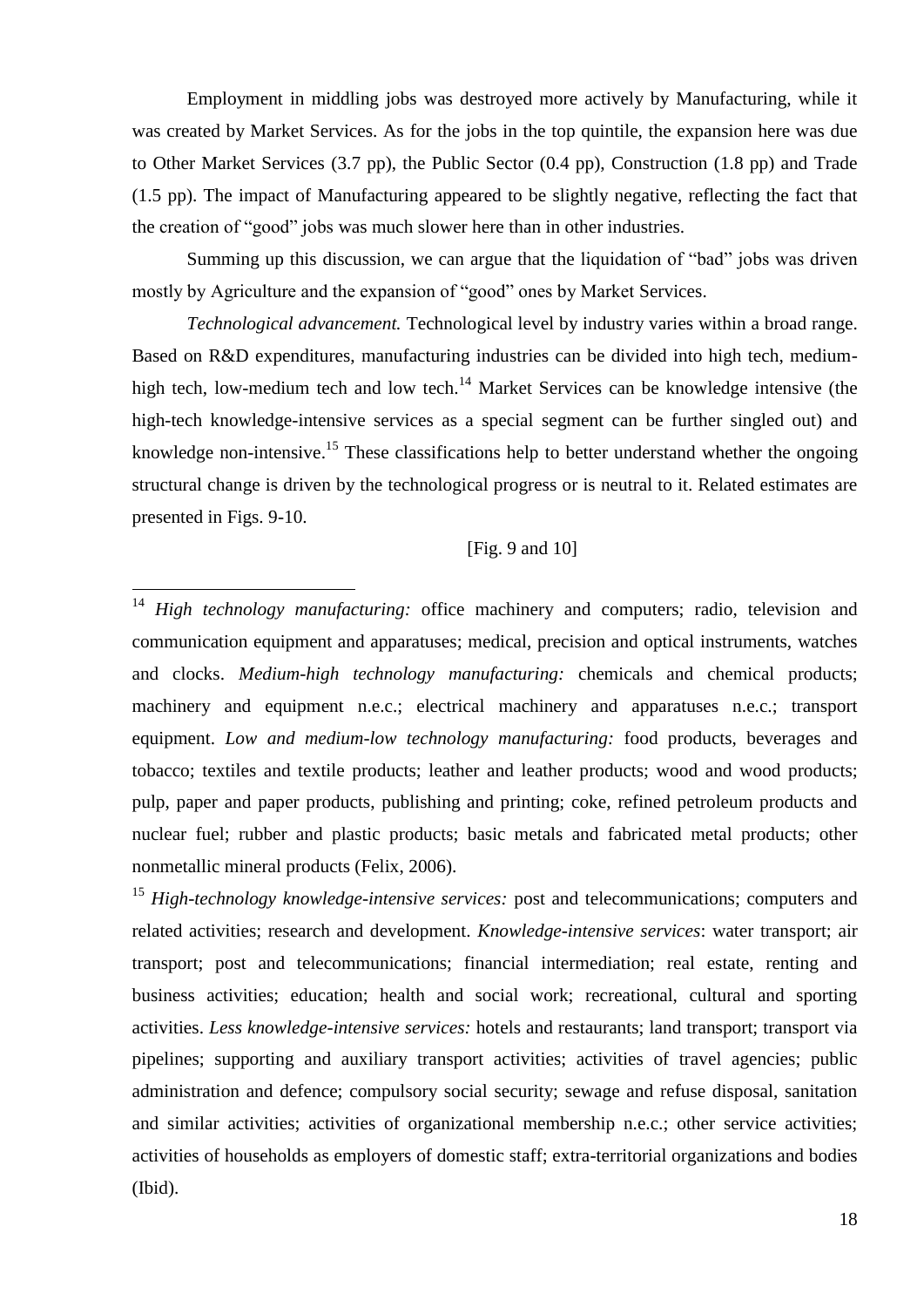Employment in middling jobs was destroyed more actively by Manufacturing, while it was created by Market Services. As for the jobs in the top quintile, the expansion here was due to Other Market Services (3.7 pp), the Public Sector (0.4 pp), Construction (1.8 pp) and Trade (1.5 pp). The impact of Manufacturing appeared to be slightly negative, reflecting the fact that the creation of "good" jobs was much slower here than in other industries.

Summing up this discussion, we can argue that the liquidation of "bad" jobs was driven mostly by Agriculture and the expansion of "good" ones by Market Services.

*Technological advancement.* Technological level by industry varies within a broad range. Based on R&D expenditures, manufacturing industries can be divided into high tech, medium-high tech, low-medium tech and low tech.[14] Market Services can be knowledge intensive (the high-tech knowledge-intensive services as a special segment can be further singled out) and knowledge non-intensive.[15] These classifications help to better understand whether the ongoing structural change is driven by the technological progress or is neutral to it. Related estimates are presented in Figs. 9-10.

[Fig. 9 and 10]

---

[14] *High technology manufacturing:* office machinery and computers; radio, television and communication equipment and apparatuses; medical, precision and optical instruments, watches and clocks. *Medium-high technology manufacturing:* chemicals and chemical products; machinery and equipment n.e.c.; electrical machinery and apparatuses n.e.c.; transport equipment. *Low and medium-low technology manufacturing:* food products, beverages and tobacco; textiles and textile products; leather and leather products; wood and wood products; pulp, paper and paper products, publishing and printing; coke, refined petroleum products and nuclear fuel; rubber and plastic products; basic metals and fabricated metal products; other nonmetallic mineral products (Felix, 2006).

[15] *High-technology knowledge-intensive services:* post and telecommunications; computers and related activities; research and development. *Knowledge-intensive services*: water transport; air transport; post and telecommunications; financial intermediation; real estate, renting and business activities; education; health and social work; recreational, cultural and sporting activities. *Less knowledge-intensive services:* hotels and restaurants; land transport; transport via pipelines; supporting and auxiliary transport activities; activities of travel agencies; public administration and defence; compulsory social security; sewage and refuse disposal, sanitation and similar activities; activities of organizational membership n.e.c.; other service activities; activities of households as employers of domestic staff; extra-territorial organizations and bodies (Ibid).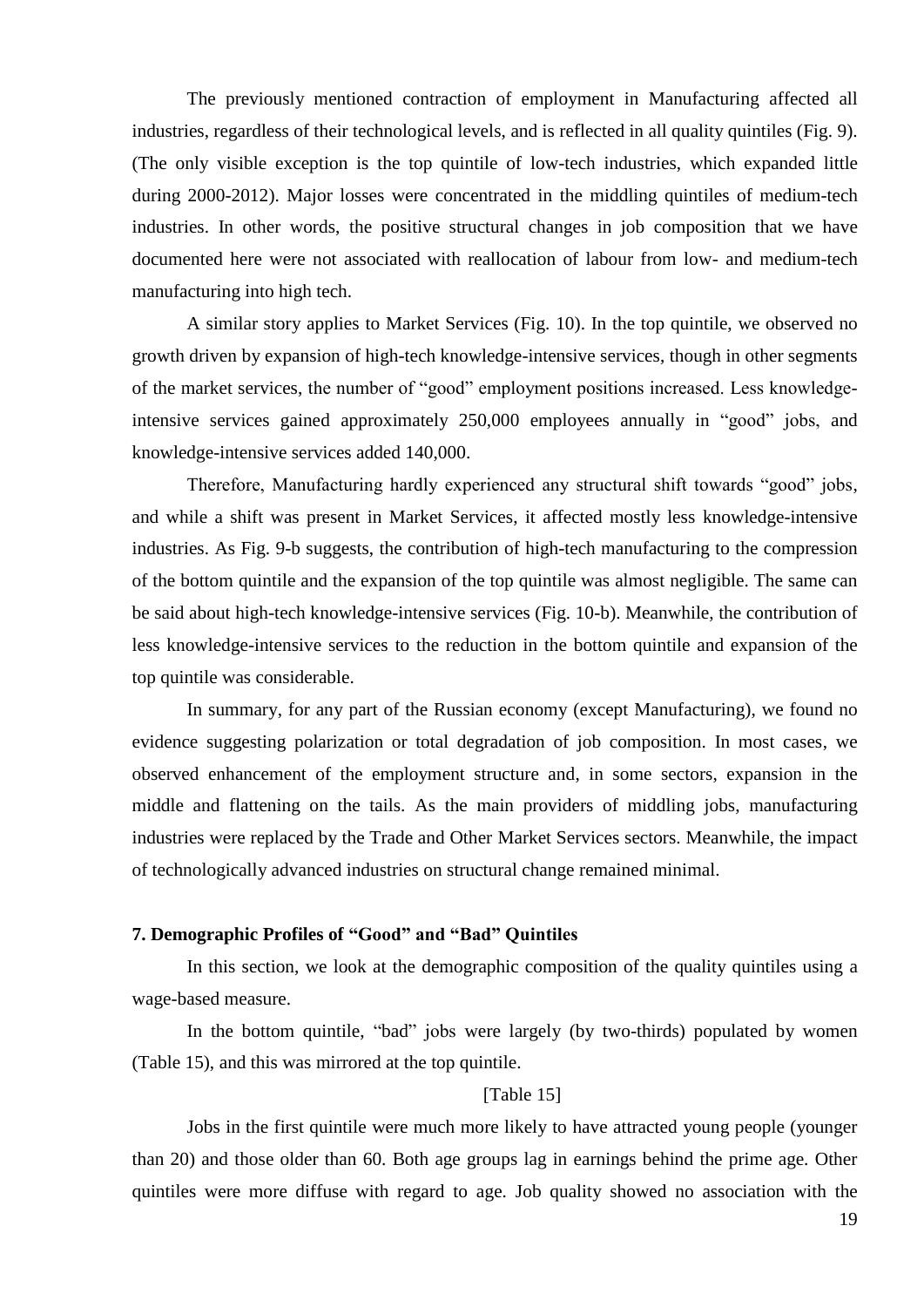The previously mentioned contraction of employment in Manufacturing affected all industries, regardless of their technological levels, and is reflected in all quality quintiles (Fig. 9). (The only visible exception is the top quintile of low-tech industries, which expanded little during 2000-2012). Major losses were concentrated in the middling quintiles of medium-tech industries. In other words, the positive structural changes in job composition that we have documented here were not associated with reallocation of labour from low- and medium-tech manufacturing into high tech.

A similar story applies to Market Services (Fig. 10). In the top quintile, we observed no growth driven by expansion of high-tech knowledge-intensive services, though in other segments of the market services, the number of "good" employment positions increased. Less knowledge-intensive services gained approximately 250,000 employees annually in "good" jobs, and knowledge-intensive services added 140,000.

Therefore, Manufacturing hardly experienced any structural shift towards "good" jobs, and while a shift was present in Market Services, it affected mostly less knowledge-intensive industries. As Fig. 9-b suggests, the contribution of high-tech manufacturing to the compression of the bottom quintile and the expansion of the top quintile was almost negligible. The same can be said about high-tech knowledge-intensive services (Fig. 10-b). Meanwhile, the contribution of less knowledge-intensive services to the reduction in the bottom quintile and expansion of the top quintile was considerable.

In summary, for any part of the Russian economy (except Manufacturing), we found no evidence suggesting polarization or total degradation of job composition. In most cases, we observed enhancement of the employment structure and, in some sectors, expansion in the middle and flattening on the tails. As the main providers of middling jobs, manufacturing industries were replaced by the Trade and Other Market Services sectors. Meanwhile, the impact of technologically advanced industries on structural change remained minimal.

## 7. Demographic Profiles of "Good" and "Bad" Quintiles

In this section, we look at the demographic composition of the quality quintiles using a wage-based measure.

In the bottom quintile, "bad" jobs were largely (by two-thirds) populated by women (Table 15), and this was mirrored at the top quintile.

[Table 15]

Jobs in the first quintile were much more likely to have attracted young people (younger than 20) and those older than 60. Both age groups lag in earnings behind the prime age. Other quintiles were more diffuse with regard to age. Job quality showed no association with the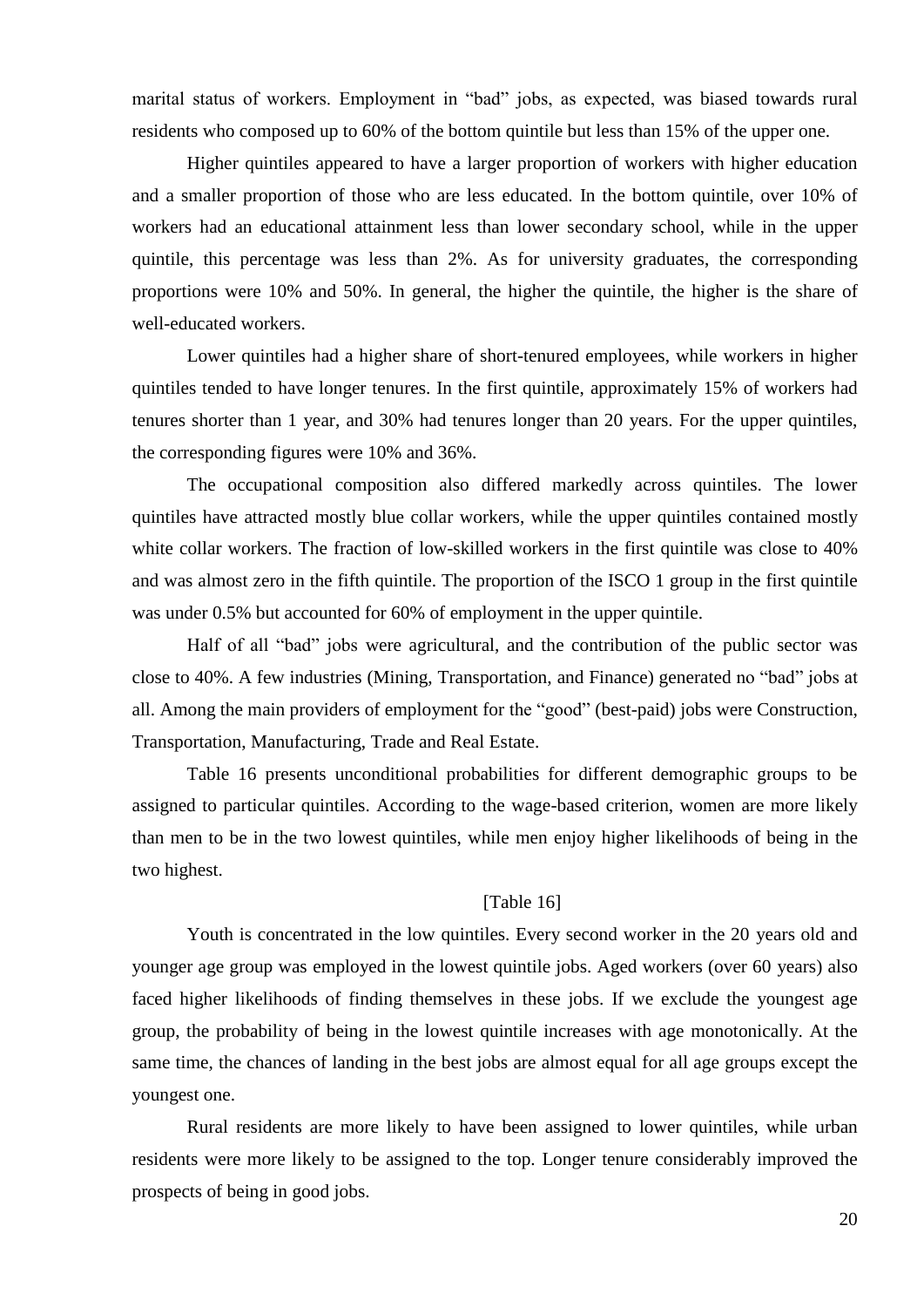marital status of workers. Employment in “bad” jobs, as expected, was biased towards rural residents who composed up to 60% of the bottom quintile but less than 15% of the upper one.

Higher quintiles appeared to have a larger proportion of workers with higher education and a smaller proportion of those who are less educated. In the bottom quintile, over 10% of workers had an educational attainment less than lower secondary school, while in the upper quintile, this percentage was less than 2%. As for university graduates, the corresponding proportions were 10% and 50%. In general, the higher the quintile, the higher is the share of well-educated workers.

Lower quintiles had a higher share of short-tenured employees, while workers in higher quintiles tended to have longer tenures. In the first quintile, approximately 15% of workers had tenures shorter than 1 year, and 30% had tenures longer than 20 years. For the upper quintiles, the corresponding figures were 10% and 36%.

The occupational composition also differed markedly across quintiles. The lower quintiles have attracted mostly blue collar workers, while the upper quintiles contained mostly white collar workers. The fraction of low-skilled workers in the first quintile was close to 40% and was almost zero in the fifth quintile. The proportion of the ISCO 1 group in the first quintile was under 0.5% but accounted for 60% of employment in the upper quintile.

Half of all “bad” jobs were agricultural, and the contribution of the public sector was close to 40%. A few industries (Mining, Transportation, and Finance) generated no “bad” jobs at all. Among the main providers of employment for the “good” (best-paid) jobs were Construction, Transportation, Manufacturing, Trade and Real Estate.

Table 16 presents unconditional probabilities for different demographic groups to be assigned to particular quintiles. According to the wage-based criterion, women are more likely than men to be in the two lowest quintiles, while men enjoy higher likelihoods of being in the two highest.

[Table 16]

Youth is concentrated in the low quintiles. Every second worker in the 20 years old and younger age group was employed in the lowest quintile jobs. Aged workers (over 60 years) also faced higher likelihoods of finding themselves in these jobs. If we exclude the youngest age group, the probability of being in the lowest quintile increases with age monotonically. At the same time, the chances of landing in the best jobs are almost equal for all age groups except the youngest one.

Rural residents are more likely to have been assigned to lower quintiles, while urban residents were more likely to be assigned to the top. Longer tenure considerably improved the prospects of being in good jobs.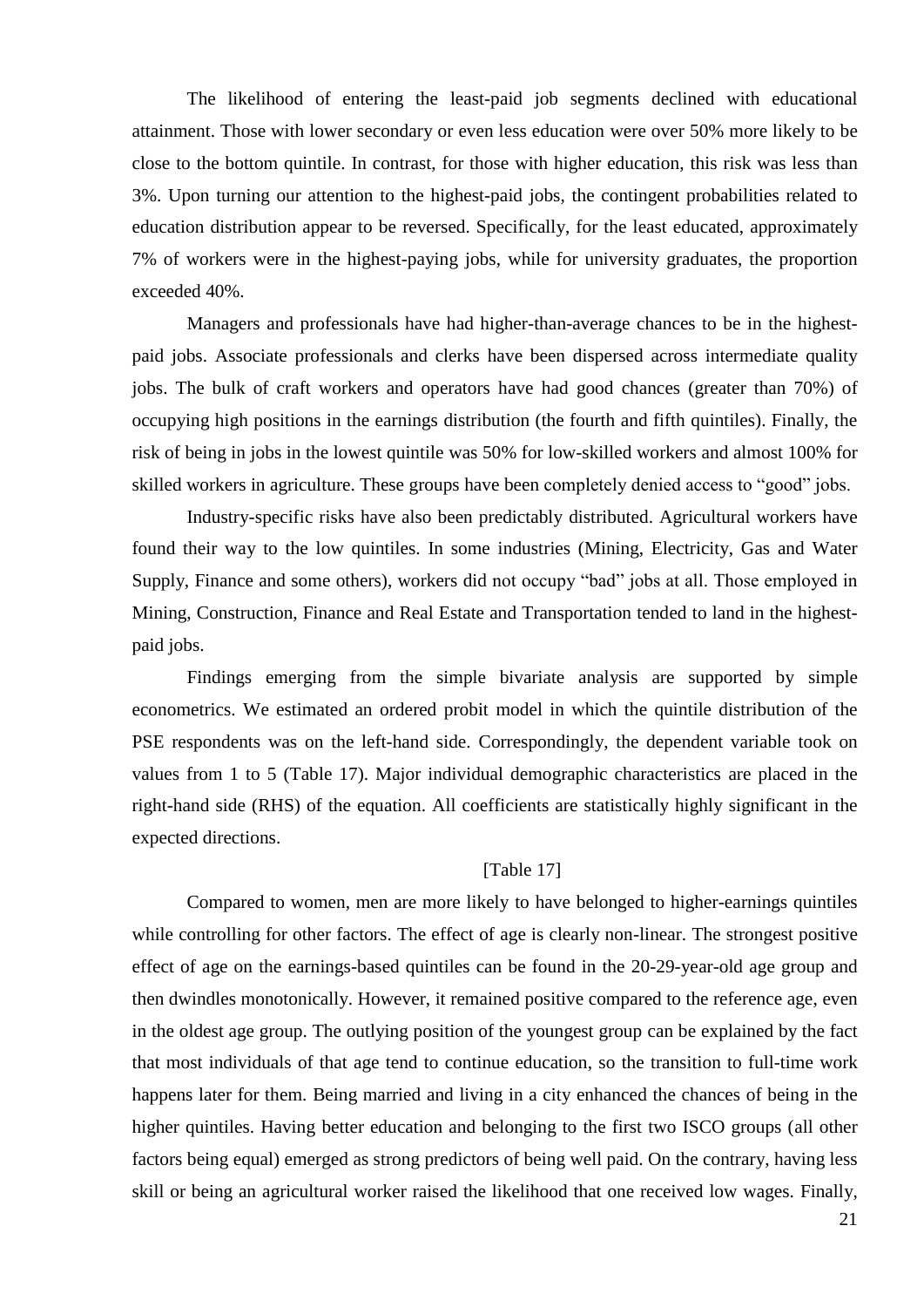The likelihood of entering the least-paid job segments declined with educational attainment. Those with lower secondary or even less education were over 50% more likely to be close to the bottom quintile. In contrast, for those with higher education, this risk was less than 3%. Upon turning our attention to the highest-paid jobs, the contingent probabilities related to education distribution appear to be reversed. Specifically, for the least educated, approximately 7% of workers were in the highest-paying jobs, while for university graduates, the proportion exceeded 40%.

Managers and professionals have had higher-than-average chances to be in the highest-paid jobs. Associate professionals and clerks have been dispersed across intermediate quality jobs. The bulk of craft workers and operators have had good chances (greater than 70%) of occupying high positions in the earnings distribution (the fourth and fifth quintiles). Finally, the risk of being in jobs in the lowest quintile was 50% for low-skilled workers and almost 100% for skilled workers in agriculture. These groups have been completely denied access to "good" jobs.

Industry-specific risks have also been predictably distributed. Agricultural workers have found their way to the low quintiles. In some industries (Mining, Electricity, Gas and Water Supply, Finance and some others), workers did not occupy "bad" jobs at all. Those employed in Mining, Construction, Finance and Real Estate and Transportation tended to land in the highest-paid jobs.

Findings emerging from the simple bivariate analysis are supported by simple econometrics. We estimated an ordered probit model in which the quintile distribution of the PSE respondents was on the left-hand side. Correspondingly, the dependent variable took on values from 1 to 5 (Table 17). Major individual demographic characteristics are placed in the right-hand side (RHS) of the equation. All coefficients are statistically highly significant in the expected directions.

[Table 17]

Compared to women, men are more likely to have belonged to higher-earnings quintiles while controlling for other factors. The effect of age is clearly non-linear. The strongest positive effect of age on the earnings-based quintiles can be found in the 20-29-year-old age group and then dwindles monotonically. However, it remained positive compared to the reference age, even in the oldest age group. The outlying position of the youngest group can be explained by the fact that most individuals of that age tend to continue education, so the transition to full-time work happens later for them. Being married and living in a city enhanced the chances of being in the higher quintiles. Having better education and belonging to the first two ISCO groups (all other factors being equal) emerged as strong predictors of being well paid. On the contrary, having less skill or being an agricultural worker raised the likelihood that one received low wages. Finally,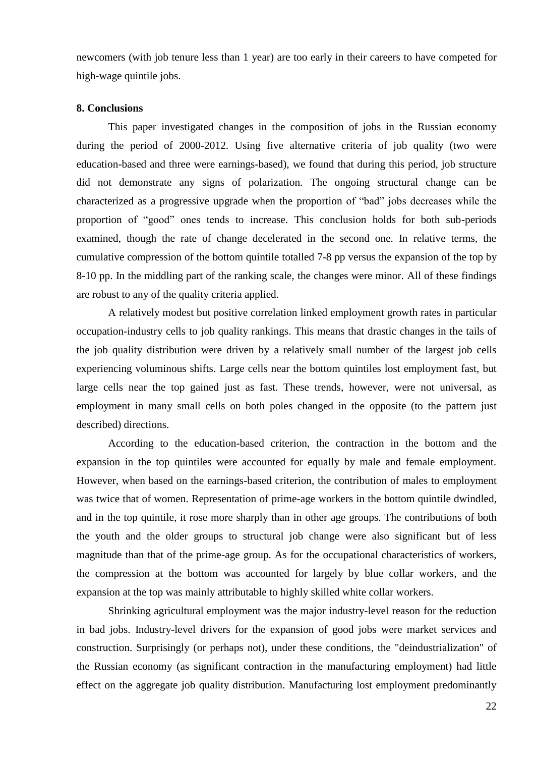newcomers (with job tenure less than 1 year) are too early in their careers to have competed for high-wage quintile jobs.

## 8. Conclusions

This paper investigated changes in the composition of jobs in the Russian economy during the period of 2000-2012. Using five alternative criteria of job quality (two were education-based and three were earnings-based), we found that during this period, job structure did not demonstrate any signs of polarization. The ongoing structural change can be characterized as a progressive upgrade when the proportion of "bad" jobs decreases while the proportion of "good" ones tends to increase. This conclusion holds for both sub-periods examined, though the rate of change decelerated in the second one. In relative terms, the cumulative compression of the bottom quintile totalled 7-8 pp versus the expansion of the top by 8-10 pp. In the middling part of the ranking scale, the changes were minor. All of these findings are robust to any of the quality criteria applied.

A relatively modest but positive correlation linked employment growth rates in particular occupation-industry cells to job quality rankings. This means that drastic changes in the tails of the job quality distribution were driven by a relatively small number of the largest job cells experiencing voluminous shifts. Large cells near the bottom quintiles lost employment fast, but large cells near the top gained just as fast. These trends, however, were not universal, as employment in many small cells on both poles changed in the opposite (to the pattern just described) directions.

According to the education-based criterion, the contraction in the bottom and the expansion in the top quintiles were accounted for equally by male and female employment. However, when based on the earnings-based criterion, the contribution of males to employment was twice that of women. Representation of prime-age workers in the bottom quintile dwindled, and in the top quintile, it rose more sharply than in other age groups. The contributions of both the youth and the older groups to structural job change were also significant but of less magnitude than that of the prime-age group. As for the occupational characteristics of workers, the compression at the bottom was accounted for largely by blue collar workers, and the expansion at the top was mainly attributable to highly skilled white collar workers.

Shrinking agricultural employment was the major industry-level reason for the reduction in bad jobs. Industry-level drivers for the expansion of good jobs were market services and construction. Surprisingly (or perhaps not), under these conditions, the "deindustrialization" of the Russian economy (as significant contraction in the manufacturing employment) had little effect on the aggregate job quality distribution. Manufacturing lost employment predominantly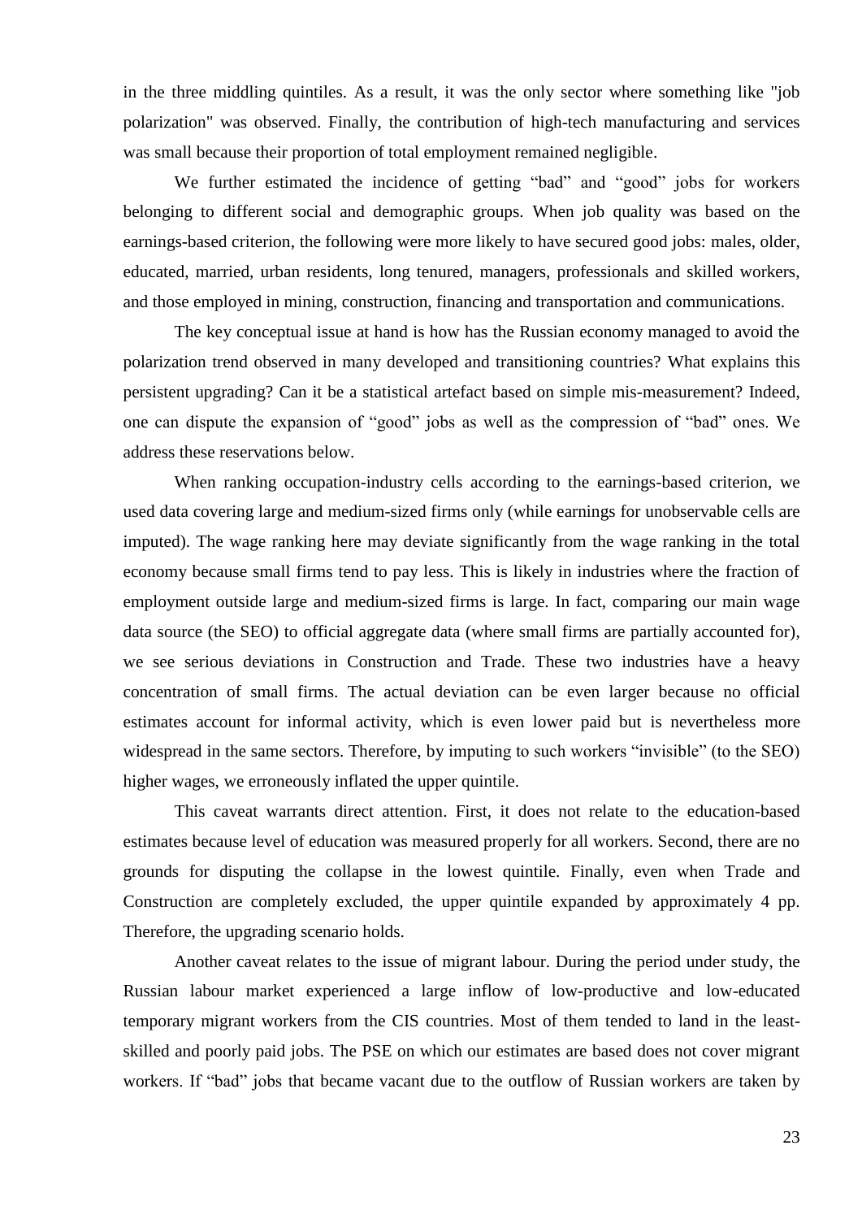in the three middling quintiles. As a result, it was the only sector where something like "job polarization" was observed. Finally, the contribution of high-tech manufacturing and services was small because their proportion of total employment remained negligible.

We further estimated the incidence of getting “bad” and “good” jobs for workers belonging to different social and demographic groups. When job quality was based on the earnings-based criterion, the following were more likely to have secured good jobs: males, older, educated, married, urban residents, long tenured, managers, professionals and skilled workers, and those employed in mining, construction, financing and transportation and communications.

The key conceptual issue at hand is how has the Russian economy managed to avoid the polarization trend observed in many developed and transitioning countries? What explains this persistent upgrading? Can it be a statistical artefact based on simple mis-measurement? Indeed, one can dispute the expansion of “good” jobs as well as the compression of “bad” ones. We address these reservations below.

When ranking occupation-industry cells according to the earnings-based criterion, we used data covering large and medium-sized firms only (while earnings for unobservable cells are imputed). The wage ranking here may deviate significantly from the wage ranking in the total economy because small firms tend to pay less. This is likely in industries where the fraction of employment outside large and medium-sized firms is large. In fact, comparing our main wage data source (the SEO) to official aggregate data (where small firms are partially accounted for), we see serious deviations in Construction and Trade. These two industries have a heavy concentration of small firms. The actual deviation can be even larger because no official estimates account for informal activity, which is even lower paid but is nevertheless more widespread in the same sectors. Therefore, by imputing to such workers “invisible” (to the SEO) higher wages, we erroneously inflated the upper quintile.

This caveat warrants direct attention. First, it does not relate to the education-based estimates because level of education was measured properly for all workers. Second, there are no grounds for disputing the collapse in the lowest quintile. Finally, even when Trade and Construction are completely excluded, the upper quintile expanded by approximately 4 pp. Therefore, the upgrading scenario holds.

Another caveat relates to the issue of migrant labour. During the period under study, the Russian labour market experienced a large inflow of low-productive and low-educated temporary migrant workers from the CIS countries. Most of them tended to land in the least-skilled and poorly paid jobs. The PSE on which our estimates are based does not cover migrant workers. If “bad” jobs that became vacant due to the outflow of Russian workers are taken by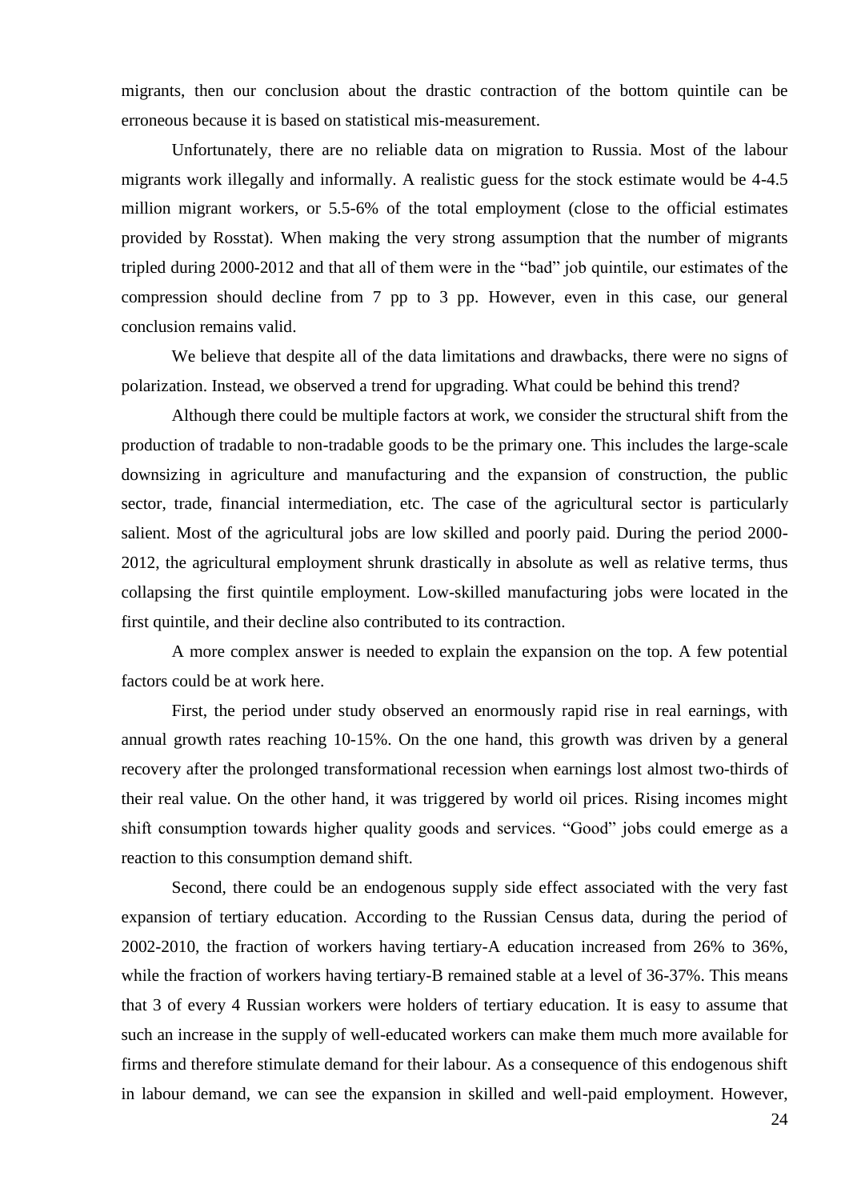migrants, then our conclusion about the drastic contraction of the bottom quintile can be erroneous because it is based on statistical mis-measurement.

Unfortunately, there are no reliable data on migration to Russia. Most of the labour migrants work illegally and informally. A realistic guess for the stock estimate would be 4-4.5 million migrant workers, or 5.5-6% of the total employment (close to the official estimates provided by Rosstat). When making the very strong assumption that the number of migrants tripled during 2000-2012 and that all of them were in the "bad" job quintile, our estimates of the compression should decline from 7 pp to 3 pp. However, even in this case, our general conclusion remains valid.

We believe that despite all of the data limitations and drawbacks, there were no signs of polarization. Instead, we observed a trend for upgrading. What could be behind this trend?

Although there could be multiple factors at work, we consider the structural shift from the production of tradable to non-tradable goods to be the primary one. This includes the large-scale downsizing in agriculture and manufacturing and the expansion of construction, the public sector, trade, financial intermediation, etc. The case of the agricultural sector is particularly salient. Most of the agricultural jobs are low skilled and poorly paid. During the period 2000-2012, the agricultural employment shrunk drastically in absolute as well as relative terms, thus collapsing the first quintile employment. Low-skilled manufacturing jobs were located in the first quintile, and their decline also contributed to its contraction.

A more complex answer is needed to explain the expansion on the top. A few potential factors could be at work here.

First, the period under study observed an enormously rapid rise in real earnings, with annual growth rates reaching 10-15%. On the one hand, this growth was driven by a general recovery after the prolonged transformational recession when earnings lost almost two-thirds of their real value. On the other hand, it was triggered by world oil prices. Rising incomes might shift consumption towards higher quality goods and services. "Good" jobs could emerge as a reaction to this consumption demand shift.

Second, there could be an endogenous supply side effect associated with the very fast expansion of tertiary education. According to the Russian Census data, during the period of 2002-2010, the fraction of workers having tertiary-A education increased from 26% to 36%, while the fraction of workers having tertiary-B remained stable at a level of 36-37%. This means that 3 of every 4 Russian workers were holders of tertiary education. It is easy to assume that such an increase in the supply of well-educated workers can make them much more available for firms and therefore stimulate demand for their labour. As a consequence of this endogenous shift in labour demand, we can see the expansion in skilled and well-paid employment. However,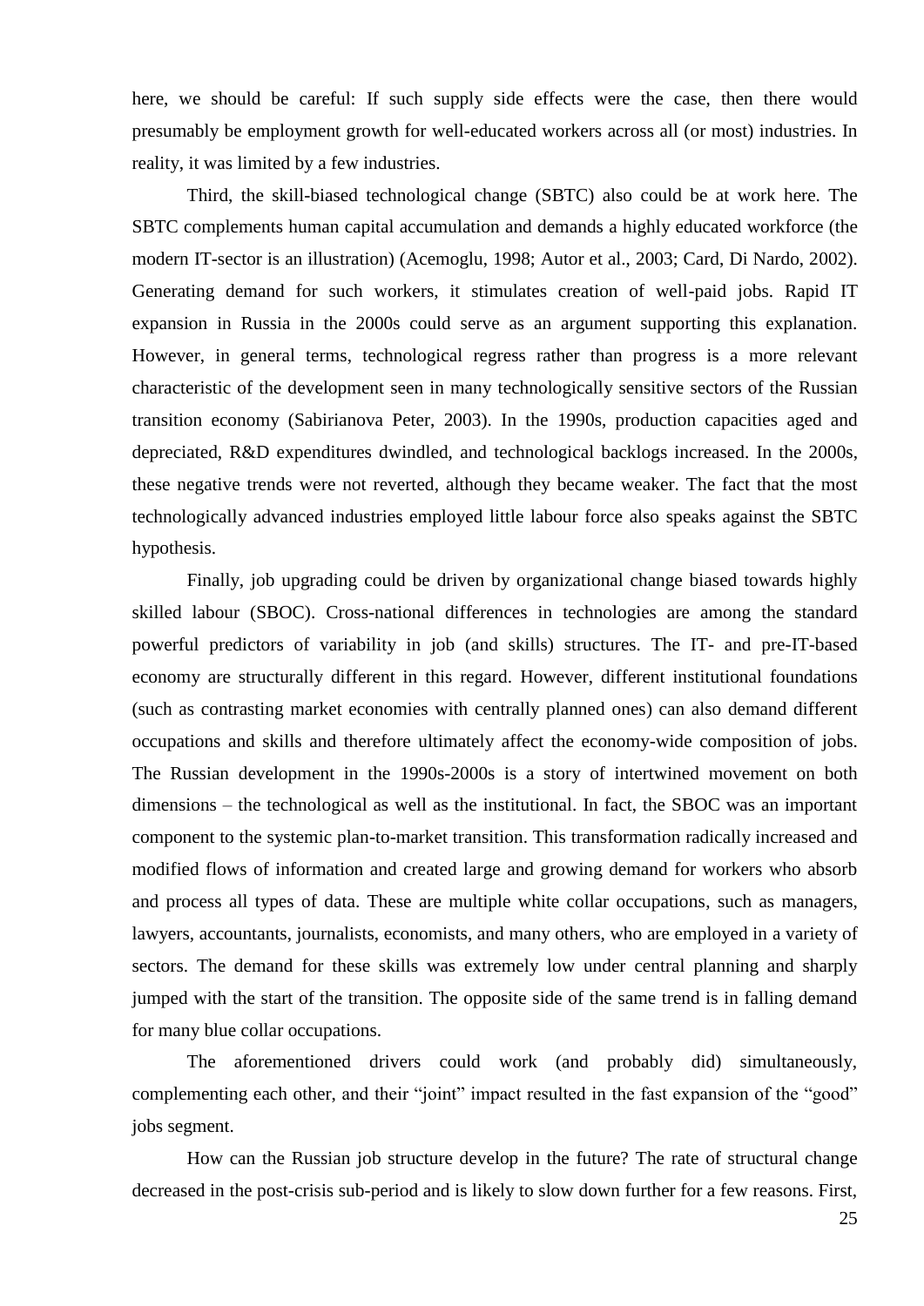here, we should be careful: If such supply side effects were the case, then there would presumably be employment growth for well-educated workers across all (or most) industries. In reality, it was limited by a few industries.

Third, the skill-biased technological change (SBTC) also could be at work here. The SBTC complements human capital accumulation and demands a highly educated workforce (the modern IT-sector is an illustration) (Acemoglu, 1998; Autor et al., 2003; Card, Di Nardo, 2002). Generating demand for such workers, it stimulates creation of well-paid jobs. Rapid IT expansion in Russia in the 2000s could serve as an argument supporting this explanation. However, in general terms, technological regress rather than progress is a more relevant characteristic of the development seen in many technologically sensitive sectors of the Russian transition economy (Sabirianova Peter, 2003). In the 1990s, production capacities aged and depreciated, R&D expenditures dwindled, and technological backlogs increased. In the 2000s, these negative trends were not reverted, although they became weaker. The fact that the most technologically advanced industries employed little labour force also speaks against the SBTC hypothesis.

Finally, job upgrading could be driven by organizational change biased towards highly skilled labour (SBOC). Cross-national differences in technologies are among the standard powerful predictors of variability in job (and skills) structures. The IT- and pre-IT-based economy are structurally different in this regard. However, different institutional foundations (such as contrasting market economies with centrally planned ones) can also demand different occupations and skills and therefore ultimately affect the economy-wide composition of jobs. The Russian development in the 1990s-2000s is a story of intertwined movement on both dimensions – the technological as well as the institutional. In fact, the SBOC was an important component to the systemic plan-to-market transition. This transformation radically increased and modified flows of information and created large and growing demand for workers who absorb and process all types of data. These are multiple white collar occupations, such as managers, lawyers, accountants, journalists, economists, and many others, who are employed in a variety of sectors. The demand for these skills was extremely low under central planning and sharply jumped with the start of the transition. The opposite side of the same trend is in falling demand for many blue collar occupations.

The aforementioned drivers could work (and probably did) simultaneously, complementing each other, and their "joint" impact resulted in the fast expansion of the "good" jobs segment.

How can the Russian job structure develop in the future? The rate of structural change decreased in the post-crisis sub-period and is likely to slow down further for a few reasons. First,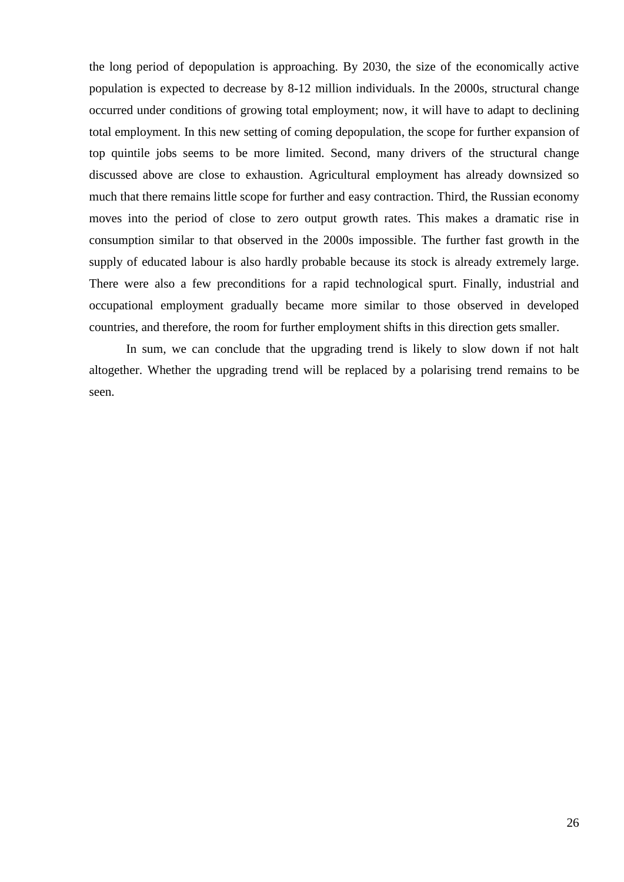the long period of depopulation is approaching. By 2030, the size of the economically active population is expected to decrease by 8-12 million individuals. In the 2000s, structural change occurred under conditions of growing total employment; now, it will have to adapt to declining total employment. In this new setting of coming depopulation, the scope for further expansion of top quintile jobs seems to be more limited. Second, many drivers of the structural change discussed above are close to exhaustion. Agricultural employment has already downsized so much that there remains little scope for further and easy contraction. Third, the Russian economy moves into the period of close to zero output growth rates. This makes a dramatic rise in consumption similar to that observed in the 2000s impossible. The further fast growth in the supply of educated labour is also hardly probable because its stock is already extremely large. There were also a few preconditions for a rapid technological spurt. Finally, industrial and occupational employment gradually became more similar to those observed in developed countries, and therefore, the room for further employment shifts in this direction gets smaller.

In sum, we can conclude that the upgrading trend is likely to slow down if not halt altogether. Whether the upgrading trend will be replaced by a polarising trend remains to be seen.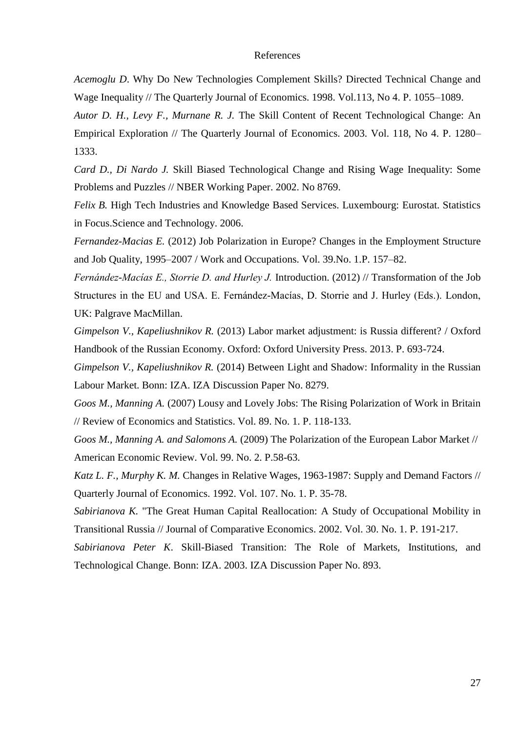# References

*Acemoglu D*. Why Do New Technologies Complement Skills? Directed Technical Change and Wage Inequality // The Quarterly Journal of Economics. 1998. Vol.113, No 4. P. 1055–1089.

*Autor D. H., Levy F., Murnane R. J.* The Skill Content of Recent Technological Change: An Empirical Exploration // The Quarterly Journal of Economics. 2003. Vol. 118, No 4. P. 1280–1333.

*Card D., Di Nardo J.* Skill Biased Technological Change and Rising Wage Inequality: Some Problems and Puzzles // NBER Working Paper. 2002. No 8769.

*Felix B.* High Tech Industries and Knowledge Based Services. Luxembourg: Eurostat. Statistics in Focus.Science and Technology. 2006.

*Fernandez-Macias E.* (2012) Job Polarization in Europe? Changes in the Employment Structure and Job Quality, 1995–2007 / Work and Occupations. Vol. 39.No. 1.P. 157–82.

*Fernández-Macías E., Storrie D. and Hurley J.* Introduction. (2012) // Transformation of the Job Structures in the EU and USA. E. Fernández-Macías, D. Storrie and J. Hurley (Eds.). London, UK: Palgrave MacMillan.

*Gimpelson V., Kapeliushnikov R.* (2013) Labor market adjustment: is Russia different? / Oxford Handbook of the Russian Economy. Oxford: Oxford University Press. 2013. P. 693-724.

*Gimpelson V., Kapeliushnikov R.* (2014) Between Light and Shadow: Informality in the Russian Labour Market. Bonn: IZA. IZA Discussion Paper No. 8279.

*Goos M., Manning A.* (2007) Lousy and Lovely Jobs: The Rising Polarization of Work in Britain // Review of Economics and Statistics. Vol. 89. No. 1. P. 118-133.

*Goos M., Manning A. and Salomons A.* (2009) The Polarization of the European Labor Market // American Economic Review. Vol. 99. No. 2. P.58-63.

*Katz L. F., Murphy K. M.* Changes in Relative Wages, 1963-1987: Supply and Demand Factors // Quarterly Journal of Economics. 1992. Vol. 107. No. 1. P. 35-78.

*Sabirianova K.* "The Great Human Capital Reallocation: A Study of Occupational Mobility in Transitional Russia // Journal of Comparative Economics. 2002. Vol. 30. No. 1. P. 191-217.

*Sabirianova Peter K*. Skill-Biased Transition: The Role of Markets, Institutions, and Technological Change. Bonn: IZA. 2003. IZA Discussion Paper No. 893.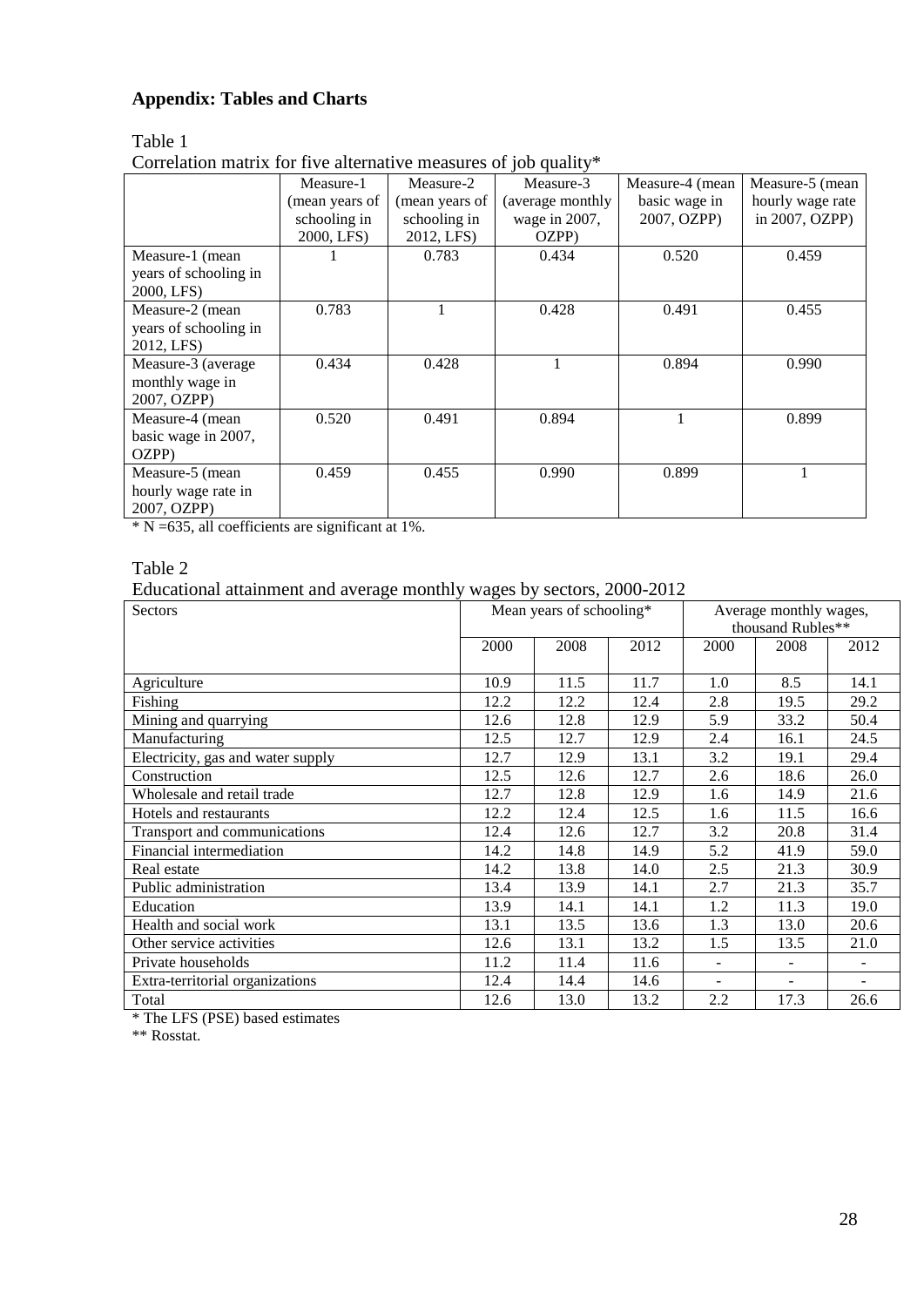## Appendix: Tables and Charts

Table 1

Correlation matrix for five alternative measures of job quality*

| | Measure-1 (mean years of schooling in 2000, LFS) | Measure-2 (mean years of schooling in 2012, LFS) | Measure-3 (average monthly wage in 2007, OZPP) | Measure-4 (mean basic wage in 2007, OZPP) | Measure-5 (mean hourly wage rate in 2007, OZPP) |
|---|---|---|---|---|---|
| Measure-1 (mean years of schooling in 2000, LFS) | 1 | 0.783 | 0.434 | 0.520 | 0.459 |
| Measure-2 (mean years of schooling in 2012, LFS) | 0.783 | 1 | 0.428 | 0.491 | 0.455 |
| Measure-3 (average monthly wage in 2007, OZPP) | 0.434 | 0.428 | 1 | 0.894 | 0.990 |
| Measure-4 (mean basic wage in 2007, OZPP) | 0.520 | 0.491 | 0.894 | 1 | 0.899 |
| Measure-5 (mean hourly wage rate in 2007, OZPP) | 0.459 | 0.455 | 0.990 | 0.899 | 1 |

* N =635, all coefficients are significant at 1%.

Table 2

Educational attainment and average monthly wages by sectors, 2000-2012

| Sectors | Mean years of schooling* | | | Average monthly wages, thousand Rubles** | | |
|---|---|---|---|---|---|---|
| | 2000 | 2008 | 2012 | 2000 | 2008 | 2012 |
| Agriculture | 10.9 | 11.5 | 11.7 | 1.0 | 8.5 | 14.1 |
| Fishing | 12.2 | 12.2 | 12.4 | 2.8 | 19.5 | 29.2 |
| Mining and quarrying | 12.6 | 12.8 | 12.9 | 5.9 | 33.2 | 50.4 |
| Manufacturing | 12.5 | 12.7 | 12.9 | 2.4 | 16.1 | 24.5 |
| Electricity, gas and water supply | 12.7 | 12.9 | 13.1 | 3.2 | 19.1 | 29.4 |
| Construction | 12.5 | 12.6 | 12.7 | 2.6 | 18.6 | 26.0 |
| Wholesale and retail trade | 12.7 | 12.8 | 12.9 | 1.6 | 14.9 | 21.6 |
| Hotels and restaurants | 12.2 | 12.4 | 12.5 | 1.6 | 11.5 | 16.6 |
| Transport and communications | 12.4 | 12.6 | 12.7 | 3.2 | 20.8 | 31.4 |
| Financial intermediation | 14.2 | 14.8 | 14.9 | 5.2 | 41.9 | 59.0 |
| Real estate | 14.2 | 13.8 | 14.0 | 2.5 | 21.3 | 30.9 |
| Public administration | 13.4 | 13.9 | 14.1 | 2.7 | 21.3 | 35.7 |
| Education | 13.9 | 14.1 | 14.1 | 1.2 | 11.3 | 19.0 |
| Health and social work | 13.1 | 13.5 | 13.6 | 1.3 | 13.0 | 20.6 |
| Other service activities | 12.6 | 13.1 | 13.2 | 1.5 | 13.5 | 21.0 |
| Private households | 11.2 | 11.4 | 11.6 | - | - | - |
| Extra-territorial organizations | 12.4 | 14.4 | 14.6 | - | - | - |
| Total | 12.6 | 13.0 | 13.2 | 2.2 | 17.3 | 26.6 |

* The LFS (PSE) based estimates

** Rosstat.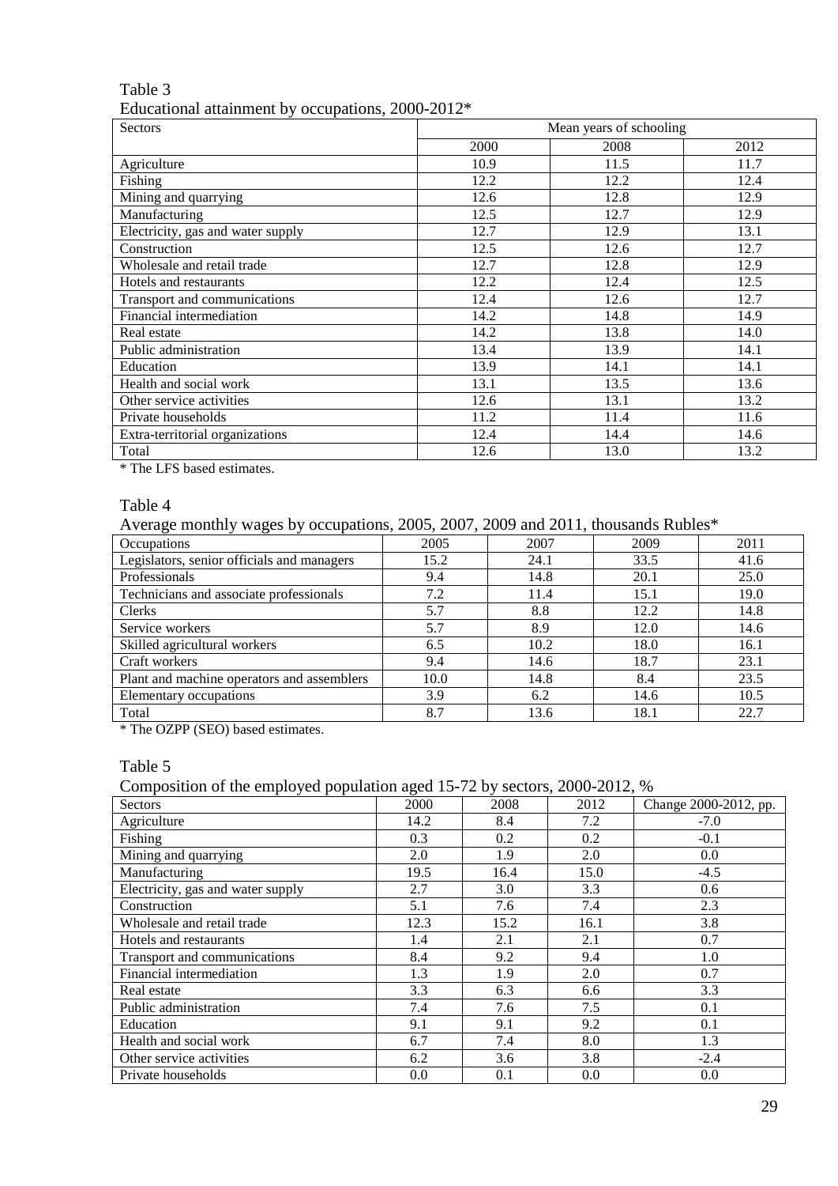Table 3

Educational attainment by occupations, 2000-2012*

| Sectors | Mean years of schooling | | |
|---|---|---|---|
| | 2000 | 2008 | 2012 |
| Agriculture | 10.9 | 11.5 | 11.7 |
| Fishing | 12.2 | 12.2 | 12.4 |
| Mining and quarrying | 12.6 | 12.8 | 12.9 |
| Manufacturing | 12.5 | 12.7 | 12.9 |
| Electricity, gas and water supply | 12.7 | 12.9 | 13.1 |
| Construction | 12.5 | 12.6 | 12.7 |
| Wholesale and retail trade | 12.7 | 12.8 | 12.9 |
| Hotels and restaurants | 12.2 | 12.4 | 12.5 |
| Transport and communications | 12.4 | 12.6 | 12.7 |
| Financial intermediation | 14.2 | 14.8 | 14.9 |
| Real estate | 14.2 | 13.8 | 14.0 |
| Public administration | 13.4 | 13.9 | 14.1 |
| Education | 13.9 | 14.1 | 14.1 |
| Health and social work | 13.1 | 13.5 | 13.6 |
| Other service activities | 12.6 | 13.1 | 13.2 |
| Private households | 11.2 | 11.4 | 11.6 |
| Extra-territorial organizations | 12.4 | 14.4 | 14.6 |
| Total | 12.6 | 13.0 | 13.2 |

* The LFS based estimates.

Table 4

Average monthly wages by occupations, 2005, 2007, 2009 and 2011, thousands Rubles*

| Occupations | 2005 | 2007 | 2009 | 2011 |
|---|---|---|---|---|
| Legislators, senior officials and managers | 15.2 | 24.1 | 33.5 | 41.6 |
| Professionals | 9.4 | 14.8 | 20.1 | 25.0 |
| Technicians and associate professionals | 7.2 | 11.4 | 15.1 | 19.0 |
| Clerks | 5.7 | 8.8 | 12.2 | 14.8 |
| Service workers | 5.7 | 8.9 | 12.0 | 14.6 |
| Skilled agricultural workers | 6.5 | 10.2 | 18.0 | 16.1 |
| Craft workers | 9.4 | 14.6 | 18.7 | 23.1 |
| Plant and machine operators and assemblers | 10.0 | 14.8 | 8.4 | 23.5 |
| Elementary occupations | 3.9 | 6.2 | 14.6 | 10.5 |
| Total | 8.7 | 13.6 | 18.1 | 22.7 |

* The OZPP (SEO) based estimates.

Table 5

Composition of the employed population aged 15-72 by sectors, 2000-2012, %

| Sectors | 2000 | 2008 | 2012 | Change 2000-2012, pp. |
|---|---|---|---|---|
| Agriculture | 14.2 | 8.4 | 7.2 | -7.0 |
| Fishing | 0.3 | 0.2 | 0.2 | -0.1 |
| Mining and quarrying | 2.0 | 1.9 | 2.0 | 0.0 |
| Manufacturing | 19.5 | 16.4 | 15.0 | -4.5 |
| Electricity, gas and water supply | 2.7 | 3.0 | 3.3 | 0.6 |
| Construction | 5.1 | 7.6 | 7.4 | 2.3 |
| Wholesale and retail trade | 12.3 | 15.2 | 16.1 | 3.8 |
| Hotels and restaurants | 1.4 | 2.1 | 2.1 | 0.7 |
| Transport and communications | 8.4 | 9.2 | 9.4 | 1.0 |
| Financial intermediation | 1.3 | 1.9 | 2.0 | 0.7 |
| Real estate | 3.3 | 6.3 | 6.6 | 3.3 |
| Public administration | 7.4 | 7.6 | 7.5 | 0.1 |
| Education | 9.1 | 9.1 | 9.2 | 0.1 |
| Health and social work | 6.7 | 7.4 | 8.0 | 1.3 |
| Other service activities | 6.2 | 3.6 | 3.8 | -2.4 |
| Private households | 0.0 | 0.1 | 0.0 | 0.0 |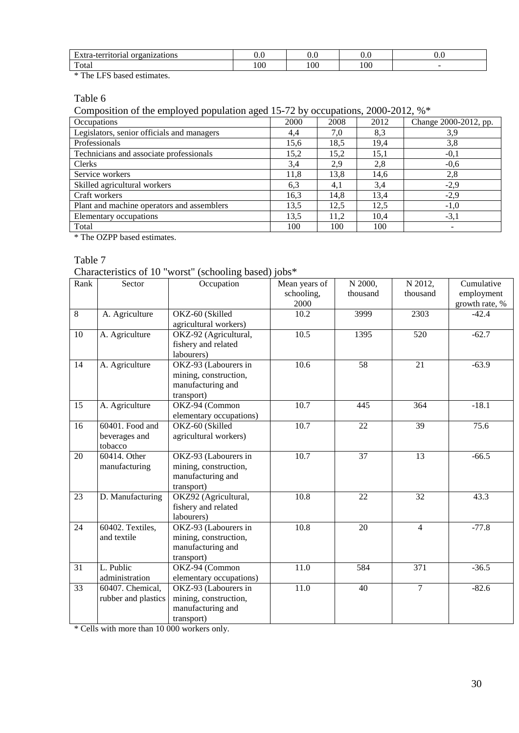| Extra-territorial organizations | 0.0 | 0.0 | 0.0 | 0.0 |
|---|---|---|---|---|
| Total | 100 | 100 | 100 | - |

\* The LFS based estimates.

Table 6

Composition of the employed population aged 15-72 by occupations, 2000-2012, %*

| Occupations | 2000 | 2008 | 2012 | Change 2000-2012, pp. |
|---|---|---|---|---|
| Legislators, senior officials and managers | 4,4 | 7,0 | 8,3 | 3,9 |
| Professionals | 15,6 | 18,5 | 19,4 | 3,8 |
| Technicians and associate professionals | 15,2 | 15,2 | 15,1 | -0,1 |
| Clerks | 3,4 | 2,9 | 2,8 | -0,6 |
| Service workers | 11,8 | 13,8 | 14,6 | 2,8 |
| Skilled agricultural workers | 6,3 | 4,1 | 3,4 | -2,9 |
| Craft workers | 16,3 | 14,8 | 13,4 | -2,9 |
| Plant and machine operators and assemblers | 13,5 | 12,5 | 12,5 | -1,0 |
| Elementary occupations | 13,5 | 11,2 | 10,4 | -3,1 |
| Total | 100 | 100 | 100 | - |

\* The OZPP based estimates.

Table 7

Characteristics of 10 "worst" (schooling based) jobs*

| Rank | Sector | Occupation | Mean years of schooling, 2000 | N 2000, thousand | N 2012, thousand | Cumulative employment growth rate, % |
|---|---|---|---|---|---|---|
| 8 | A. Agriculture | OKZ-60 (Skilled agricultural workers) | 10.2 | 3999 | 2303 | -42.4 |
| 10 | A. Agriculture | OKZ-92 (Agricultural, fishery and related labourers) | 10.5 | 1395 | 520 | -62.7 |
| 14 | A. Agriculture | OKZ-93 (Labourers in mining, construction, manufacturing and transport) | 10.6 | 58 | 21 | -63.9 |
| 15 | A. Agriculture | OKZ-94 (Common elementary occupations) | 10.7 | 445 | 364 | -18.1 |
| 16 | 60401. Food and beverages and tobacco | OKZ-60 (Skilled agricultural workers) | 10.7 | 22 | 39 | 75.6 |
| 20 | 60414. Other manufacturing | OKZ-93 (Labourers in mining, construction, manufacturing and transport) | 10.7 | 37 | 13 | -66.5 |
| 23 | D. Manufacturing | OKZ92 (Agricultural, fishery and related labourers) | 10.8 | 22 | 32 | 43.3 |
| 24 | 60402. Textiles, and textile | OKZ-93 (Labourers in mining, construction, manufacturing and transport) | 10.8 | 20 | 4 | -77.8 |
| 31 | L. Public administration | OKZ-94 (Common elementary occupations) | 11.0 | 584 | 371 | -36.5 |
| 33 | 60407. Chemical, rubber and plastics | OKZ-93 (Labourers in mining, construction, manufacturing and transport) | 11.0 | 40 | 7 | -82.6 |

\* Cells with more than 10 000 workers only.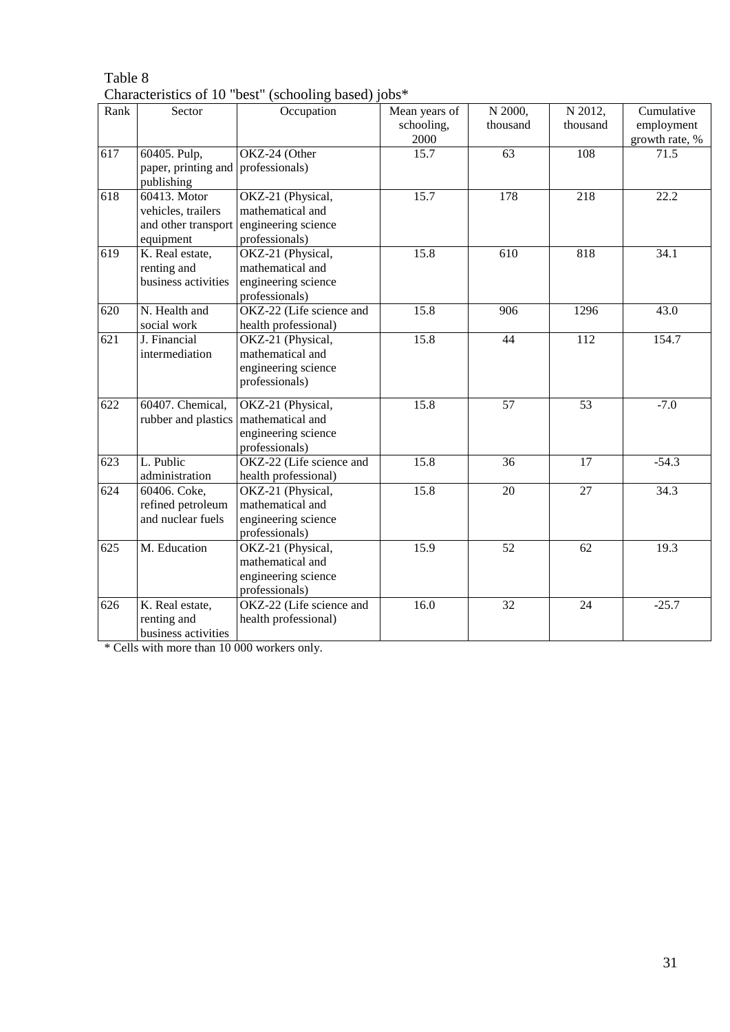Table 8
Characteristics of 10 "best" (schooling based) jobs*

| Rank | Sector | Occupation | Mean years of schooling, 2000 | N 2000, thousand | N 2012, thousand | Cumulative employment growth rate, % |
|---|---|---|---|---|---|---|
| 617 | 60405. Pulp, paper, printing and publishing | OKZ-24 (Other professionals) | 15.7 | 63 | 108 | 71.5 |
| 618 | 60413. Motor vehicles, trailers and other transport equipment | OKZ-21 (Physical, mathematical and engineering science professionals) | 15.7 | 178 | 218 | 22.2 |
| 619 | K. Real estate, renting and business activities | OKZ-21 (Physical, mathematical and engineering science professionals) | 15.8 | 610 | 818 | 34.1 |
| 620 | N. Health and social work | OKZ-22 (Life science and health professional) | 15.8 | 906 | 1296 | 43.0 |
| 621 | J. Financial intermediation | OKZ-21 (Physical, mathematical and engineering science professionals) | 15.8 | 44 | 112 | 154.7 |
| 622 | 60407. Chemical, rubber and plastics | OKZ-21 (Physical, mathematical and engineering science professionals) | 15.8 | 57 | 53 | -7.0 |
| 623 | L. Public administration | OKZ-22 (Life science and health professional) | 15.8 | 36 | 17 | -54.3 |
| 624 | 60406. Coke, refined petroleum and nuclear fuels | OKZ-21 (Physical, mathematical and engineering science professionals) | 15.8 | 20 | 27 | 34.3 |
| 625 | M. Education | OKZ-21 (Physical, mathematical and engineering science professionals) | 15.9 | 52 | 62 | 19.3 |
| 626 | K. Real estate, renting and business activities | OKZ-22 (Life science and health professional) | 16.0 | 32 | 24 | -25.7 |

* Cells with more than 10 000 workers only.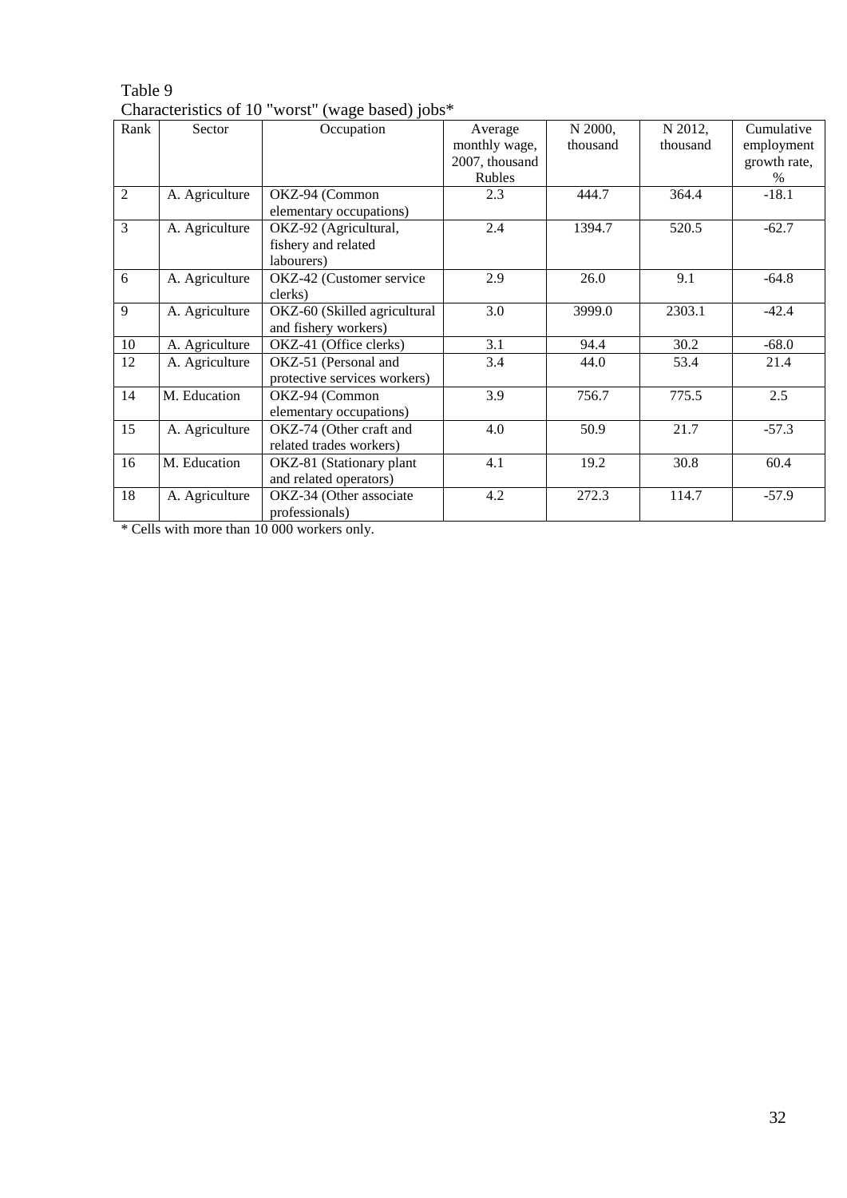Table 9
Characteristics of 10 "worst" (wage based) jobs*

| Rank | Sector | Occupation | Average monthly wage, 2007, thousand Rubles | N 2000, thousand | N 2012, thousand | Cumulative employment growth rate, % |
|---|---|---|---|---|---|---|
| 2 | A. Agriculture | OKZ-94 (Common elementary occupations) | 2.3 | 444.7 | 364.4 | -18.1 |
| 3 | A. Agriculture | OKZ-92 (Agricultural, fishery and related labourers) | 2.4 | 1394.7 | 520.5 | -62.7 |
| 6 | A. Agriculture | OKZ-42 (Customer service clerks) | 2.9 | 26.0 | 9.1 | -64.8 |
| 9 | A. Agriculture | OKZ-60 (Skilled agricultural and fishery workers) | 3.0 | 3999.0 | 2303.1 | -42.4 |
| 10 | A. Agriculture | OKZ-41 (Office clerks) | 3.1 | 94.4 | 30.2 | -68.0 |
| 12 | A. Agriculture | OKZ-51 (Personal and protective services workers) | 3.4 | 44.0 | 53.4 | 21.4 |
| 14 | M. Education | OKZ-94 (Common elementary occupations) | 3.9 | 756.7 | 775.5 | 2.5 |
| 15 | A. Agriculture | OKZ-74 (Other craft and related trades workers) | 4.0 | 50.9 | 21.7 | -57.3 |
| 16 | M. Education | OKZ-81 (Stationary plant and related operators) | 4.1 | 19.2 | 30.8 | 60.4 |
| 18 | A. Agriculture | OKZ-34 (Other associate professionals) | 4.2 | 272.3 | 114.7 | -57.9 |

* Cells with more than 10 000 workers only.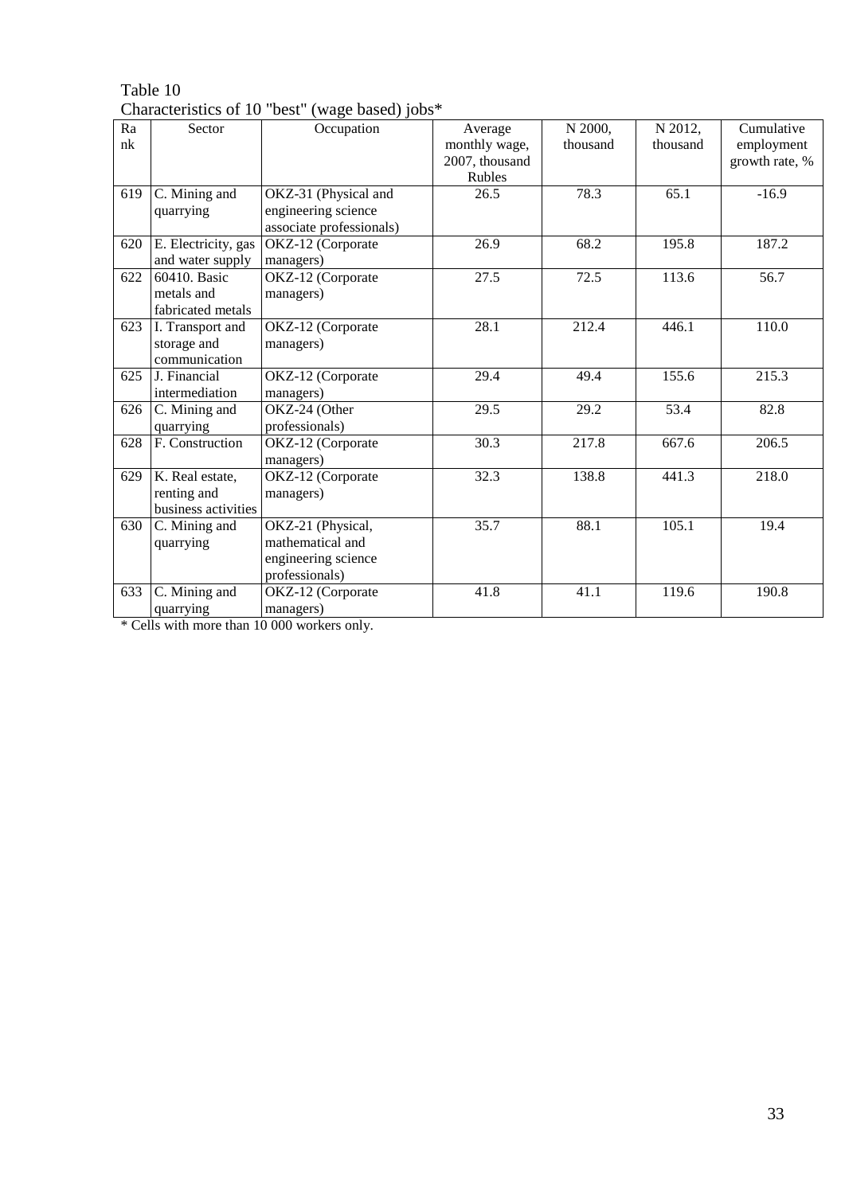Table 10

Characteristics of 10 "best" (wage based) jobs*

| Rank | Sector | Occupation | Average monthly wage, 2007, thousand Rubles | N 2000, thousand | N 2012, thousand | Cumulative employment growth rate, % |
|---|---|---|---|---|---|---|
| 619 | C. Mining and quarrying | OKZ-31 (Physical and engineering science associate professionals) | 26.5 | 78.3 | 65.1 | -16.9 |
| 620 | E. Electricity, gas and water supply | OKZ-12 (Corporate managers) | 26.9 | 68.2 | 195.8 | 187.2 |
| 622 | 60410. Basic metals and fabricated metals | OKZ-12 (Corporate managers) | 27.5 | 72.5 | 113.6 | 56.7 |
| 623 | I. Transport and storage and communication | OKZ-12 (Corporate managers) | 28.1 | 212.4 | 446.1 | 110.0 |
| 625 | J. Financial intermediation | OKZ-12 (Corporate managers) | 29.4 | 49.4 | 155.6 | 215.3 |
| 626 | C. Mining and quarrying | OKZ-24 (Other professionals) | 29.5 | 29.2 | 53.4 | 82.8 |
| 628 | F. Construction | OKZ-12 (Corporate managers) | 30.3 | 217.8 | 667.6 | 206.5 |
| 629 | K. Real estate, renting and business activities | OKZ-12 (Corporate managers) | 32.3 | 138.8 | 441.3 | 218.0 |
| 630 | C. Mining and quarrying | OKZ-21 (Physical, mathematical and engineering science professionals) | 35.7 | 88.1 | 105.1 | 19.4 |
| 633 | C. Mining and quarrying | OKZ-12 (Corporate managers) | 41.8 | 41.1 | 119.6 | 190.8 |

* Cells with more than 10 000 workers only.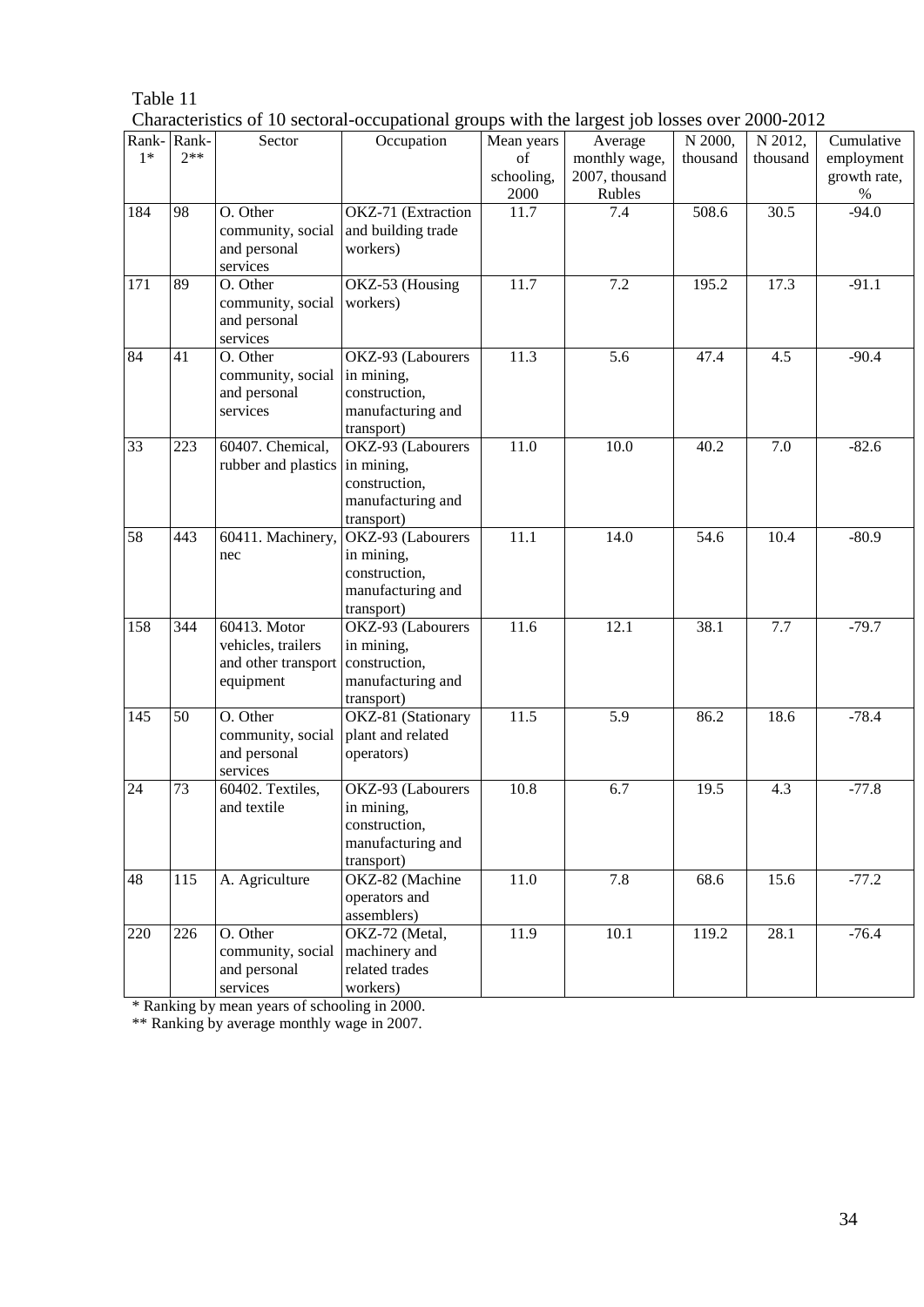Table 11

Characteristics of 10 sectoral-occupational groups with the largest job losses over 2000-2012

| Rank-1* | Rank-2** | Sector | Occupation | Mean years of schooling, 2000 | Average monthly wage, 2007, thousand Rubles | N 2000, thousand | N 2012, thousand | Cumulative employment growth rate, % |
|---|---|---|---|---|---|---|---|---|
| 184 | 98 | O. Other community, social and personal services | OKZ-71 (Extraction and building trade workers) | 11.7 | 7.4 | 508.6 | 30.5 | -94.0 |
| 171 | 89 | O. Other community, social and personal services | OKZ-53 (Housing workers) | 11.7 | 7.2 | 195.2 | 17.3 | -91.1 |
| 84 | 41 | O. Other community, social and personal services | OKZ-93 (Labourers in mining, construction, manufacturing and transport) | 11.3 | 5.6 | 47.4 | 4.5 | -90.4 |
| 33 | 223 | 60407. Chemical, rubber and plastics | OKZ-93 (Labourers in mining, construction, manufacturing and transport) | 11.0 | 10.0 | 40.2 | 7.0 | -82.6 |
| 58 | 443 | 60411. Machinery, nec | OKZ-93 (Labourers in mining, construction, manufacturing and transport) | 11.1 | 14.0 | 54.6 | 10.4 | -80.9 |
| 158 | 344 | 60413. Motor vehicles, trailers and other transport equipment | OKZ-93 (Labourers in mining, construction, manufacturing and transport) | 11.6 | 12.1 | 38.1 | 7.7 | -79.7 |
| 145 | 50 | O. Other community, social and personal services | OKZ-81 (Stationary plant and related operators) | 11.5 | 5.9 | 86.2 | 18.6 | -78.4 |
| 24 | 73 | 60402. Textiles, and textile | OKZ-93 (Labourers in mining, construction, manufacturing and transport) | 10.8 | 6.7 | 19.5 | 4.3 | -77.8 |
| 48 | 115 | A. Agriculture | OKZ-82 (Machine operators and assemblers) | 11.0 | 7.8 | 68.6 | 15.6 | -77.2 |
| 220 | 226 | O. Other community, social and personal services | OKZ-72 (Metal, machinery and related trades workers) | 11.9 | 10.1 | 119.2 | 28.1 | -76.4 |

* Ranking by mean years of schooling in 2000.

** Ranking by average monthly wage in 2007.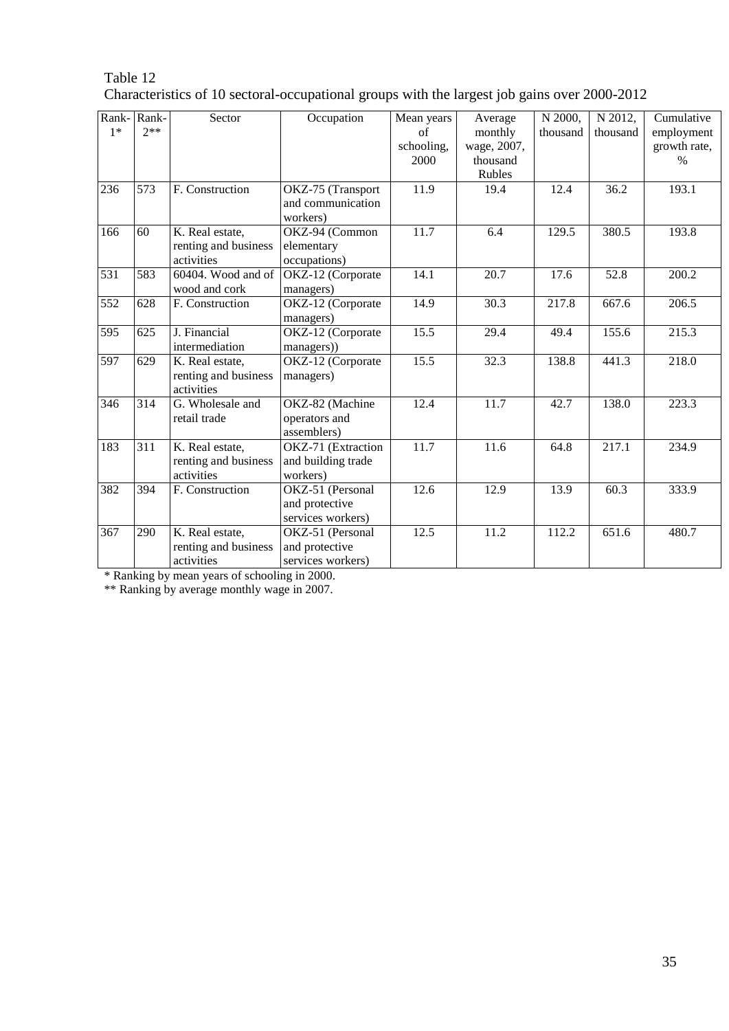Table 12

Characteristics of 10 sectoral-occupational groups with the largest job gains over 2000-2012

| Rank-1* | Rank-2** | Sector | Occupation | Mean years of schooling, 2000 | Average monthly wage, 2007, thousand Rubles | N 2000, thousand | N 2012, thousand | Cumulative employment growth rate, % |
|---|---|---|---|---|---|---|---|---|
| 236 | 573 | F. Construction | OKZ-75 (Transport and communication workers) | 11.9 | 19.4 | 12.4 | 36.2 | 193.1 |
| 166 | 60 | K. Real estate, renting and business activities | OKZ-94 (Common elementary occupations) | 11.7 | 6.4 | 129.5 | 380.5 | 193.8 |
| 531 | 583 | 60404. Wood and of wood and cork | OKZ-12 (Corporate managers) | 14.1 | 20.7 | 17.6 | 52.8 | 200.2 |
| 552 | 628 | F. Construction | OKZ-12 (Corporate managers) | 14.9 | 30.3 | 217.8 | 667.6 | 206.5 |
| 595 | 625 | J. Financial intermediation | OKZ-12 (Corporate managers)) | 15.5 | 29.4 | 49.4 | 155.6 | 215.3 |
| 597 | 629 | K. Real estate, renting and business activities | OKZ-12 (Corporate managers) | 15.5 | 32.3 | 138.8 | 441.3 | 218.0 |
| 346 | 314 | G. Wholesale and retail trade | OKZ-82 (Machine operators and assemblers) | 12.4 | 11.7 | 42.7 | 138.0 | 223.3 |
| 183 | 311 | K. Real estate, renting and business activities | OKZ-71 (Extraction and building trade workers) | 11.7 | 11.6 | 64.8 | 217.1 | 234.9 |
| 382 | 394 | F. Construction | OKZ-51 (Personal and protective services workers) | 12.6 | 12.9 | 13.9 | 60.3 | 333.9 |
| 367 | 290 | K. Real estate, renting and business activities | OKZ-51 (Personal and protective services workers) | 12.5 | 11.2 | 112.2 | 651.6 | 480.7 |

\* Ranking by mean years of schooling in 2000.

\*\* Ranking by average monthly wage in 2007.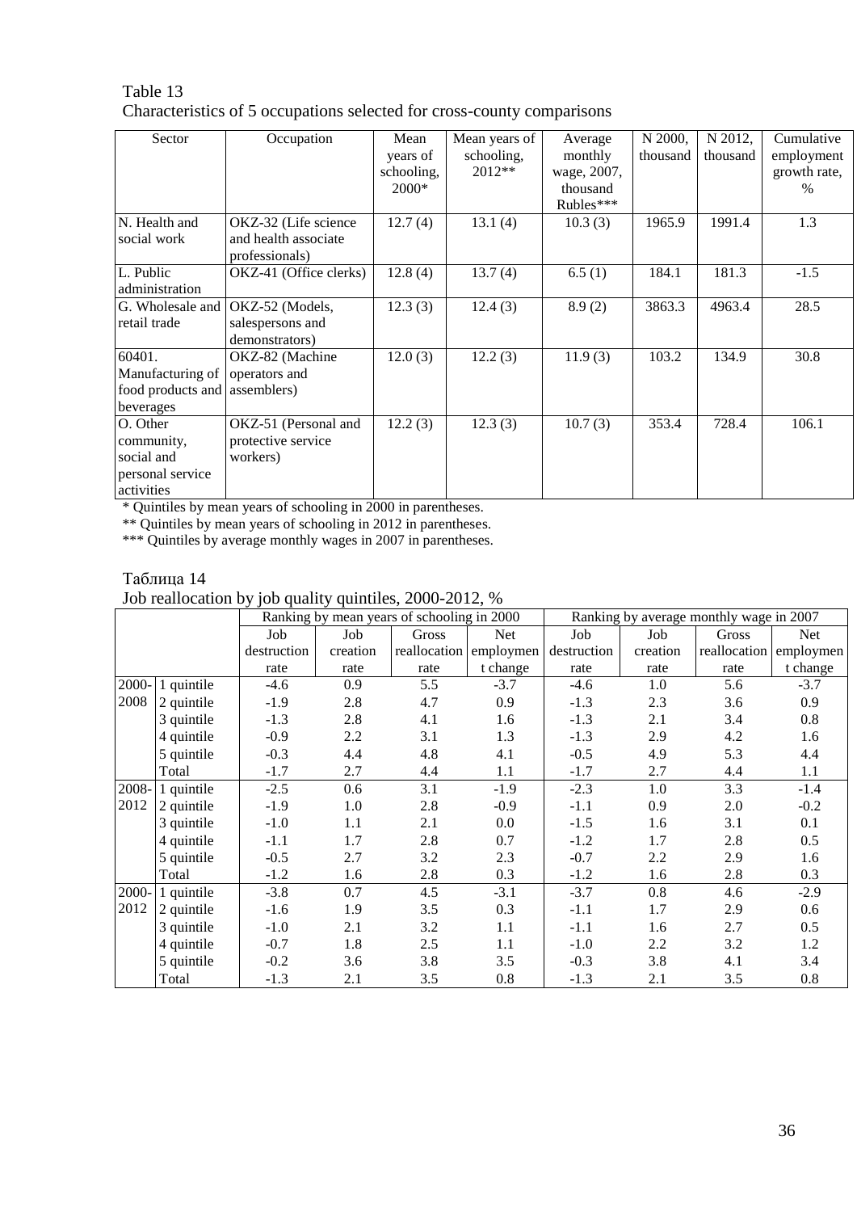Table 13

Characteristics of 5 occupations selected for cross-county comparisons

| Sector | Occupation | Mean years of schooling, 2000* | Mean years of schooling, 2012** | Average monthly wage, 2007, thousand Rubles*** | N 2000, thousand | N 2012, thousand | Cumulative employment growth rate, % |
|---|---|---|---|---|---|---|---|
| N. Health and social work | OKZ-32 (Life science and health associate professionals) | 12.7 (4) | 13.1 (4) | 10.3 (3) | 1965.9 | 1991.4 | 1.3 |
| L. Public administration | OKZ-41 (Office clerks) | 12.8 (4) | 13.7 (4) | 6.5 (1) | 184.1 | 181.3 | -1.5 |
| G. Wholesale and retail trade | OKZ-52 (Models, salespersons and demonstrators) | 12.3 (3) | 12.4 (3) | 8.9 (2) | 3863.3 | 4963.4 | 28.5 |
| 60401. Manufacturing of food products and beverages | OKZ-82 (Machine operators and assemblers) | 12.0 (3) | 12.2 (3) | 11.9 (3) | 103.2 | 134.9 | 30.8 |
| O. Other community, social and personal service activities | OKZ-51 (Personal and protective service workers) | 12.2 (3) | 12.3 (3) | 10.7 (3) | 353.4 | 728.4 | 106.1 |

\* Quintiles by mean years of schooling in 2000 in parentheses.

** Quintiles by mean years of schooling in 2012 in parentheses.

*** Quintiles by average monthly wages in 2007 in parentheses.

Таблица 14

Job reallocation by job quality quintiles, 2000-2012, %

| | | Ranking by mean years of schooling in 2000 | | | | Ranking by average monthly wage in 2007 | | | |
|---|---|---|---|---|---|---|---|---|---|
| | | Job destruction rate | Job creation rate | Gross reallocation rate | Net employment change | Job destruction rate | Job creation rate | Gross reallocation rate | Net employment change |
| 2000-2008 | 1 quintile | -4.6 | 0.9 | 5.5 | -3.7 | -4.6 | 1.0 | 5.6 | -3.7 |
| | 2 quintile | -1.9 | 2.8 | 4.7 | 0.9 | -1.3 | 2.3 | 3.6 | 0.9 |
| | 3 quintile | -1.3 | 2.8 | 4.1 | 1.6 | -1.3 | 2.1 | 3.4 | 0.8 |
| | 4 quintile | -0.9 | 2.2 | 3.1 | 1.3 | -1.3 | 2.9 | 4.2 | 1.6 |
| | 5 quintile | -0.3 | 4.4 | 4.8 | 4.1 | -0.5 | 4.9 | 5.3 | 4.4 |
| | Total | -1.7 | 2.7 | 4.4 | 1.1 | -1.7 | 2.7 | 4.4 | 1.1 |
| 2008-2012 | 1 quintile | -2.5 | 0.6 | 3.1 | -1.9 | -2.3 | 1.0 | 3.3 | -1.4 |
| | 2 quintile | -1.9 | 1.0 | 2.8 | -0.9 | -1.1 | 0.9 | 2.0 | -0.2 |
| | 3 quintile | -1.0 | 1.1 | 2.1 | 0.0 | -1.5 | 1.6 | 3.1 | 0.1 |
| | 4 quintile | -1.1 | 1.7 | 2.8 | 0.7 | -1.2 | 1.7 | 2.8 | 0.5 |
| | 5 quintile | -0.5 | 2.7 | 3.2 | 2.3 | -0.7 | 2.2 | 2.9 | 1.6 |
| | Total | -1.2 | 1.6 | 2.8 | 0.3 | -1.2 | 1.6 | 2.8 | 0.3 |
| 2000-2012 | 1 quintile | -3.8 | 0.7 | 4.5 | -3.1 | -3.7 | 0.8 | 4.6 | -2.9 |
| | 2 quintile | -1.6 | 1.9 | 3.5 | 0.3 | -1.1 | 1.7 | 2.9 | 0.6 |
| | 3 quintile | -1.0 | 2.1 | 3.2 | 1.1 | -1.1 | 1.6 | 2.7 | 0.5 |
| | 4 quintile | -0.7 | 1.8 | 2.5 | 1.1 | -1.0 | 2.2 | 3.2 | 1.2 |
| | 5 quintile | -0.2 | 3.6 | 3.8 | 3.5 | -0.3 | 3.8 | 4.1 | 3.4 |
| | Total | -1.3 | 2.1 | 3.5 | 0.8 | -1.3 | 2.1 | 3.5 | 0.8 |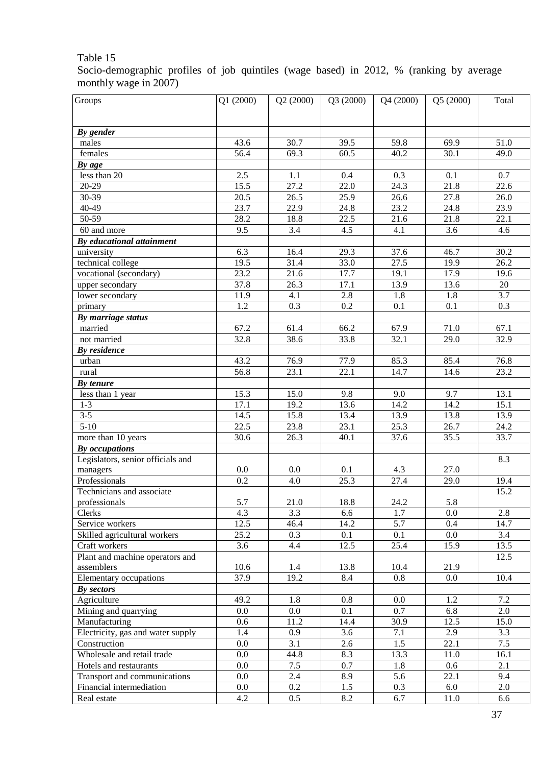Table 15

Socio-demographic profiles of job quintiles (wage based) in 2012, % (ranking by average monthly wage in 2007)

| Groups | Q1 (2000) | Q2 (2000) | Q3 (2000) | Q4 (2000) | Q5 (2000) | Total |
|---|---|---|---|---|---|---|
| ***By gender*** | | | | | | |
| males | 43.6 | 30.7 | 39.5 | 59.8 | 69.9 | 51.0 |
| females | 56.4 | 69.3 | 60.5 | 40.2 | 30.1 | 49.0 |
| ***By age*** | | | | | | |
| less than 20 | 2.5 | 1.1 | 0.4 | 0.3 | 0.1 | 0.7 |
| 20-29 | 15.5 | 27.2 | 22.0 | 24.3 | 21.8 | 22.6 |
| 30-39 | 20.5 | 26.5 | 25.9 | 26.6 | 27.8 | 26.0 |
| 40-49 | 23.7 | 22.9 | 24.8 | 23.2 | 24.8 | 23.9 |
| 50-59 | 28.2 | 18.8 | 22.5 | 21.6 | 21.8 | 22.1 |
| 60 and more | 9.5 | 3.4 | 4.5 | 4.1 | 3.6 | 4.6 |
| ***By educational attainment*** | | | | | | |
| university | 6.3 | 16.4 | 29.3 | 37.6 | 46.7 | 30.2 |
| technical college | 19.5 | 31.4 | 33.0 | 27.5 | 19.9 | 26.2 |
| vocational (secondary) | 23.2 | 21.6 | 17.7 | 19.1 | 17.9 | 19.6 |
| upper secondary | 37.8 | 26.3 | 17.1 | 13.9 | 13.6 | 20 |
| lower secondary | 11.9 | 4.1 | 2.8 | 1.8 | 1.8 | 3.7 |
| primary | 1.2 | 0.3 | 0.2 | 0.1 | 0.1 | 0.3 |
| ***By marriage status*** | | | | | | |
| married | 67.2 | 61.4 | 66.2 | 67.9 | 71.0 | 67.1 |
| not married | 32.8 | 38.6 | 33.8 | 32.1 | 29.0 | 32.9 |
| ***By residence*** | | | | | | |
| urban | 43.2 | 76.9 | 77.9 | 85.3 | 85.4 | 76.8 |
| rural | 56.8 | 23.1 | 22.1 | 14.7 | 14.6 | 23.2 |
| ***By tenure*** | | | | | | |
| less than 1 year | 15.3 | 15.0 | 9.8 | 9.0 | 9.7 | 13.1 |
| 1-3 | 17.1 | 19.2 | 13.6 | 14.2 | 14.2 | 15.1 |
| 3-5 | 14.5 | 15.8 | 13.4 | 13.9 | 13.8 | 13.9 |
| 5-10 | 22.5 | 23.8 | 23.1 | 25.3 | 26.7 | 24.2 |
| more than 10 years | 30.6 | 26.3 | 40.1 | 37.6 | 35.5 | 33.7 |
| ***By occupations*** | | | | | | |
| Legislators, senior officials and managers | 0.0 | 0.0 | 0.1 | 4.3 | 27.0 | 8.3 |
| Professionals | 0.2 | 4.0 | 25.3 | 27.4 | 29.0 | 19.4 |
| Technicians and associate professionals | 5.7 | 21.0 | 18.8 | 24.2 | 5.8 | 15.2 |
| Clerks | 4.3 | 3.3 | 6.6 | 1.7 | 0.0 | 2.8 |
| Service workers | 12.5 | 46.4 | 14.2 | 5.7 | 0.4 | 14.7 |
| Skilled agricultural workers | 25.2 | 0.3 | 0.1 | 0.1 | 0.0 | 3.4 |
| Craft workers | 3.6 | 4.4 | 12.5 | 25.4 | 15.9 | 13.5 |
| Plant and machine operators and assemblers | 10.6 | 1.4 | 13.8 | 10.4 | 21.9 | 12.5 |
| Elementary occupations | 37.9 | 19.2 | 8.4 | 0.8 | 0.0 | 10.4 |
| ***By sectors*** | | | | | | |
| Agriculture | 49.2 | 1.8 | 0.8 | 0.0 | 1.2 | 7.2 |
| Mining and quarrying | 0.0 | 0.0 | 0.1 | 0.7 | 6.8 | 2.0 |
| Manufacturing | 0.6 | 11.2 | 14.4 | 30.9 | 12.5 | 15.0 |
| Electricity, gas and water supply | 1.4 | 0.9 | 3.6 | 7.1 | 2.9 | 3.3 |
| Construction | 0.0 | 3.1 | 2.6 | 1.5 | 22.1 | 7.5 |
| Wholesale and retail trade | 0.0 | 44.8 | 8.3 | 13.3 | 11.0 | 16.1 |
| Hotels and restaurants | 0.0 | 7.5 | 0.7 | 1.8 | 0.6 | 2.1 |
| Transport and communications | 0.0 | 2.4 | 8.9 | 5.6 | 22.1 | 9.4 |
| Financial intermediation | 0.0 | 0.2 | 1.5 | 0.3 | 6.0 | 2.0 |
| Real estate | 4.2 | 0.5 | 8.2 | 6.7 | 11.0 | 6.6 |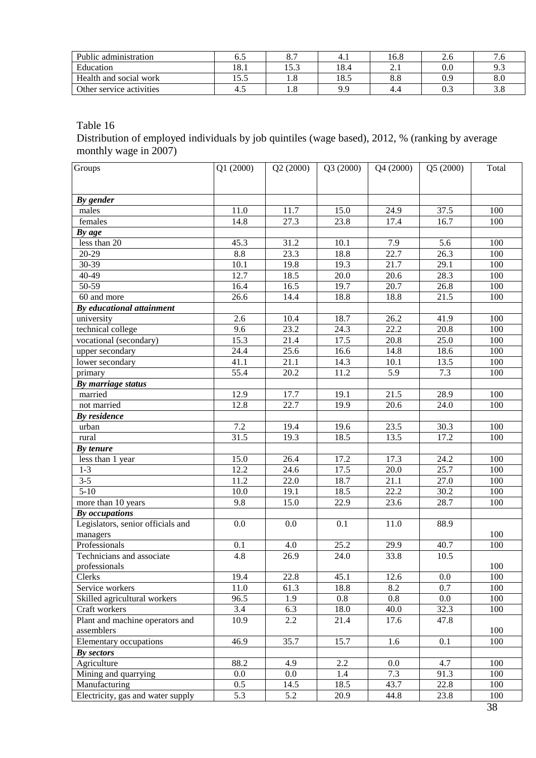| Public administration | 6.5 | 8.7 | 4.1 | 16.8 | 2.6 | 7.6 |
|---|---|---|---|---|---|---|
| Education | 18.1 | 15.3 | 18.4 | 2.1 | 0.0 | 9.3 |
| Health and social work | 15.5 | 1.8 | 18.5 | 8.8 | 0.9 | 8.0 |
| Other service activities | 4.5 | 1.8 | 9.9 | 4.4 | 0.3 | 3.8 |

Table 16

Distribution of employed individuals by job quintiles (wage based), 2012, % (ranking by average monthly wage in 2007)

| Groups | Q1 (2000) | Q2 (2000) | Q3 (2000) | Q4 (2000) | Q5 (2000) | Total |
|---|---|---|---|---|---|---|
| ***By gender*** | | | | | | |
| males | 11.0 | 11.7 | 15.0 | 24.9 | 37.5 | 100 |
| females | 14.8 | 27.3 | 23.8 | 17.4 | 16.7 | 100 |
| ***By age*** | | | | | | |
| less than 20 | 45.3 | 31.2 | 10.1 | 7.9 | 5.6 | 100 |
| 20-29 | 8.8 | 23.3 | 18.8 | 22.7 | 26.3 | 100 |
| 30-39 | 10.1 | 19.8 | 19.3 | 21.7 | 29.1 | 100 |
| 40-49 | 12.7 | 18.5 | 20.0 | 20.6 | 28.3 | 100 |
| 50-59 | 16.4 | 16.5 | 19.7 | 20.7 | 26.8 | 100 |
| 60 and more | 26.6 | 14.4 | 18.8 | 18.8 | 21.5 | 100 |
| ***By educational attainment*** | | | | | | |
| university | 2.6 | 10.4 | 18.7 | 26.2 | 41.9 | 100 |
| technical college | 9.6 | 23.2 | 24.3 | 22.2 | 20.8 | 100 |
| vocational (secondary) | 15.3 | 21.4 | 17.5 | 20.8 | 25.0 | 100 |
| upper secondary | 24.4 | 25.6 | 16.6 | 14.8 | 18.6 | 100 |
| lower secondary | 41.1 | 21.1 | 14.3 | 10.1 | 13.5 | 100 |
| primary | 55.4 | 20.2 | 11.2 | 5.9 | 7.3 | 100 |
| ***By marriage status*** | | | | | | |
| married | 12.9 | 17.7 | 19.1 | 21.5 | 28.9 | 100 |
| not married | 12.8 | 22.7 | 19.9 | 20.6 | 24.0 | 100 |
| ***By residence*** | | | | | | |
| urban | 7.2 | 19.4 | 19.6 | 23.5 | 30.3 | 100 |
| rural | 31.5 | 19.3 | 18.5 | 13.5 | 17.2 | 100 |
| ***By tenure*** | | | | | | |
| less than 1 year | 15.0 | 26.4 | 17.2 | 17.3 | 24.2 | 100 |
| 1-3 | 12.2 | 24.6 | 17.5 | 20.0 | 25.7 | 100 |
| 3-5 | 11.2 | 22.0 | 18.7 | 21.1 | 27.0 | 100 |
| 5-10 | 10.0 | 19.1 | 18.5 | 22.2 | 30.2 | 100 |
| more than 10 years | 9.8 | 15.0 | 22.9 | 23.6 | 28.7 | 100 |
| ***By occupations*** | | | | | | |
| Legislators, senior officials and managers | 0.0 | 0.0 | 0.1 | 11.0 | 88.9 | 100 |
| Professionals | 0.1 | 4.0 | 25.2 | 29.9 | 40.7 | 100 |
| Technicians and associate professionals | 4.8 | 26.9 | 24.0 | 33.8 | 10.5 | 100 |
| Clerks | 19.4 | 22.8 | 45.1 | 12.6 | 0.0 | 100 |
| Service workers | 11.0 | 61.3 | 18.8 | 8.2 | 0.7 | 100 |
| Skilled agricultural workers | 96.5 | 1.9 | 0.8 | 0.8 | 0.0 | 100 |
| Craft workers | 3.4 | 6.3 | 18.0 | 40.0 | 32.3 | 100 |
| Plant and machine operators and assemblers | 10.9 | 2.2 | 21.4 | 17.6 | 47.8 | 100 |
| Elementary occupations | 46.9 | 35.7 | 15.7 | 1.6 | 0.1 | 100 |
| ***By sectors*** | | | | | | |
| Agriculture | 88.2 | 4.9 | 2.2 | 0.0 | 4.7 | 100 |
| Mining and quarrying | 0.0 | 0.0 | 1.4 | 7.3 | 91.3 | 100 |
| Manufacturing | 0.5 | 14.5 | 18.5 | 43.7 | 22.8 | 100 |
| Electricity, gas and water supply | 5.3 | 5.2 | 20.9 | 44.8 | 23.8 | 100 |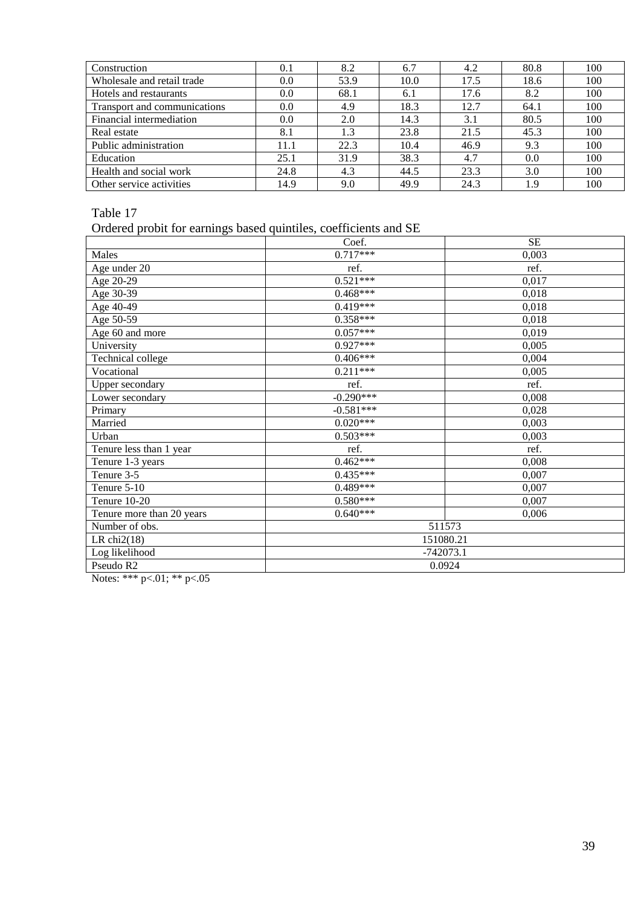| Construction | 0.1 | 8.2 | 6.7 | 4.2 | 80.8 | 100 |
|---|---|---|---|---|---|---|
| Wholesale and retail trade | 0.0 | 53.9 | 10.0 | 17.5 | 18.6 | 100 |
| Hotels and restaurants | 0.0 | 68.1 | 6.1 | 17.6 | 8.2 | 100 |
| Transport and communications | 0.0 | 4.9 | 18.3 | 12.7 | 64.1 | 100 |
| Financial intermediation | 0.0 | 2.0 | 14.3 | 3.1 | 80.5 | 100 |
| Real estate | 8.1 | 1.3 | 23.8 | 21.5 | 45.3 | 100 |
| Public administration | 11.1 | 22.3 | 10.4 | 46.9 | 9.3 | 100 |
| Education | 25.1 | 31.9 | 38.3 | 4.7 | 0.0 | 100 |
| Health and social work | 24.8 | 4.3 | 44.5 | 23.3 | 3.0 | 100 |
| Other service activities | 14.9 | 9.0 | 49.9 | 24.3 | 1.9 | 100 |

Table 17

Ordered probit for earnings based quintiles, coefficients and SE

| | Coef. | SE |
|---|---|---|
| Males | 0.717*** | 0,003 |
| Age under 20 | ref. | ref. |
| Age 20-29 | 0.521*** | 0,017 |
| Age 30-39 | 0.468*** | 0,018 |
| Age 40-49 | 0.419*** | 0,018 |
| Age 50-59 | 0.358*** | 0,018 |
| Age 60 and more | 0.057*** | 0,019 |
| University | 0.927*** | 0,005 |
| Technical college | 0.406*** | 0,004 |
| Vocational | 0.211*** | 0,005 |
| Upper secondary | ref. | ref. |
| Lower secondary | -0.290*** | 0,008 |
| Primary | -0.581*** | 0,028 |
| Married | 0.020*** | 0,003 |
| Urban | 0.503*** | 0,003 |
| Tenure less than 1 year | ref. | ref. |
| Tenure 1-3 years | 0.462*** | 0,008 |
| Tenure 3-5 | 0.435*** | 0,007 |
| Tenure 5-10 | 0.489*** | 0,007 |
| Tenure 10-20 | 0.580*** | 0,007 |
| Tenure more than 20 years | 0.640*** | 0,006 |
| Number of obs. | 511573 | |
| LR chi2(18) | 151080.21 | |
| Log likelihood | -742073.1 | |
| Pseudo R2 | 0.0924 | |

Notes: *** p<.01; ** p<.05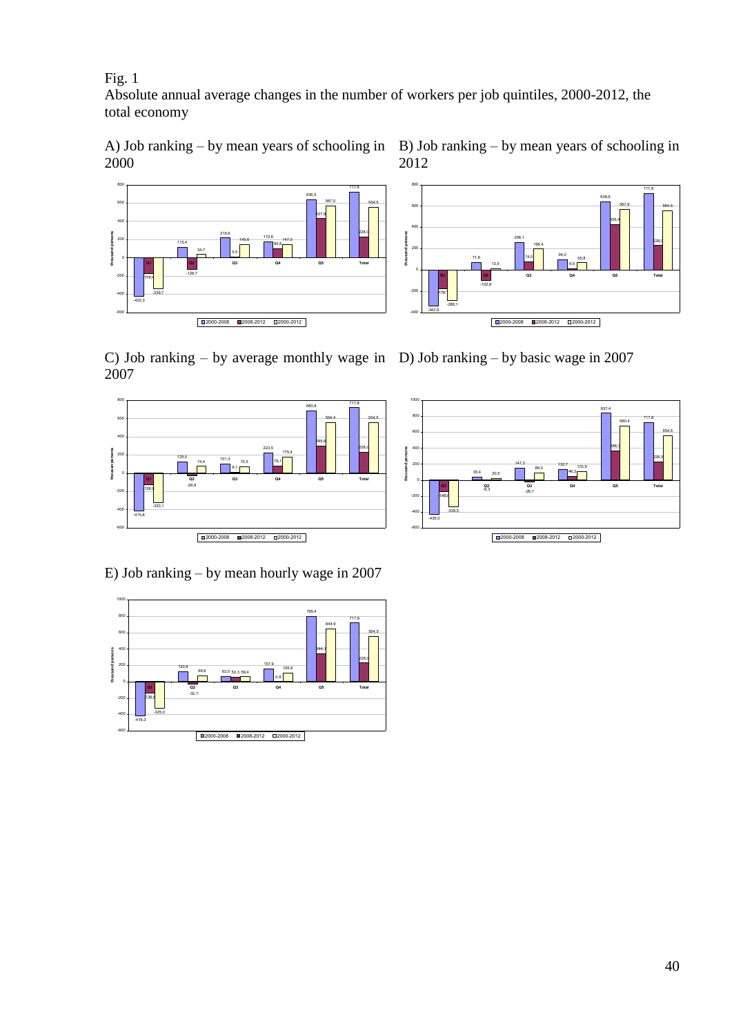Fig. 1

Absolute annual average changes in the number of workers per job quintiles, 2000-2012, the total economy

A) Job ranking – by mean years of schooling in 2000

B) Job ranking – by mean years of schooling in 2012

C) Job ranking – by average monthly wage in 2007

D) Job ranking – by basic wage in 2007

E) Job ranking – by mean hourly wage in 2007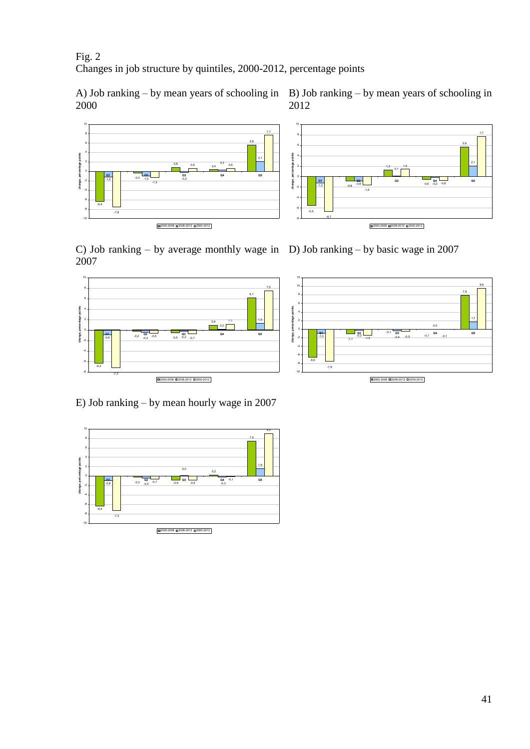Fig. 2
Changes in job structure by quintiles, 2000-2012, percentage points

A) Job ranking – by mean years of schooling in 2000

B) Job ranking – by mean years of schooling in 2012

C) Job ranking – by average monthly wage in 2007

D) Job ranking – by basic wage in 2007

E) Job ranking – by mean hourly wage in 2007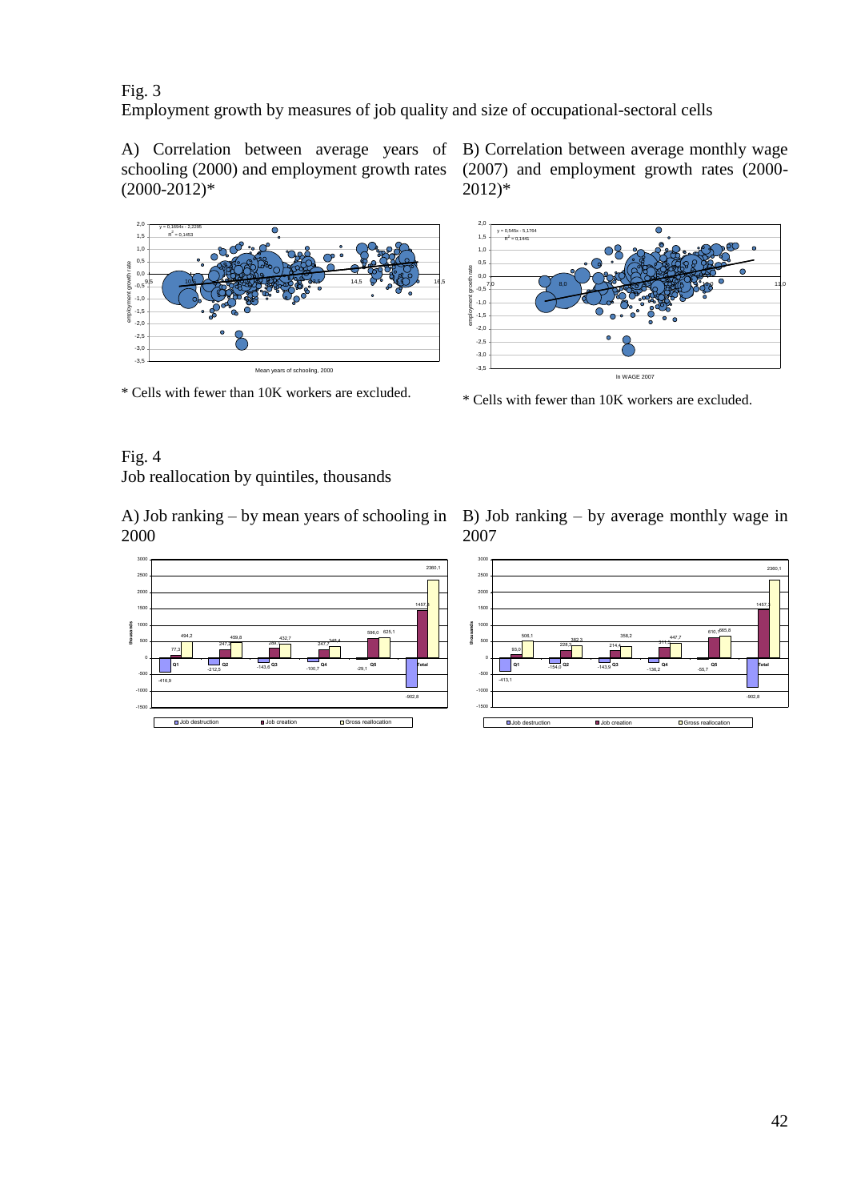Fig. 3

Employment growth by measures of job quality and size of occupational-sectoral cells

A) Correlation between average years of schooling (2000) and employment growth rates (2000-2012)*

$y = 0,1694x - 2,2295$

$R^2 = 0,1453$

* Cells with fewer than 10K workers are excluded.

B) Correlation between average monthly wage (2007) and employment growth rates (2000-2012)*

$y = 0,545x - 5,1764$

$R^2 = 0,1441$

* Cells with fewer than 10K workers are excluded.

Fig. 4

Job reallocation by quintiles, thousands

A) Job ranking – by mean years of schooling in 2000

| | Job destruction | Job creation | Gross reallocation |
|---|---|---|---|
| Q1 | -416,9 | 77,3 | 494,2 |
| Q2 | -212,5 | 247,3 | 459,8 |
| Q3 | -143,6 | 289,1 | 432,7 |
| Q4 | -100,7 | 247,7 | 348,4 |
| Q5 | -29,1 | 596,0 | 625,1 |
| Total | -902,8 | 1457,3 | 2360,1 |

B) Job ranking – by average monthly wage in 2007

| | Job destruction | Job creation | Gross reallocation |
|---|---|---|---|
| Q1 | -413,1 | 93,0 | 506,1 |
| Q2 | -154,0 | 228,3 | 382,3 |
| Q3 | -143,9 | 214,4 | 358,2 |
| Q4 | -136,2 | 311,5 | 447,7 |
| Q5 | -55,7 | 610,1 | 665,8 |
| Total | -902,8 | 1457,3 | 2360,1 |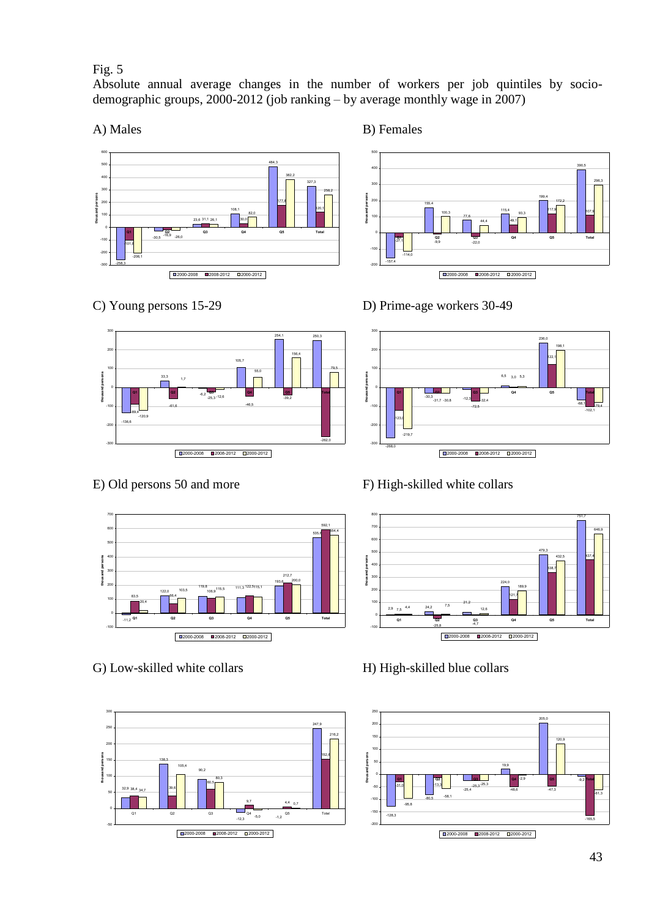Fig. 5

Absolute annual average changes in the number of workers per job quintiles by socio-demographic groups, 2000-2012 (job ranking – by average monthly wage in 2007)

A) Males

B) Females

C) Young persons 15-29

D) Prime-age workers 30-49

E) Old persons 50 and more

F) High-skilled white collars

G) Low-skilled white collars

H) High-skilled blue collars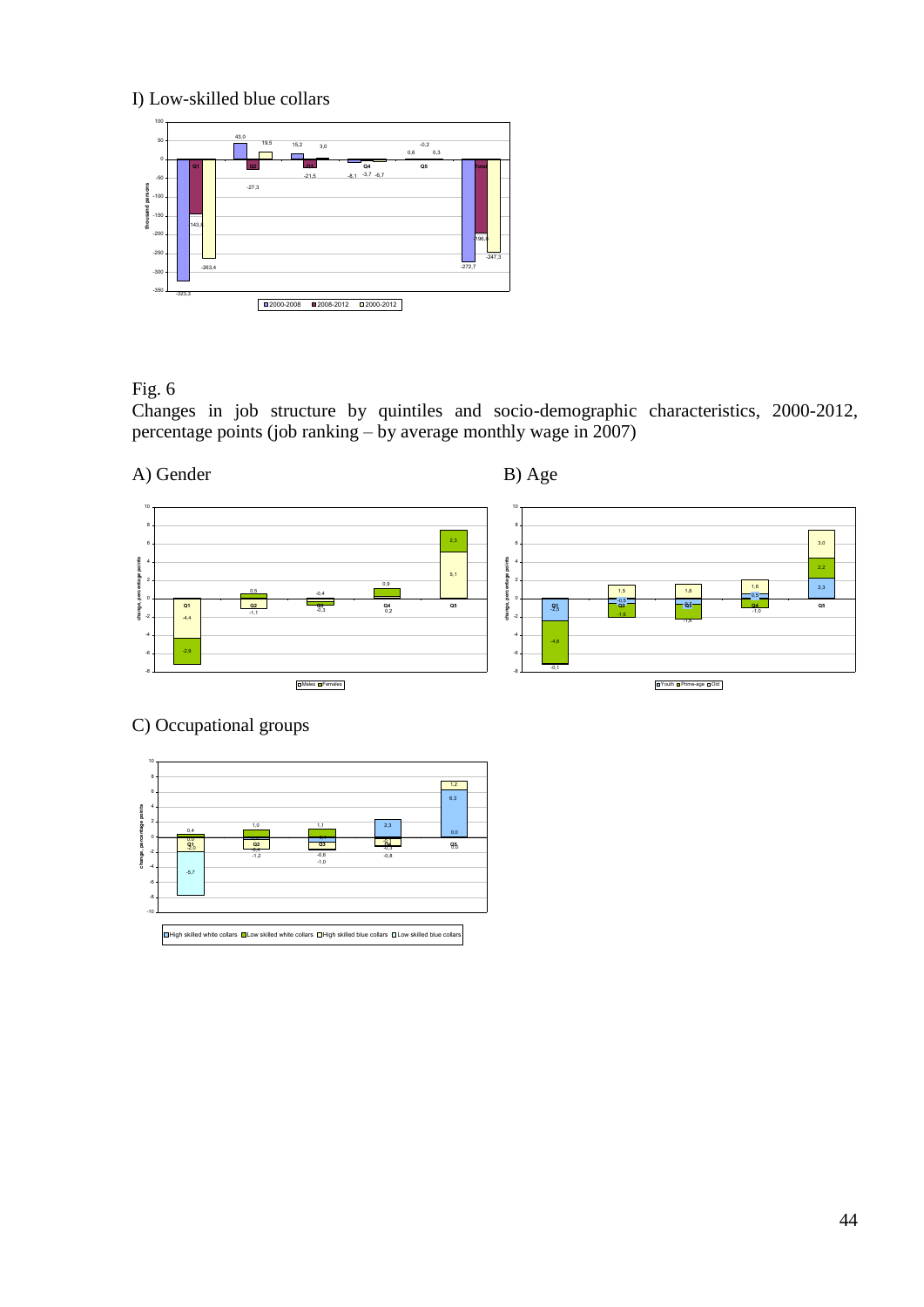I) Low-skilled blue collars

Fig. 6
Changes in job structure by quintiles and socio-demographic characteristics, 2000-2012, percentage points (job ranking – by average monthly wage in 2007)

A) Gender

B) Age

C) Occupational groups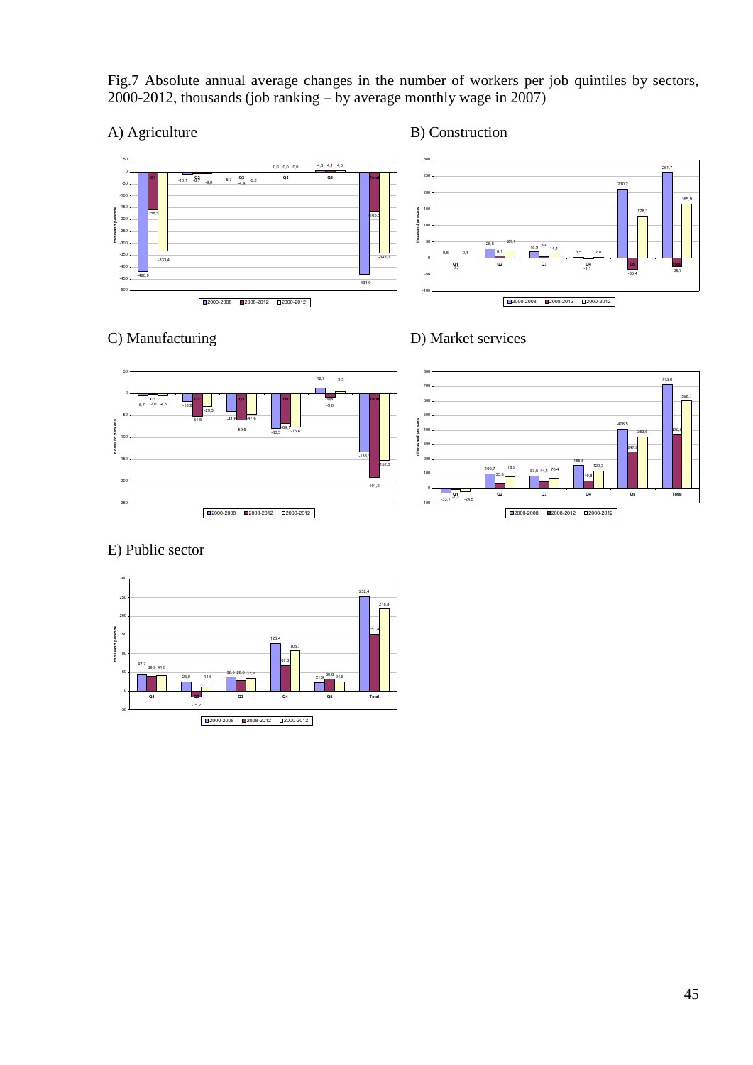Fig.7 Absolute annual average changes in the number of workers per job quintiles by sectors, 2000-2012, thousands (job ranking – by average monthly wage in 2007)

A) Agriculture

B) Construction

C) Manufacturing

D) Market services

E) Public sector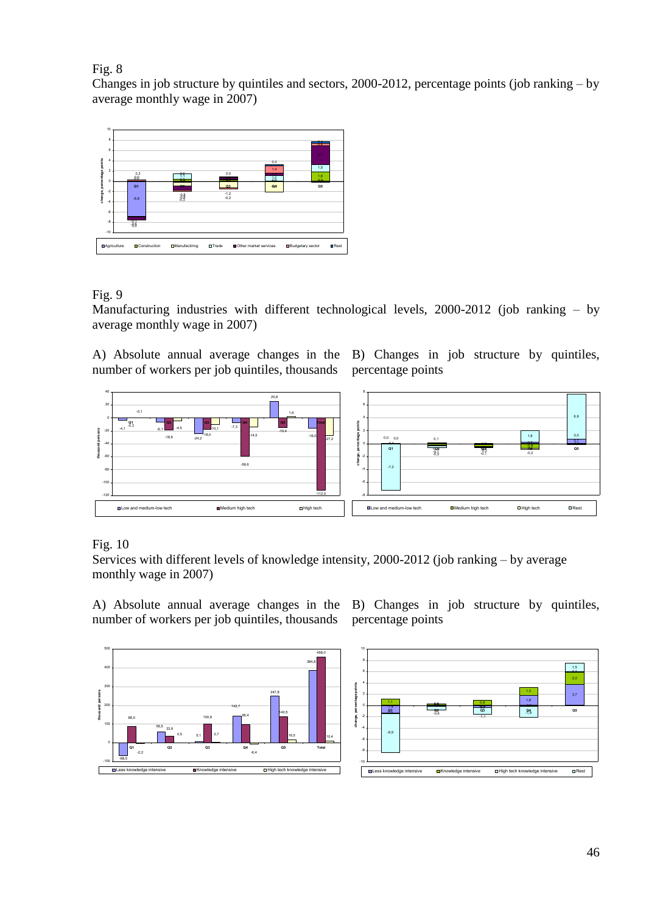Fig. 8

Changes in job structure by quintiles and sectors, 2000-2012, percentage points (job ranking – by average monthly wage in 2007)

change, percentage points

Q1 Q2 Q3 Q4 Q5

Agriculture  Construction  Manufacturing  Trade  Other market services  Budgetary sector  Rest

Fig. 9

Manufacturing industries with different technological levels, 2000-2012 (job ranking – by average monthly wage in 2007)

A) Absolute annual average changes in the number of workers per job quintiles, thousands

B) Changes in job structure by quintiles, percentage points

thousand persons

Q1 Q2 Q3 Q4 Q5 Total

Low and medium-low tech  Medium high tech  High tech

change, percentage points

Low and medium-low tech  Medium high tech  High tech  Rest

Fig. 10

Services with different levels of knowledge intensity, 2000-2012 (job ranking – by average monthly wage in 2007)

A) Absolute annual average changes in the number of workers per job quintiles, thousands

B) Changes in job structure by quintiles, percentage points

thousand persons

Q1 Q2 Q3 Q4 Q5 Total

Less knowledge intensive  Knowledge intensive  High tech knowledge intensive

change, percentage points

Less knowledge intensive  Knowledge intensive  High tech knowledge intensive  Rest